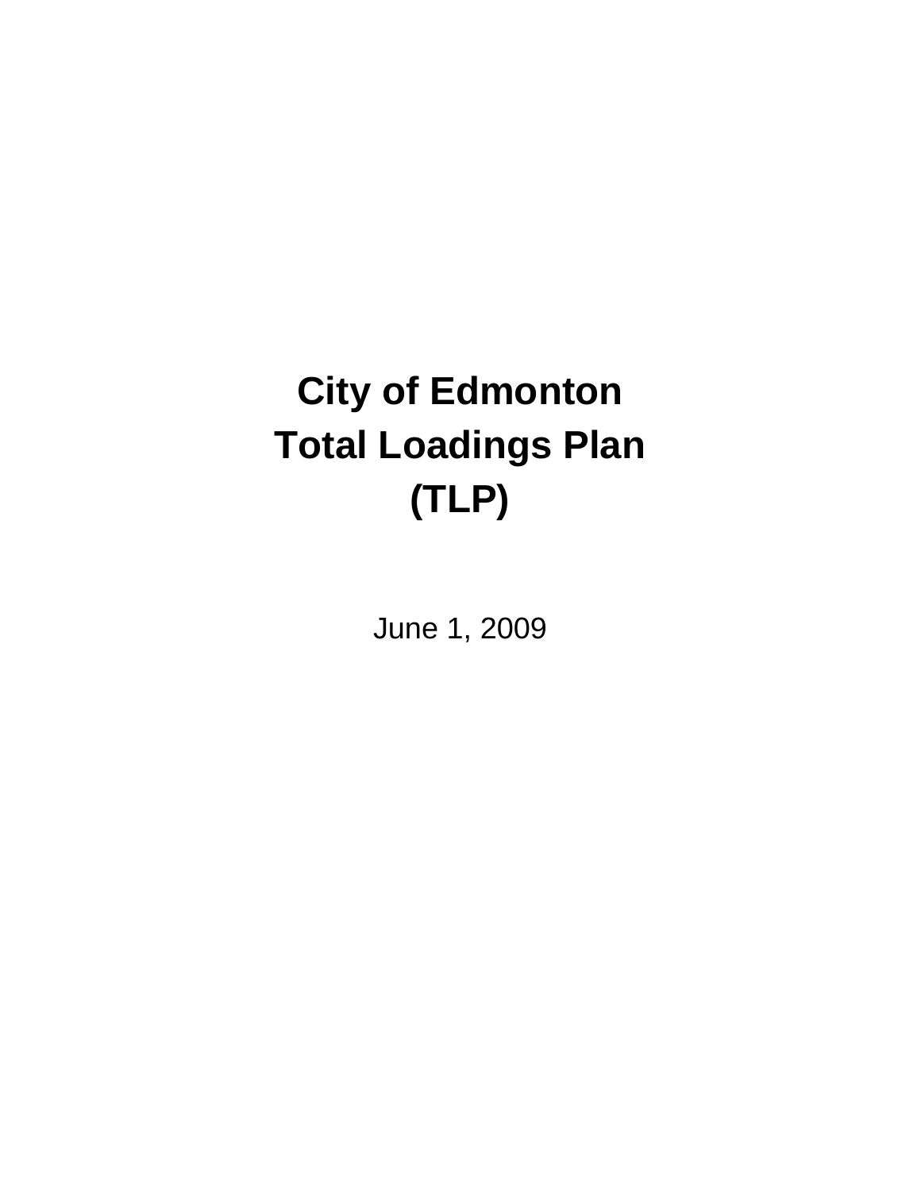# City of Edmonton Total Loadings Plan (TLP)

June 1, 2009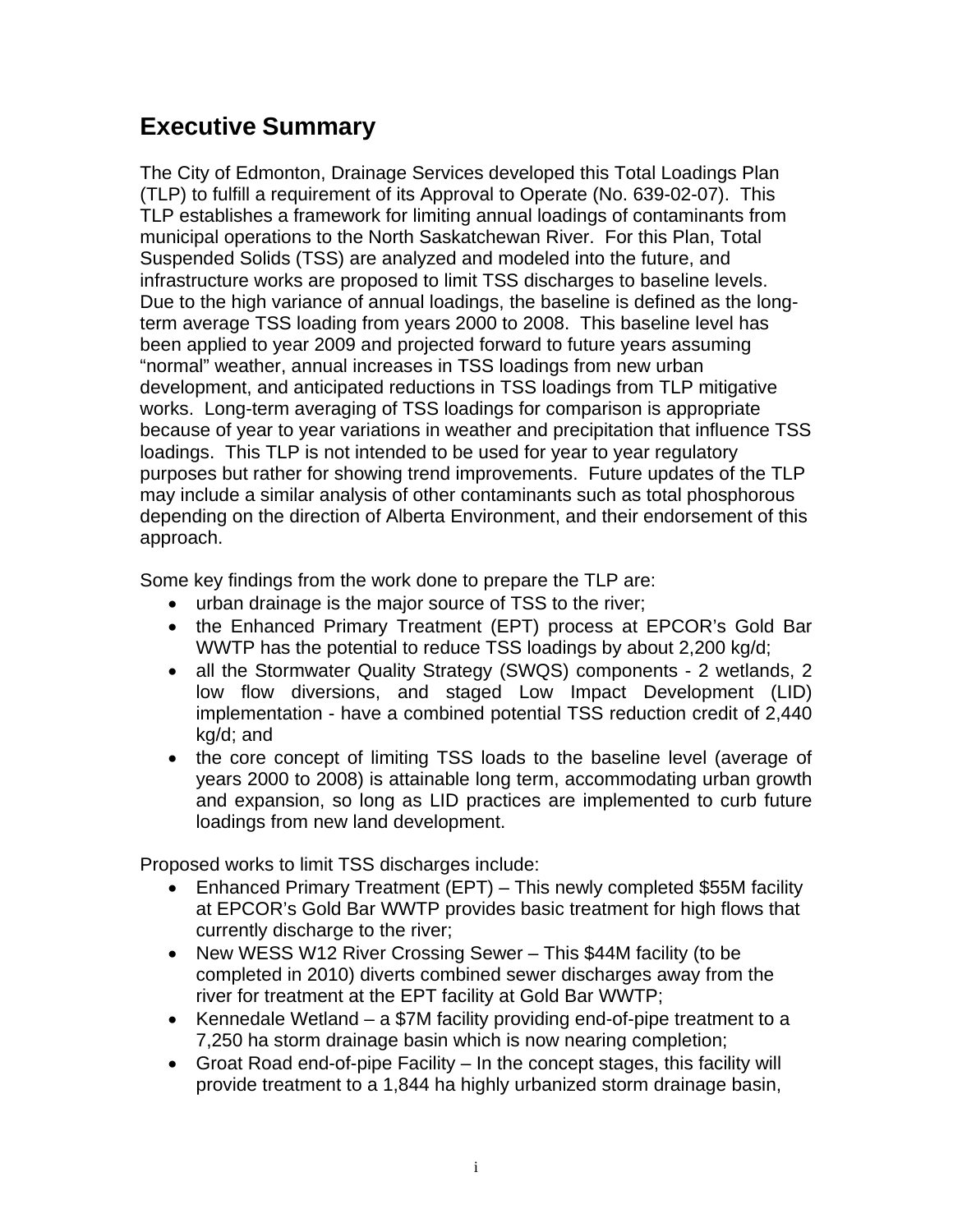# Executive Summary

The City of Edmonton, Drainage Services developed this Total Loadings Plan (TLP) to fulfill a requirement of its Approval to Operate (No. 639-02-07). This TLP establishes a framework for limiting annual loadings of contaminants from municipal operations to the North Saskatchewan River. For this Plan, Total Suspended Solids (TSS) are analyzed and modeled into the future, and infrastructure works are proposed to limit TSS discharges to baseline levels. Due to the high variance of annual loadings, the baseline is defined as the long-term average TSS loading from years 2000 to 2008. This baseline level has been applied to year 2009 and projected forward to future years assuming "normal" weather, annual increases in TSS loadings from new urban development, and anticipated reductions in TSS loadings from TLP mitigative works. Long-term averaging of TSS loadings for comparison is appropriate because of year to year variations in weather and precipitation that influence TSS loadings. This TLP is not intended to be used for year to year regulatory purposes but rather for showing trend improvements. Future updates of the TLP may include a similar analysis of other contaminants such as total phosphorous depending on the direction of Alberta Environment, and their endorsement of this approach.

Some key findings from the work done to prepare the TLP are:

- urban drainage is the major source of TSS to the river;
- the Enhanced Primary Treatment (EPT) process at EPCOR's Gold Bar WWTP has the potential to reduce TSS loadings by about 2,200 kg/d;
- all the Stormwater Quality Strategy (SWQS) components - 2 wetlands, 2 low flow diversions, and staged Low Impact Development (LID) implementation - have a combined potential TSS reduction credit of 2,440 kg/d; and
- the core concept of limiting TSS loads to the baseline level (average of years 2000 to 2008) is attainable long term, accommodating urban growth and expansion, so long as LID practices are implemented to curb future loadings from new land development.

Proposed works to limit TSS discharges include:

- Enhanced Primary Treatment (EPT) – This newly completed $55M facility at EPCOR's Gold Bar WWTP provides basic treatment for high flows that currently discharge to the river;
- New WESS W12 River Crossing Sewer – This $44M facility (to be completed in 2010) diverts combined sewer discharges away from the river for treatment at the EPT facility at Gold Bar WWTP;
- Kennedale Wetland – a $7M facility providing end-of-pipe treatment to a 7,250 ha storm drainage basin which is now nearing completion;
- Groat Road end-of-pipe Facility – In the concept stages, this facility will provide treatment to a 1,844 ha highly urbanized storm drainage basin,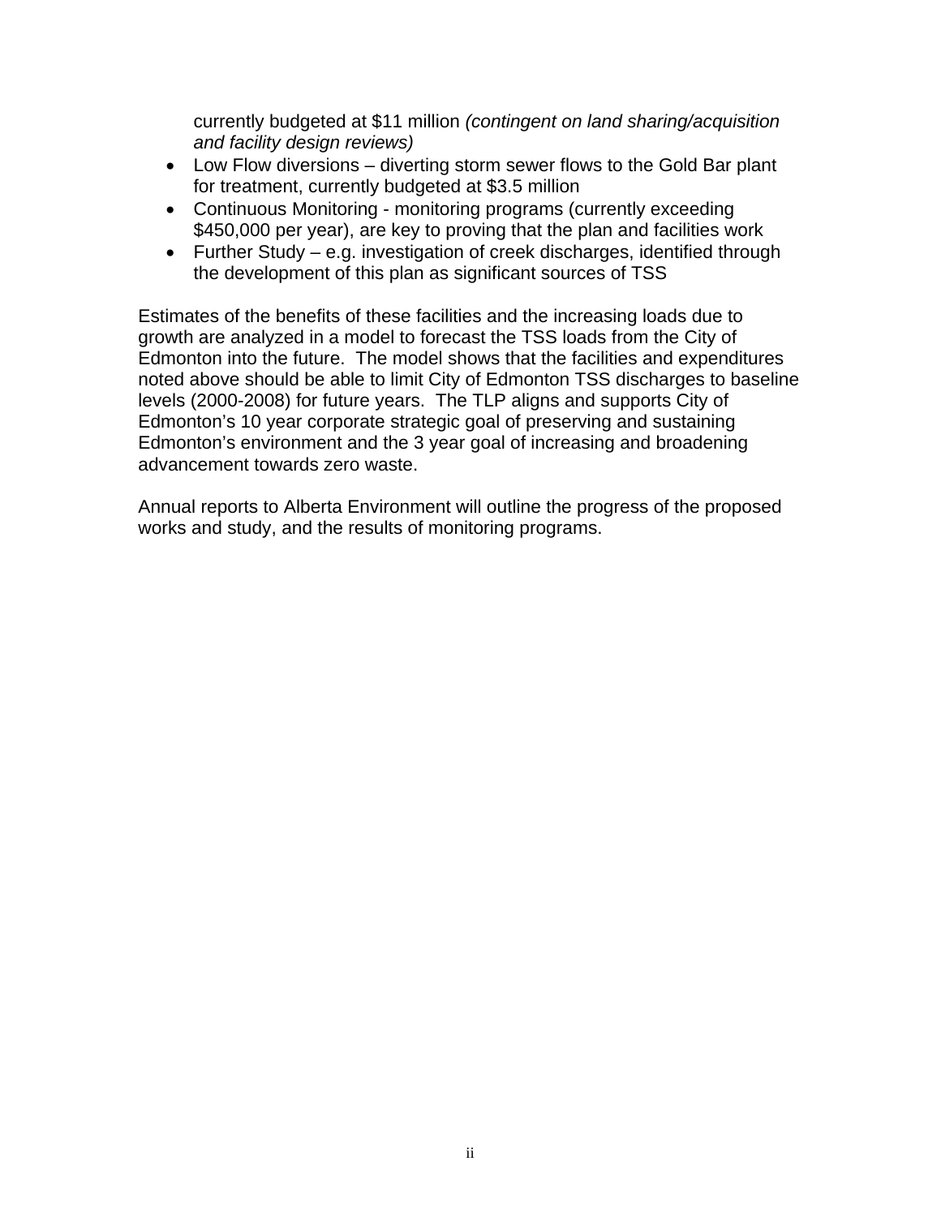currently budgeted at $11 million *(contingent on land sharing/acquisition and facility design reviews)*

- Low Flow diversions – diverting storm sewer flows to the Gold Bar plant for treatment, currently budgeted at $3.5 million
- Continuous Monitoring - monitoring programs (currently exceeding $450,000 per year), are key to proving that the plan and facilities work
- Further Study – e.g. investigation of creek discharges, identified through the development of this plan as significant sources of TSS

Estimates of the benefits of these facilities and the increasing loads due to growth are analyzed in a model to forecast the TSS loads from the City of Edmonton into the future. The model shows that the facilities and expenditures noted above should be able to limit City of Edmonton TSS discharges to baseline levels (2000-2008) for future years. The TLP aligns and supports City of Edmonton's 10 year corporate strategic goal of preserving and sustaining Edmonton's environment and the 3 year goal of increasing and broadening advancement towards zero waste.

Annual reports to Alberta Environment will outline the progress of the proposed works and study, and the results of monitoring programs.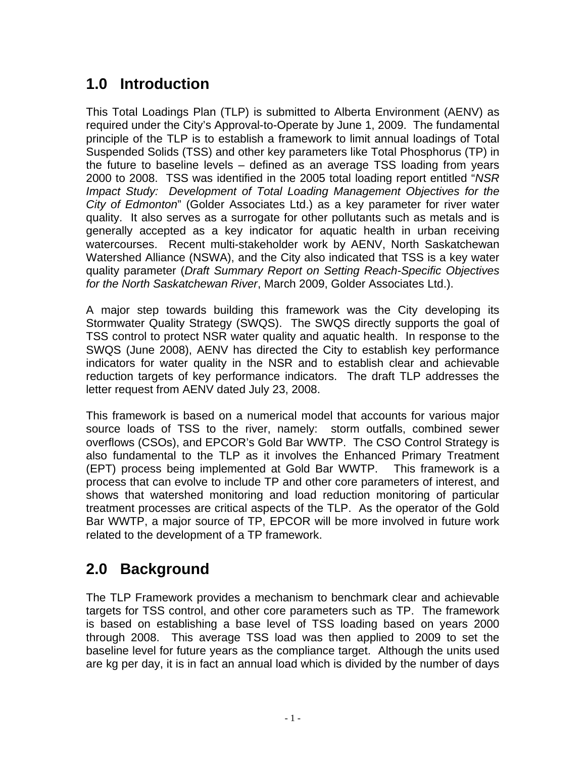# 1.0 Introduction

This Total Loadings Plan (TLP) is submitted to Alberta Environment (AENV) as required under the City's Approval-to-Operate by June 1, 2009. The fundamental principle of the TLP is to establish a framework to limit annual loadings of Total Suspended Solids (TSS) and other key parameters like Total Phosphorus (TP) in the future to baseline levels – defined as an average TSS loading from years 2000 to 2008. TSS was identified in the 2005 total loading report entitled "*NSR Impact Study: Development of Total Loading Management Objectives for the City of Edmonton*" (Golder Associates Ltd.) as a key parameter for river water quality. It also serves as a surrogate for other pollutants such as metals and is generally accepted as a key indicator for aquatic health in urban receiving watercourses. Recent multi-stakeholder work by AENV, North Saskatchewan Watershed Alliance (NSWA), and the City also indicated that TSS is a key water quality parameter (*Draft Summary Report on Setting Reach-Specific Objectives for the North Saskatchewan River*, March 2009, Golder Associates Ltd.).

A major step towards building this framework was the City developing its Stormwater Quality Strategy (SWQS). The SWQS directly supports the goal of TSS control to protect NSR water quality and aquatic health. In response to the SWQS (June 2008), AENV has directed the City to establish key performance indicators for water quality in the NSR and to establish clear and achievable reduction targets of key performance indicators. The draft TLP addresses the letter request from AENV dated July 23, 2008.

This framework is based on a numerical model that accounts for various major source loads of TSS to the river, namely: storm outfalls, combined sewer overflows (CSOs), and EPCOR's Gold Bar WWTP. The CSO Control Strategy is also fundamental to the TLP as it involves the Enhanced Primary Treatment (EPT) process being implemented at Gold Bar WWTP. This framework is a process that can evolve to include TP and other core parameters of interest, and shows that watershed monitoring and load reduction monitoring of particular treatment processes are critical aspects of the TLP. As the operator of the Gold Bar WWTP, a major source of TP, EPCOR will be more involved in future work related to the development of a TP framework.

# 2.0 Background

The TLP Framework provides a mechanism to benchmark clear and achievable targets for TSS control, and other core parameters such as TP. The framework is based on establishing a base level of TSS loading based on years 2000 through 2008. This average TSS load was then applied to 2009 to set the baseline level for future years as the compliance target. Although the units used are kg per day, it is in fact an annual load which is divided by the number of days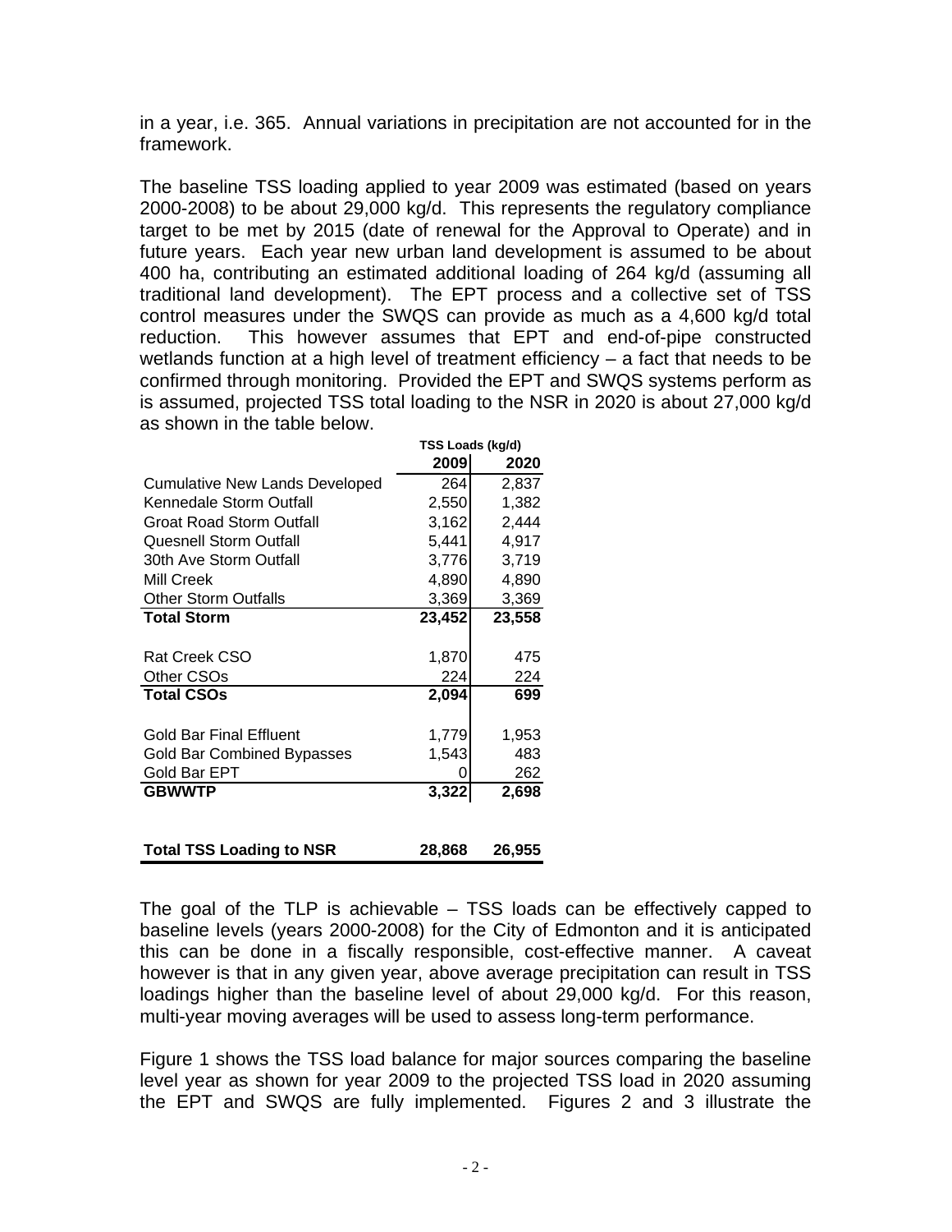in a year, i.e. 365. Annual variations in precipitation are not accounted for in the framework.

The baseline TSS loading applied to year 2009 was estimated (based on years 2000-2008) to be about 29,000 kg/d. This represents the regulatory compliance target to be met by 2015 (date of renewal for the Approval to Operate) and in future years. Each year new urban land development is assumed to be about 400 ha, contributing an estimated additional loading of 264 kg/d (assuming all traditional land development). The EPT process and a collective set of TSS control measures under the SWQS can provide as much as a 4,600 kg/d total reduction. This however assumes that EPT and end-of-pipe constructed wetlands function at a high level of treatment efficiency – a fact that needs to be confirmed through monitoring. Provided the EPT and SWQS systems perform as is assumed, projected TSS total loading to the NSR in 2020 is about 27,000 kg/d as shown in the table below.

| | TSS Loads (kg/d) | |
|---|---|---|
| | **2009** | **2020** |
| Cumulative New Lands Developed | 264 | 2,837 |
| Kennedale Storm Outfall | 2,550 | 1,382 |
| Groat Road Storm Outfall | 3,162 | 2,444 |
| Quesnell Storm Outfall | 5,441 | 4,917 |
| 30th Ave Storm Outfall | 3,776 | 3,719 |
| Mill Creek | 4,890 | 4,890 |
| Other Storm Outfalls | 3,369 | 3,369 |
| **Total Storm** | **23,452** | **23,558** |
| | | |
| Rat Creek CSO | 1,870 | 475 |
| Other CSOs | 224 | 224 |
| **Total CSOs** | **2,094** | **699** |
| | | |
| Gold Bar Final Effluent | 1,779 | 1,953 |
| Gold Bar Combined Bypasses | 1,543 | 483 |
| Gold Bar EPT | 0 | 262 |
| **GBWWTP** | **3,322** | **2,698** |
| | | |
| **Total TSS Loading to NSR** | **28,868** | **26,955** |

The goal of the TLP is achievable – TSS loads can be effectively capped to baseline levels (years 2000-2008) for the City of Edmonton and it is anticipated this can be done in a fiscally responsible, cost-effective manner. A caveat however is that in any given year, above average precipitation can result in TSS loadings higher than the baseline level of about 29,000 kg/d. For this reason, multi-year moving averages will be used to assess long-term performance.

Figure 1 shows the TSS load balance for major sources comparing the baseline level year as shown for year 2009 to the projected TSS load in 2020 assuming the EPT and SWQS are fully implemented. Figures 2 and 3 illustrate the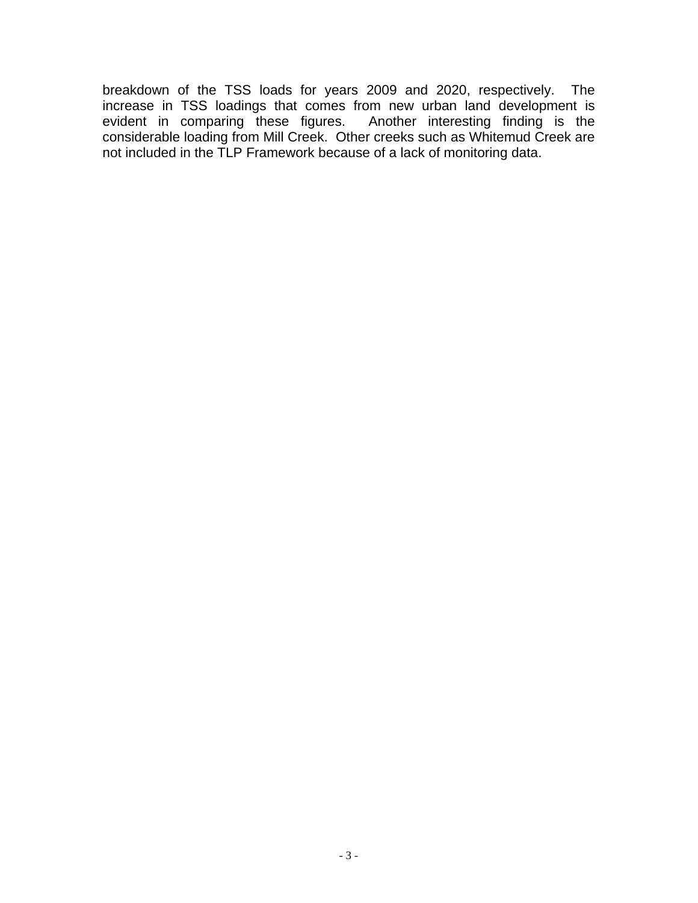breakdown of the TSS loads for years 2009 and 2020, respectively. The increase in TSS loadings that comes from new urban land development is evident in comparing these figures. Another interesting finding is the considerable loading from Mill Creek. Other creeks such as Whitemud Creek are not included in the TLP Framework because of a lack of monitoring data.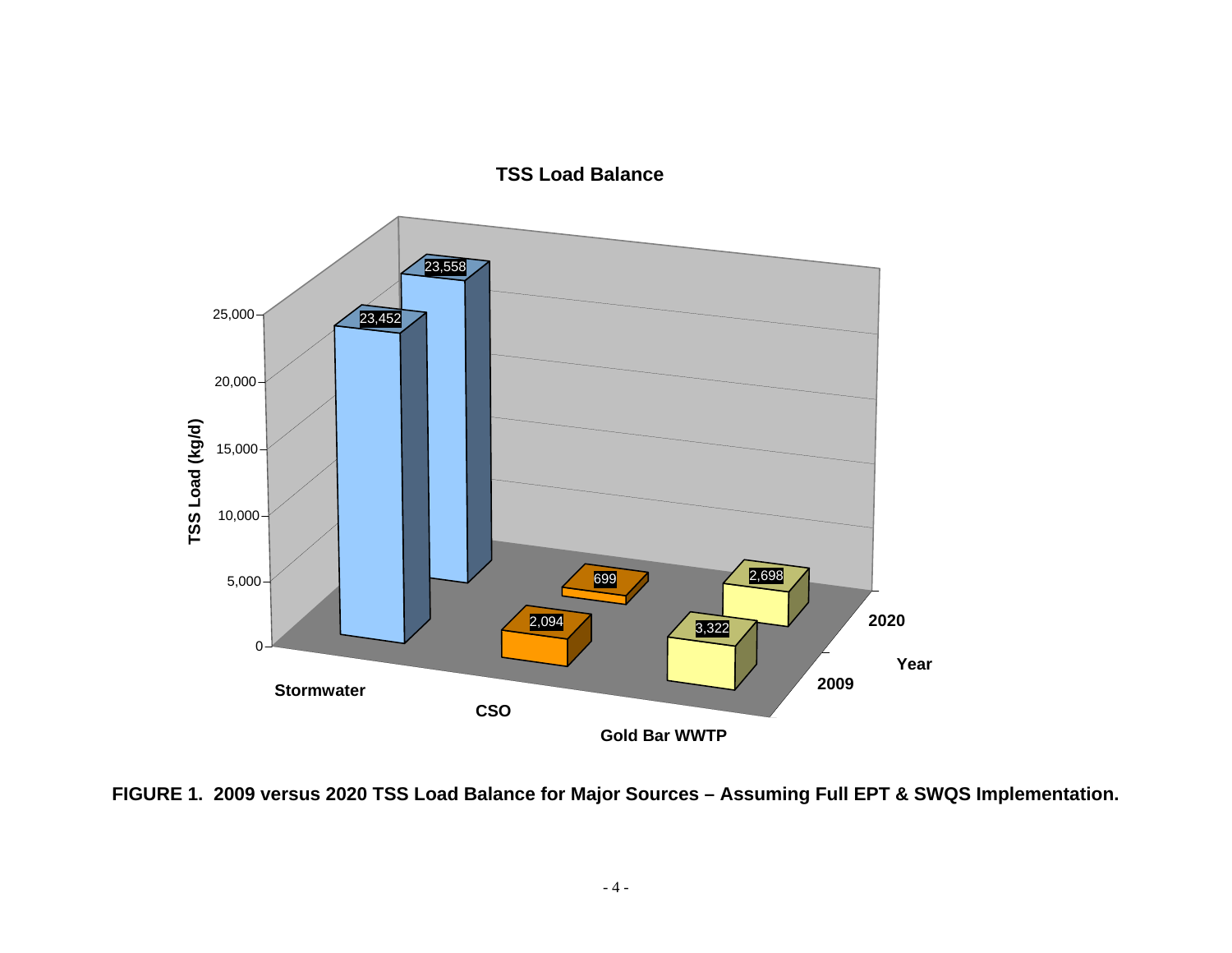**TSS Load Balance**

| TSS Load (kg/d) | Stormwater | CSO | Gold Bar WWTP |
|---|---|---|---|
| 2009 | 23,452 | 2,094 | 3,322 |
| 2020 | 23,558 | 699 | 2,698 |

**FIGURE 1. 2009 versus 2020 TSS Load Balance for Major Sources – Assuming Full EPT & SWQS Implementation.**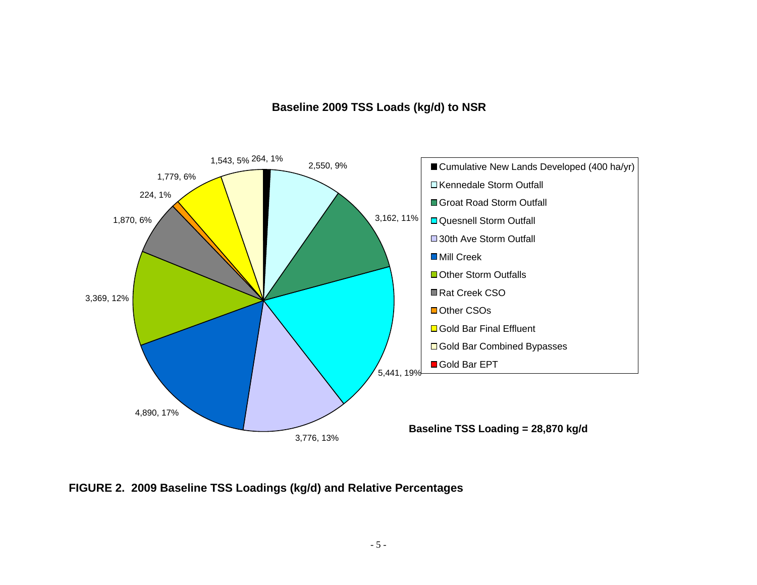**Baseline 2009 TSS Loads (kg/d) to NSR**

| Source | Load (kg/d) | Percentage |
|---|---|---|
| Cumulative New Lands Developed (400 ha/yr) | 264 | 1% |
| Kennedale Storm Outfall | 2,550 | 9% |
| Groat Road Storm Outfall | 3,162 | 11% |
| Quesnell Storm Outfall | 5,441 | 19% |
| 30th Ave Storm Outfall | 3,776 | 13% |
| Mill Creek | 4,890 | 17% |
| Other Storm Outfalls | 3,369 | 12% |
| Rat Creek CSO | 1,870 | 6% |
| Other CSOs | 224 | 1% |
| Gold Bar Final Effluent | 1,779 | 6% |
| Gold Bar Combined Bypasses | 1,543 | 5% |
| Gold Bar EPT | | |

**Baseline TSS Loading = 28,870 kg/d**

**FIGURE 2. 2009 Baseline TSS Loadings (kg/d) and Relative Percentages**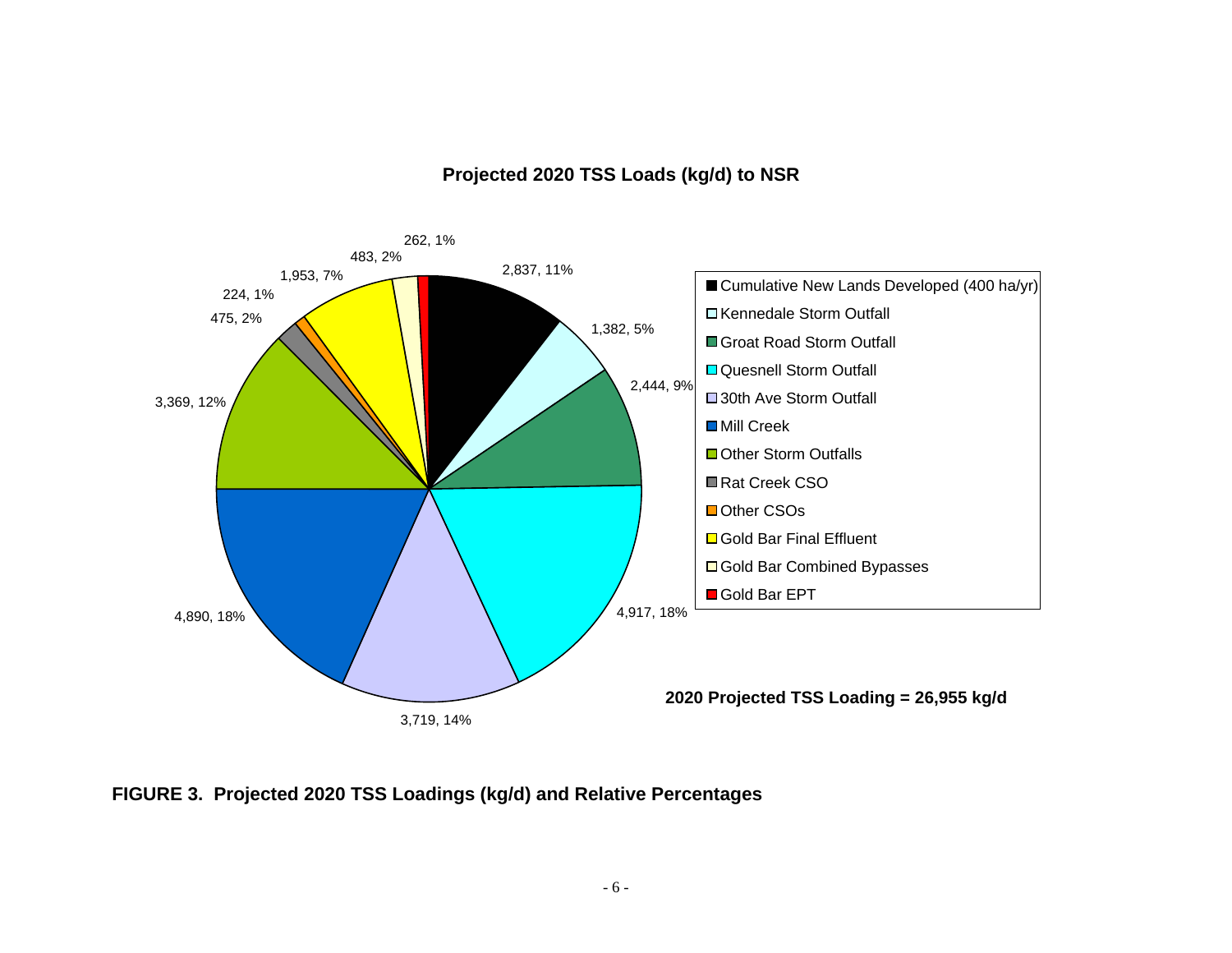**Projected 2020 TSS Loads (kg/d) to NSR**

| Source | TSS Load (kg/d) | Percentage |
| --- | --- | --- |
| Cumulative New Lands Developed (400 ha/yr) | 2,837 | 11% |
| Kennedale Storm Outfall | 1,382 | 5% |
| Groat Road Storm Outfall | 2,444 | 9% |
| Quesnell Storm Outfall | 4,917 | 18% |
| 30th Ave Storm Outfall | 3,719 | 14% |
| Mill Creek | 4,890 | 18% |
| Other Storm Outfalls | 3,369 | 12% |
| Rat Creek CSO | 475 | 2% |
| Other CSOs | 224 | 1% |
| Gold Bar Final Effluent | 1,953 | 7% |
| Gold Bar Combined Bypasses | 483 | 2% |
| Gold Bar EPT | 262 | 1% |

**2020 Projected TSS Loading = 26,955 kg/d**

**FIGURE 3. Projected 2020 TSS Loadings (kg/d) and Relative Percentages**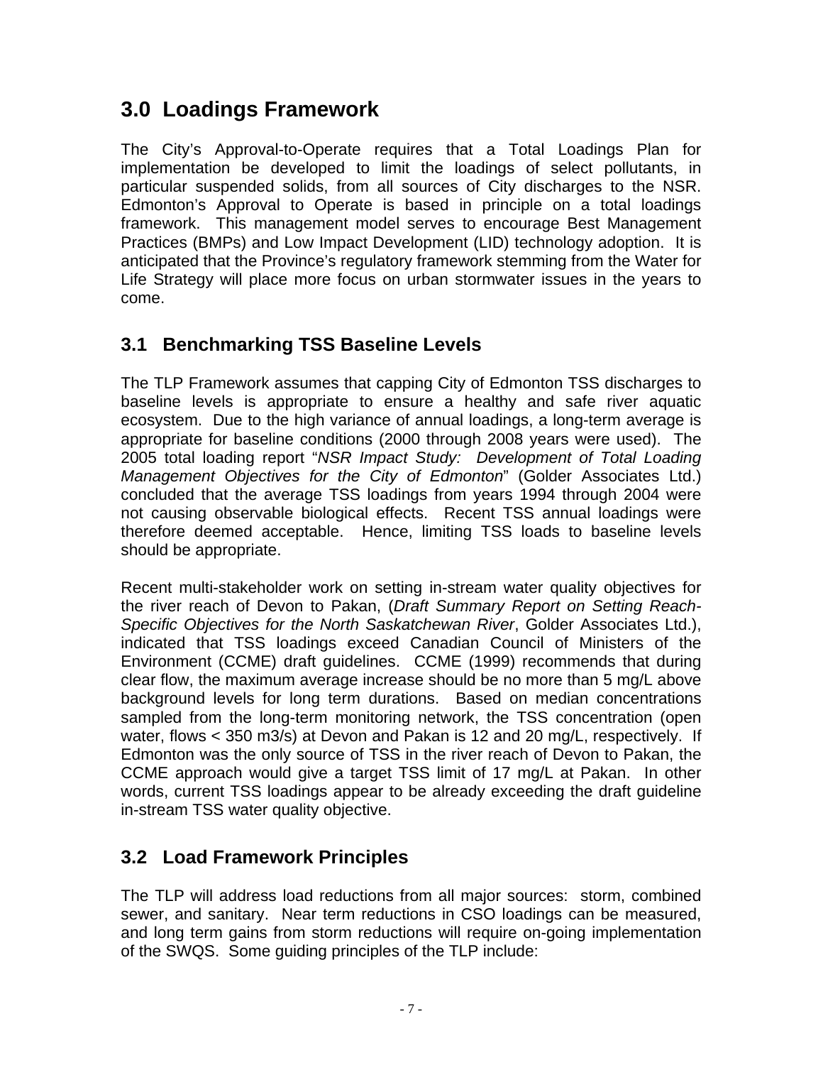# 3.0 Loadings Framework

The City's Approval-to-Operate requires that a Total Loadings Plan for implementation be developed to limit the loadings of select pollutants, in particular suspended solids, from all sources of City discharges to the NSR. Edmonton's Approval to Operate is based in principle on a total loadings framework. This management model serves to encourage Best Management Practices (BMPs) and Low Impact Development (LID) technology adoption. It is anticipated that the Province's regulatory framework stemming from the Water for Life Strategy will place more focus on urban stormwater issues in the years to come.

## 3.1 Benchmarking TSS Baseline Levels

The TLP Framework assumes that capping City of Edmonton TSS discharges to baseline levels is appropriate to ensure a healthy and safe river aquatic ecosystem. Due to the high variance of annual loadings, a long-term average is appropriate for baseline conditions (2000 through 2008 years were used). The 2005 total loading report "*NSR Impact Study: Development of Total Loading Management Objectives for the City of Edmonton*" (Golder Associates Ltd.) concluded that the average TSS loadings from years 1994 through 2004 were not causing observable biological effects. Recent TSS annual loadings were therefore deemed acceptable. Hence, limiting TSS loads to baseline levels should be appropriate.

Recent multi-stakeholder work on setting in-stream water quality objectives for the river reach of Devon to Pakan, (*Draft Summary Report on Setting Reach-Specific Objectives for the North Saskatchewan River*, Golder Associates Ltd.), indicated that TSS loadings exceed Canadian Council of Ministers of the Environment (CCME) draft guidelines. CCME (1999) recommends that during clear flow, the maximum average increase should be no more than 5 mg/L above background levels for long term durations. Based on median concentrations sampled from the long-term monitoring network, the TSS concentration (open water, flows < 350 m3/s) at Devon and Pakan is 12 and 20 mg/L, respectively. If Edmonton was the only source of TSS in the river reach of Devon to Pakan, the CCME approach would give a target TSS limit of 17 mg/L at Pakan. In other words, current TSS loadings appear to be already exceeding the draft guideline in-stream TSS water quality objective.

## 3.2 Load Framework Principles

The TLP will address load reductions from all major sources: storm, combined sewer, and sanitary. Near term reductions in CSO loadings can be measured, and long term gains from storm reductions will require on-going implementation of the SWQS. Some guiding principles of the TLP include: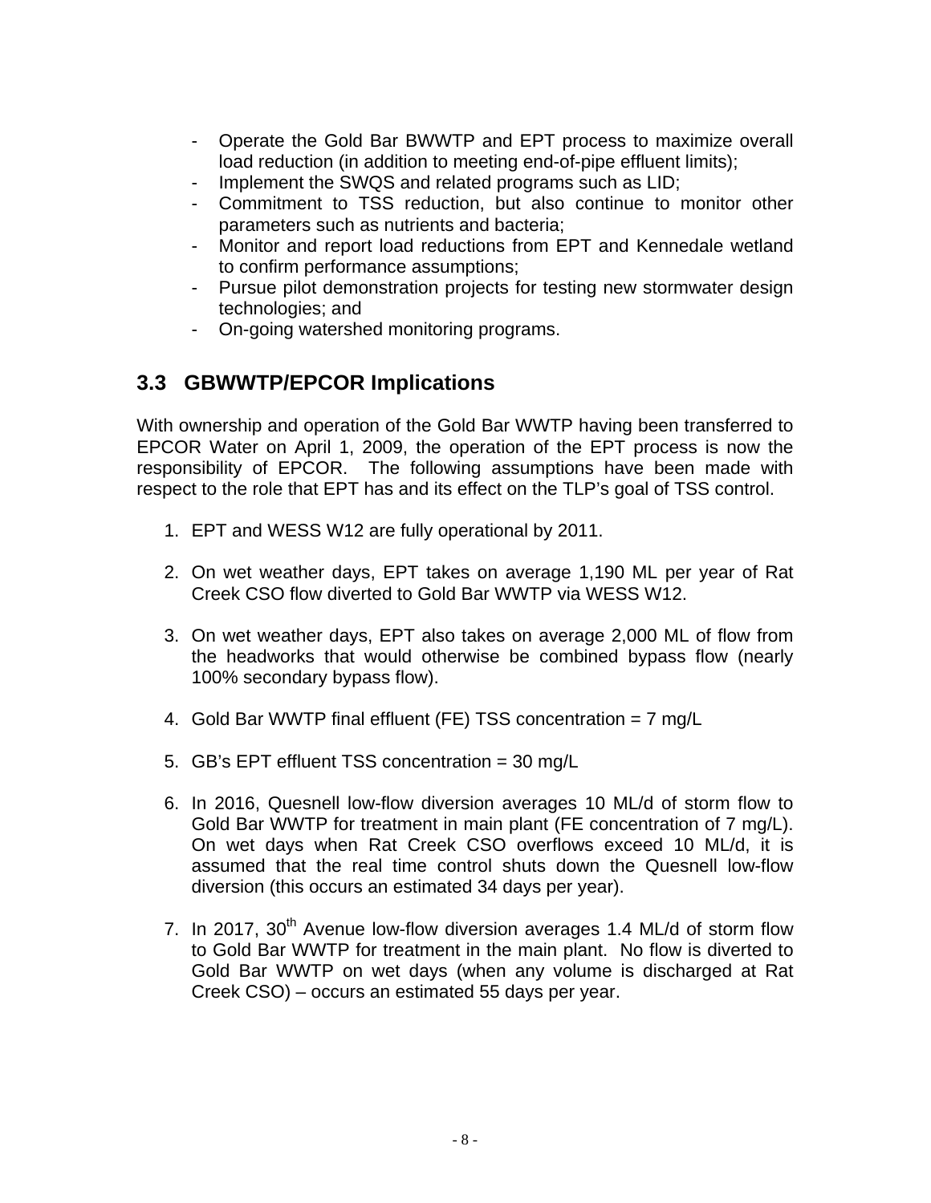- Operate the Gold Bar BWWTP and EPT process to maximize overall load reduction (in addition to meeting end-of-pipe effluent limits);
- Implement the SWQS and related programs such as LID;
- Commitment to TSS reduction, but also continue to monitor other parameters such as nutrients and bacteria;
- Monitor and report load reductions from EPT and Kennedale wetland to confirm performance assumptions;
- Pursue pilot demonstration projects for testing new stormwater design technologies; and
- On-going watershed monitoring programs.

## 3.3 GBWWTP/EPCOR Implications

With ownership and operation of the Gold Bar WWTP having been transferred to EPCOR Water on April 1, 2009, the operation of the EPT process is now the responsibility of EPCOR. The following assumptions have been made with respect to the role that EPT has and its effect on the TLP's goal of TSS control.

1. EPT and WESS W12 are fully operational by 2011.

2. On wet weather days, EPT takes on average 1,190 ML per year of Rat Creek CSO flow diverted to Gold Bar WWTP via WESS W12.

3. On wet weather days, EPT also takes on average 2,000 ML of flow from the headworks that would otherwise be combined bypass flow (nearly 100% secondary bypass flow).

4. Gold Bar WWTP final effluent (FE) TSS concentration = 7 mg/L

5. GB's EPT effluent TSS concentration = 30 mg/L

6. In 2016, Quesnell low-flow diversion averages 10 ML/d of storm flow to Gold Bar WWTP for treatment in main plant (FE concentration of 7 mg/L). On wet days when Rat Creek CSO overflows exceed 10 ML/d, it is assumed that the real time control shuts down the Quesnell low-flow diversion (this occurs an estimated 34 days per year).

7. In 2017, 30th Avenue low-flow diversion averages 1.4 ML/d of storm flow to Gold Bar WWTP for treatment in the main plant. No flow is diverted to Gold Bar WWTP on wet days (when any volume is discharged at Rat Creek CSO) – occurs an estimated 55 days per year.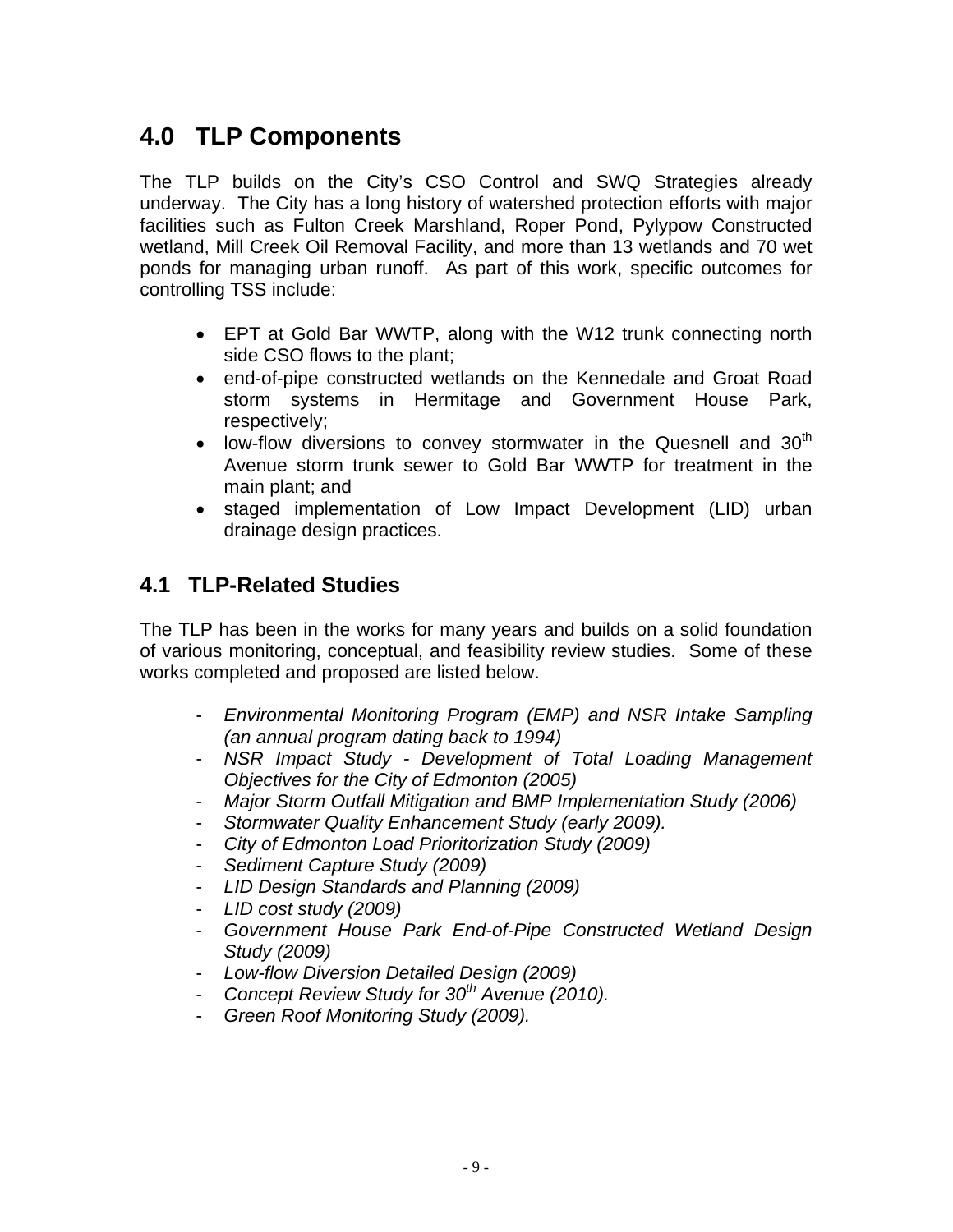# 4.0 TLP Components

The TLP builds on the City's CSO Control and SWQ Strategies already underway. The City has a long history of watershed protection efforts with major facilities such as Fulton Creek Marshland, Roper Pond, Pylypow Constructed wetland, Mill Creek Oil Removal Facility, and more than 13 wetlands and 70 wet ponds for managing urban runoff. As part of this work, specific outcomes for controlling TSS include:

- EPT at Gold Bar WWTP, along with the W12 trunk connecting north side CSO flows to the plant;
- end-of-pipe constructed wetlands on the Kennedale and Groat Road storm systems in Hermitage and Government House Park, respectively;
- low-flow diversions to convey stormwater in the Quesnell and 30th Avenue storm trunk sewer to Gold Bar WWTP for treatment in the main plant; and
- staged implementation of Low Impact Development (LID) urban drainage design practices.

## 4.1 TLP-Related Studies

The TLP has been in the works for many years and builds on a solid foundation of various monitoring, conceptual, and feasibility review studies. Some of these works completed and proposed are listed below.

- *Environmental Monitoring Program (EMP) and NSR Intake Sampling (an annual program dating back to 1994)*
- *NSR Impact Study - Development of Total Loading Management Objectives for the City of Edmonton (2005)*
- *Major Storm Outfall Mitigation and BMP Implementation Study (2006)*
- *Stormwater Quality Enhancement Study (early 2009).*
- *City of Edmonton Load Prioritorization Study (2009)*
- *Sediment Capture Study (2009)*
- *LID Design Standards and Planning (2009)*
- *LID cost study (2009)*
- *Government House Park End-of-Pipe Constructed Wetland Design Study (2009)*
- *Low-flow Diversion Detailed Design (2009)*
- *Concept Review Study for 30th Avenue (2010).*
- *Green Roof Monitoring Study (2009).*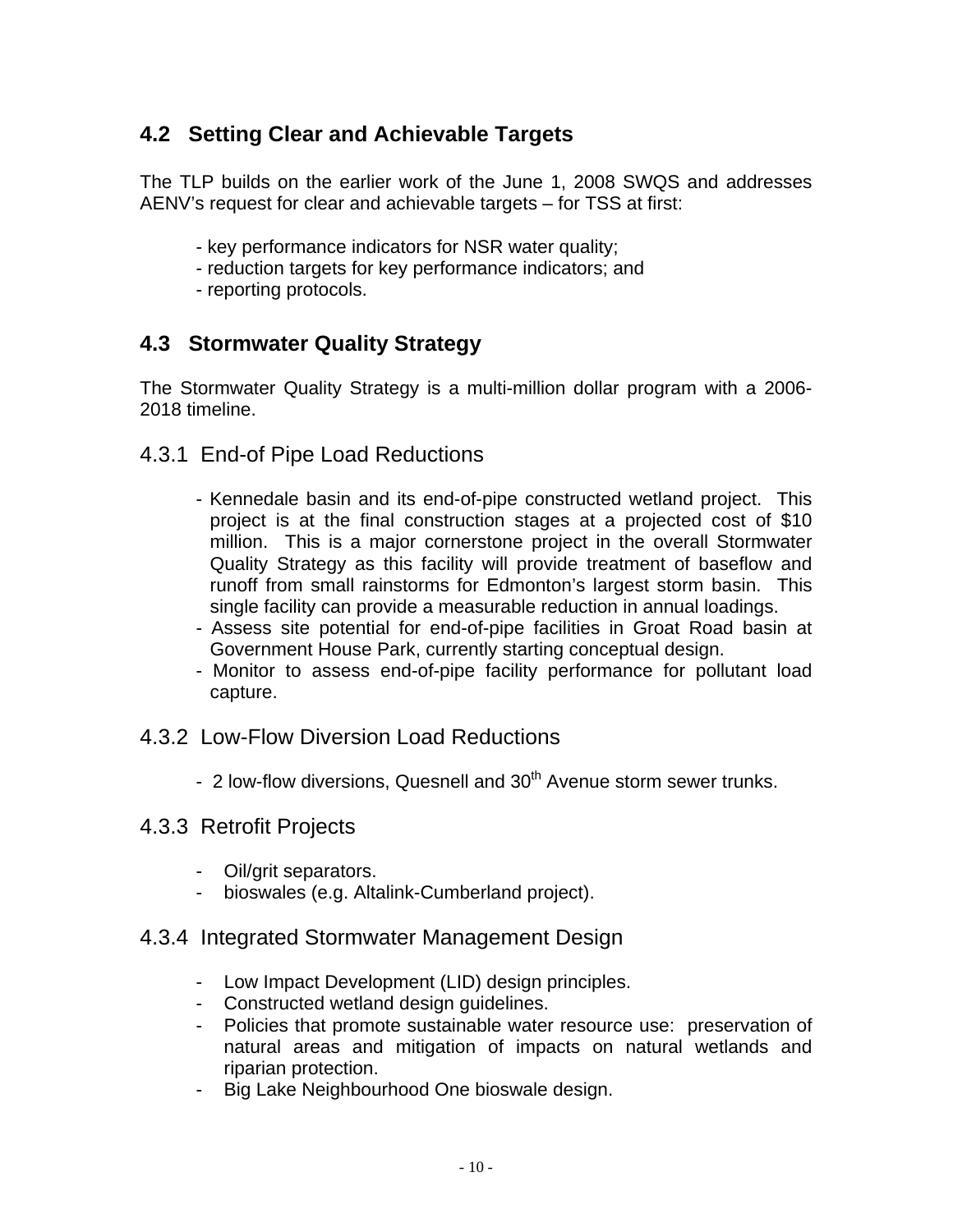## 4.2 Setting Clear and Achievable Targets

The TLP builds on the earlier work of the June 1, 2008 SWQS and addresses AENV's request for clear and achievable targets – for TSS at first:

- key performance indicators for NSR water quality;
- reduction targets for key performance indicators; and
- reporting protocols.

## 4.3 Stormwater Quality Strategy

The Stormwater Quality Strategy is a multi-million dollar program with a 2006-2018 timeline.

### 4.3.1 End-of Pipe Load Reductions

- Kennedale basin and its end-of-pipe constructed wetland project. This project is at the final construction stages at a projected cost of $10 million. This is a major cornerstone project in the overall Stormwater Quality Strategy as this facility will provide treatment of baseflow and runoff from small rainstorms for Edmonton's largest storm basin. This single facility can provide a measurable reduction in annual loadings.
- Assess site potential for end-of-pipe facilities in Groat Road basin at Government House Park, currently starting conceptual design.
- Monitor to assess end-of-pipe facility performance for pollutant load capture.

### 4.3.2 Low-Flow Diversion Load Reductions

- 2 low-flow diversions, Quesnell and 30th Avenue storm sewer trunks.

### 4.3.3 Retrofit Projects

- Oil/grit separators.
- bioswales (e.g. Altalink-Cumberland project).

### 4.3.4 Integrated Stormwater Management Design

- Low Impact Development (LID) design principles.
- Constructed wetland design guidelines.
- Policies that promote sustainable water resource use: preservation of natural areas and mitigation of impacts on natural wetlands and riparian protection.
- Big Lake Neighbourhood One bioswale design.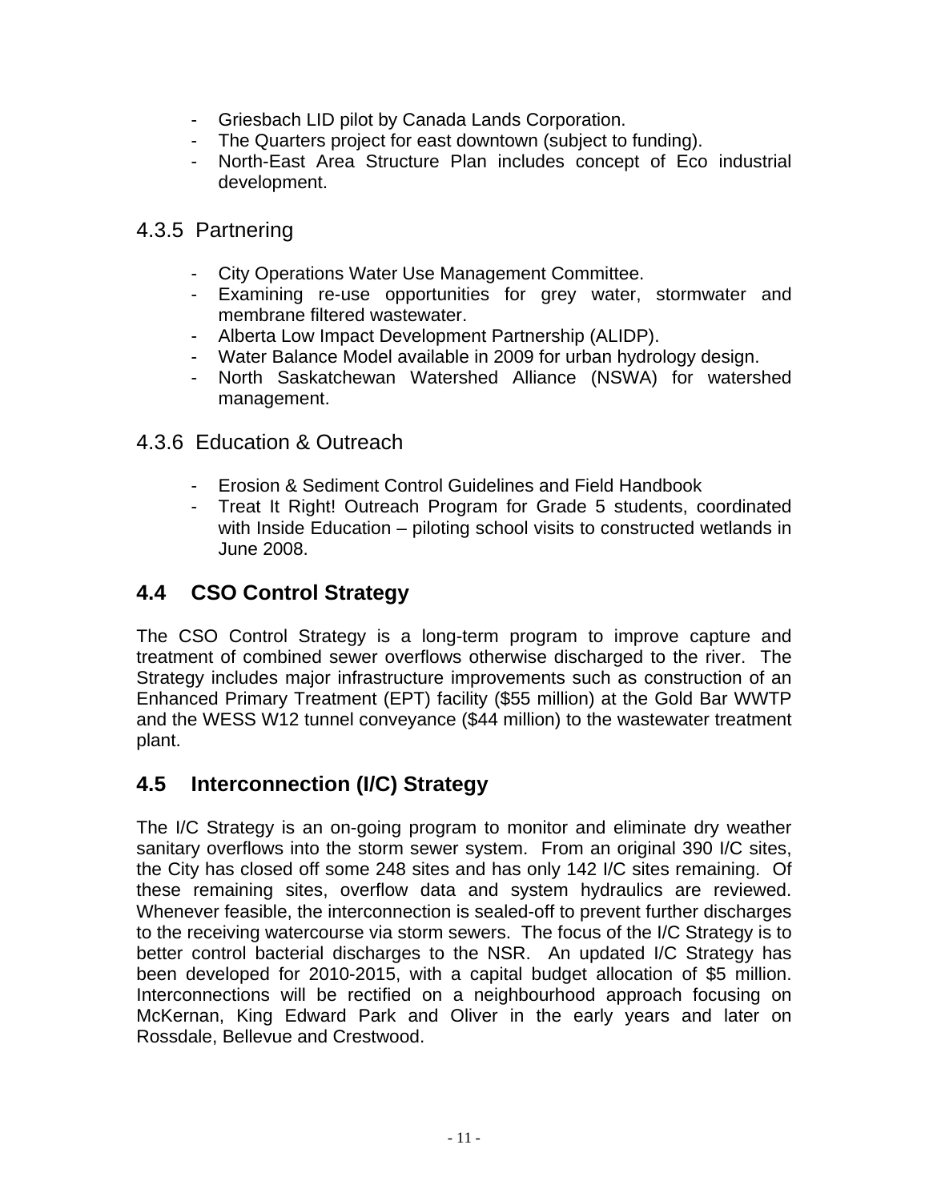- Griesbach LID pilot by Canada Lands Corporation.
- The Quarters project for east downtown (subject to funding).
- North-East Area Structure Plan includes concept of Eco industrial development.

### 4.3.5 Partnering

- City Operations Water Use Management Committee.
- Examining re-use opportunities for grey water, stormwater and membrane filtered wastewater.
- Alberta Low Impact Development Partnership (ALIDP).
- Water Balance Model available in 2009 for urban hydrology design.
- North Saskatchewan Watershed Alliance (NSWA) for watershed management.

### 4.3.6 Education & Outreach

- Erosion & Sediment Control Guidelines and Field Handbook
- Treat It Right! Outreach Program for Grade 5 students, coordinated with Inside Education – piloting school visits to constructed wetlands in June 2008.

## 4.4 CSO Control Strategy

The CSO Control Strategy is a long-term program to improve capture and treatment of combined sewer overflows otherwise discharged to the river. The Strategy includes major infrastructure improvements such as construction of an Enhanced Primary Treatment (EPT) facility ($55 million) at the Gold Bar WWTP and the WESS W12 tunnel conveyance ($44 million) to the wastewater treatment plant.

## 4.5 Interconnection (I/C) Strategy

The I/C Strategy is an on-going program to monitor and eliminate dry weather sanitary overflows into the storm sewer system. From an original 390 I/C sites, the City has closed off some 248 sites and has only 142 I/C sites remaining. Of these remaining sites, overflow data and system hydraulics are reviewed. Whenever feasible, the interconnection is sealed-off to prevent further discharges to the receiving watercourse via storm sewers. The focus of the I/C Strategy is to better control bacterial discharges to the NSR. An updated I/C Strategy has been developed for 2010-2015, with a capital budget allocation of $5 million. Interconnections will be rectified on a neighbourhood approach focusing on McKernan, King Edward Park and Oliver in the early years and later on Rossdale, Bellevue and Crestwood.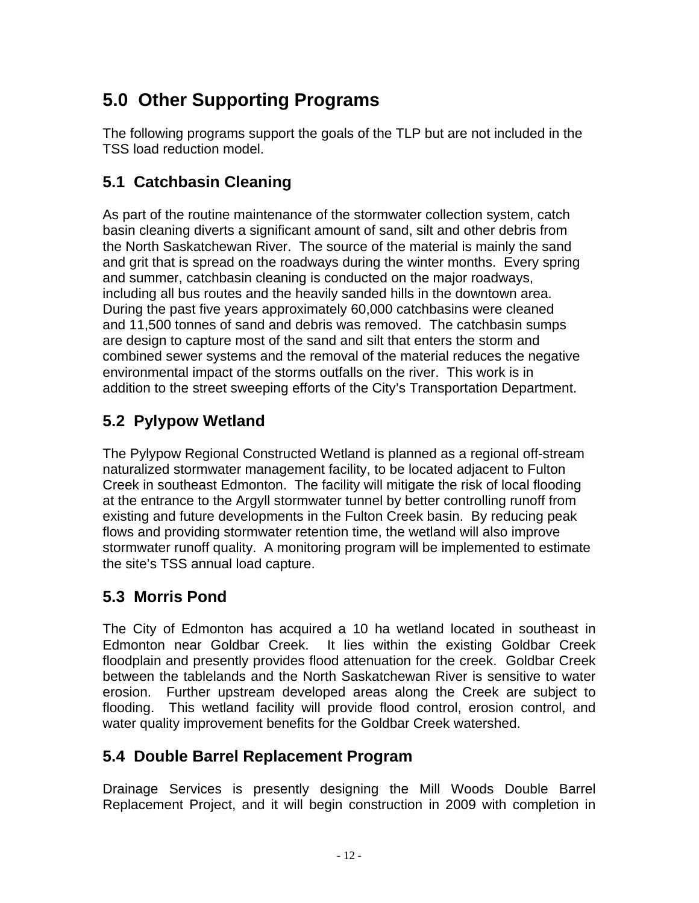# 5.0 Other Supporting Programs

The following programs support the goals of the TLP but are not included in the TSS load reduction model.

## 5.1 Catchbasin Cleaning

As part of the routine maintenance of the stormwater collection system, catch basin cleaning diverts a significant amount of sand, silt and other debris from the North Saskatchewan River. The source of the material is mainly the sand and grit that is spread on the roadways during the winter months. Every spring and summer, catchbasin cleaning is conducted on the major roadways, including all bus routes and the heavily sanded hills in the downtown area. During the past five years approximately 60,000 catchbasins were cleaned and 11,500 tonnes of sand and debris was removed. The catchbasin sumps are design to capture most of the sand and silt that enters the storm and combined sewer systems and the removal of the material reduces the negative environmental impact of the storms outfalls on the river. This work is in addition to the street sweeping efforts of the City's Transportation Department.

## 5.2 Pylypow Wetland

The Pylypow Regional Constructed Wetland is planned as a regional off-stream naturalized stormwater management facility, to be located adjacent to Fulton Creek in southeast Edmonton. The facility will mitigate the risk of local flooding at the entrance to the Argyll stormwater tunnel by better controlling runoff from existing and future developments in the Fulton Creek basin. By reducing peak flows and providing stormwater retention time, the wetland will also improve stormwater runoff quality. A monitoring program will be implemented to estimate the site's TSS annual load capture.

## 5.3 Morris Pond

The City of Edmonton has acquired a 10 ha wetland located in southeast in Edmonton near Goldbar Creek. It lies within the existing Goldbar Creek floodplain and presently provides flood attenuation for the creek. Goldbar Creek between the tablelands and the North Saskatchewan River is sensitive to water erosion. Further upstream developed areas along the Creek are subject to flooding. This wetland facility will provide flood control, erosion control, and water quality improvement benefits for the Goldbar Creek watershed.

## 5.4 Double Barrel Replacement Program

Drainage Services is presently designing the Mill Woods Double Barrel Replacement Project, and it will begin construction in 2009 with completion in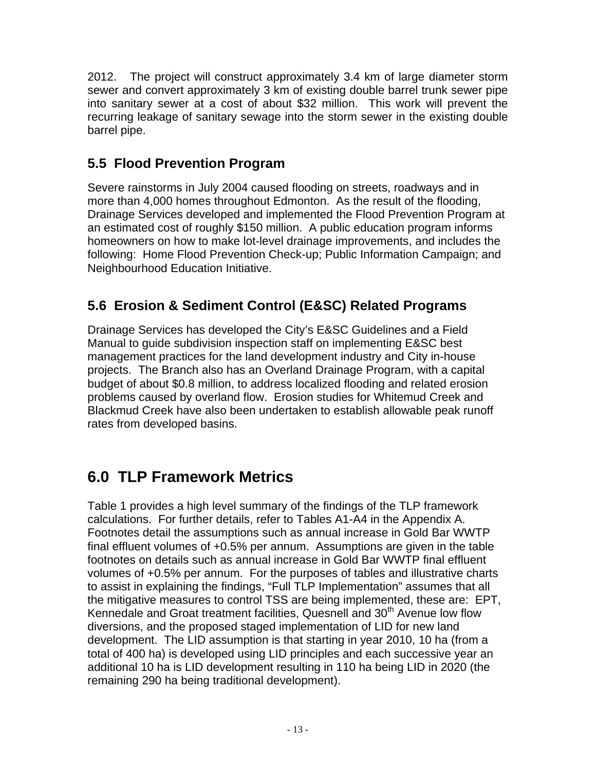2012. The project will construct approximately 3.4 km of large diameter storm sewer and convert approximately 3 km of existing double barrel trunk sewer pipe into sanitary sewer at a cost of about $32 million. This work will prevent the recurring leakage of sanitary sewage into the storm sewer in the existing double barrel pipe.

## 5.5 Flood Prevention Program

Severe rainstorms in July 2004 caused flooding on streets, roadways and in more than 4,000 homes throughout Edmonton. As the result of the flooding, Drainage Services developed and implemented the Flood Prevention Program at an estimated cost of roughly $150 million. A public education program informs homeowners on how to make lot-level drainage improvements, and includes the following: Home Flood Prevention Check-up; Public Information Campaign; and Neighbourhood Education Initiative.

## 5.6 Erosion & Sediment Control (E&SC) Related Programs

Drainage Services has developed the City's E&SC Guidelines and a Field Manual to guide subdivision inspection staff on implementing E&SC best management practices for the land development industry and City in-house projects. The Branch also has an Overland Drainage Program, with a capital budget of about $0.8 million, to address localized flooding and related erosion problems caused by overland flow. Erosion studies for Whitemud Creek and Blackmud Creek have also been undertaken to establish allowable peak runoff rates from developed basins.

# 6.0 TLP Framework Metrics

Table 1 provides a high level summary of the findings of the TLP framework calculations. For further details, refer to Tables A1-A4 in the Appendix A. Footnotes detail the assumptions such as annual increase in Gold Bar WWTP final effluent volumes of +0.5% per annum. Assumptions are given in the table footnotes on details such as annual increase in Gold Bar WWTP final effluent volumes of +0.5% per annum. For the purposes of tables and illustrative charts to assist in explaining the findings, "Full TLP Implementation" assumes that all the mitigative measures to control TSS are being implemented, these are: EPT, Kennedale and Groat treatment facilities, Quesnell and 30th Avenue low flow diversions, and the proposed staged implementation of LID for new land development. The LID assumption is that starting in year 2010, 10 ha (from a total of 400 ha) is developed using LID principles and each successive year an additional 10 ha is LID development resulting in 110 ha being LID in 2020 (the remaining 290 ha being traditional development).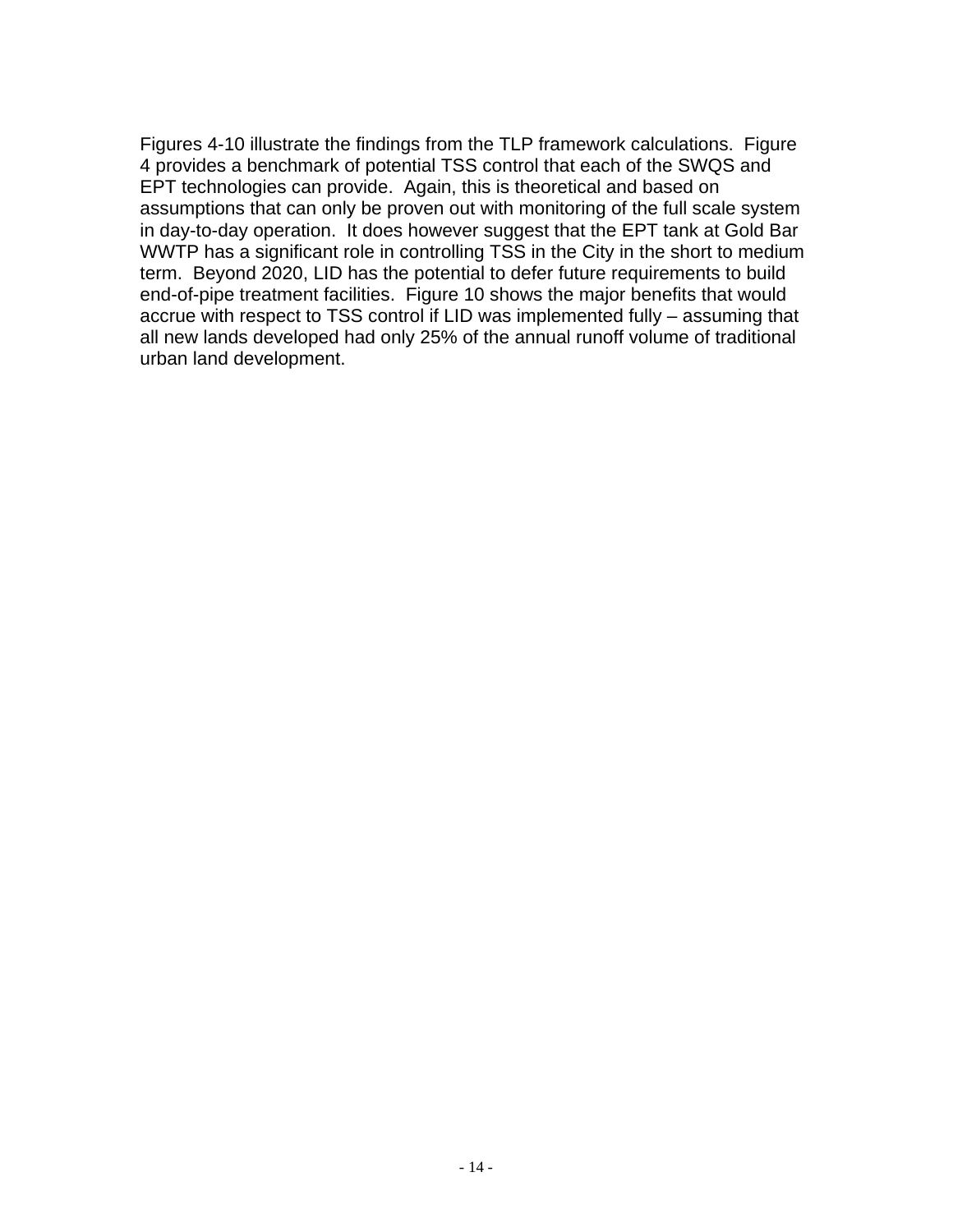Figures 4-10 illustrate the findings from the TLP framework calculations. Figure 4 provides a benchmark of potential TSS control that each of the SWQS and EPT technologies can provide. Again, this is theoretical and based on assumptions that can only be proven out with monitoring of the full scale system in day-to-day operation. It does however suggest that the EPT tank at Gold Bar WWTP has a significant role in controlling TSS in the City in the short to medium term. Beyond 2020, LID has the potential to defer future requirements to build end-of-pipe treatment facilities. Figure 10 shows the major benefits that would accrue with respect to TSS control if LID was implemented fully – assuming that all new lands developed had only 25% of the annual runoff volume of traditional urban land development.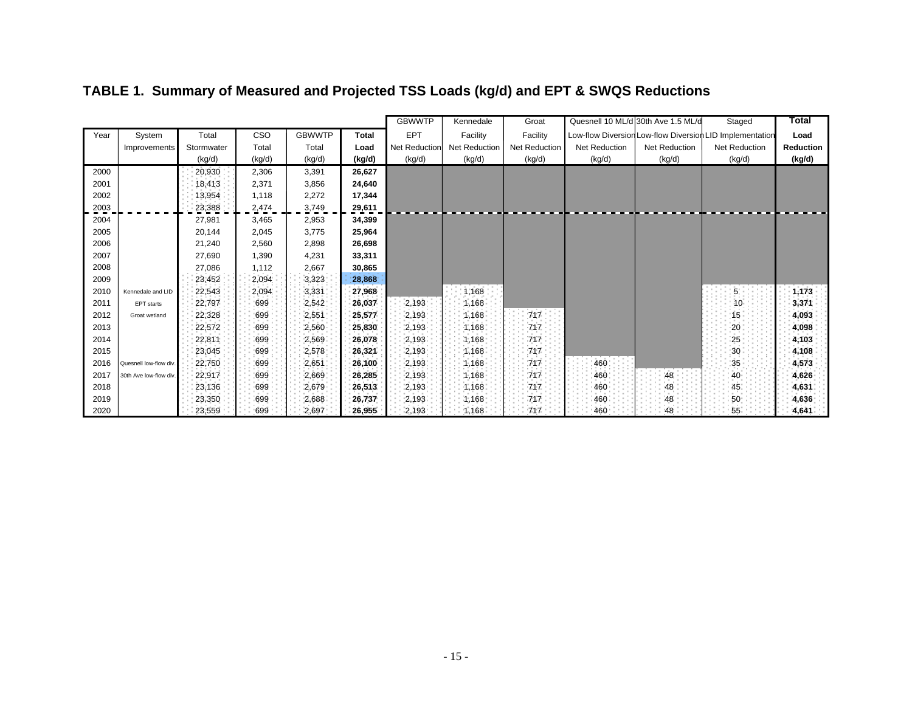## TABLE 1. Summary of Measured and Projected TSS Loads (kg/d) and EPT & SWQS Reductions

| Year | System Improvements | Total Stormwater (kg/d) | CSO Total (kg/d) | GBWWTP Total (kg/d) | Total Load (kg/d) | GBWWTP EPT Net Reduction (kg/d) | Kennedale Facility Net Reduction (kg/d) | Groat Facility Net Reduction (kg/d) | Quesnell 10 ML/d Low-flow Diversion Net Reduction (kg/d) | 30th Ave 1.5 ML/d Low-flow Diversion Net Reduction (kg/d) | Staged LID Implementation Net Reduction (kg/d) | Total Load Reduction (kg/d) |
|---|---|---|---|---|---|---|---|---|---|---|---|---|
| 2000 | | 20,930 | 2,306 | 3,391 | **26,627** | | | | | | | |
| 2001 | | 18,413 | 2,371 | 3,856 | **24,640** | | | | | | | |
| 2002 | | 13,954 | 1,118 | 2,272 | **17,344** | | | | | | | |
| 2003 | | 23,388 | 2,474 | 3,749 | **29,611** | | | | | | | |
| 2004 | | 27,981 | 3,465 | 2,953 | **34,399** | | | | | | | |
| 2005 | | 20,144 | 2,045 | 3,775 | **25,964** | | | | | | | |
| 2006 | | 21,240 | 2,560 | 2,898 | **26,698** | | | | | | | |
| 2007 | | 27,690 | 1,390 | 4,231 | **33,311** | | | | | | | |
| 2008 | | 27,086 | 1,112 | 2,667 | **30,865** | | | | | | | |
| 2009 | | 23,452 | 2,094 | 3,323 | **28,868** | | | | | | | |
| 2010 | Kennedale and LID | 22,543 | 2,094 | 3,331 | **27,968** | | 1,168 | | | | 5 | **1,173** |
| 2011 | EPT starts | 22,797 | 699 | 2,542 | **26,037** | 2,193 | 1,168 | | | | 10 | **3,371** |
| 2012 | Groat wetland | 22,328 | 699 | 2,551 | **25,577** | 2,193 | 1,168 | 717 | | | 15 | **4,093** |
| 2013 | | 22,572 | 699 | 2,560 | **25,830** | 2,193 | 1,168 | 717 | | | 20 | **4,098** |
| 2014 | | 22,811 | 699 | 2,569 | **26,078** | 2,193 | 1,168 | 717 | | | 25 | **4,103** |
| 2015 | | 23,045 | 699 | 2,578 | **26,321** | 2,193 | 1,168 | 717 | | | 30 | **4,108** |
| 2016 | Quesnell low-flow div. | 22,750 | 699 | 2,651 | **26,100** | 2,193 | 1,168 | 717 | 460 | | 35 | **4,573** |
| 2017 | 30th Ave low-flow div. | 22,917 | 699 | 2,669 | **26,285** | 2,193 | 1,168 | 717 | 460 | 48 | 40 | **4,626** |
| 2018 | | 23,136 | 699 | 2,679 | **26,513** | 2,193 | 1,168 | 717 | 460 | 48 | 45 | **4,631** |
| 2019 | | 23,350 | 699 | 2,688 | **26,737** | 2,193 | 1,168 | 717 | 460 | 48 | 50 | **4,636** |
| 2020 | | 23,559 | 699 | 2,697 | **26,955** | 2,193 | 1,168 | 717 | 460 | 48 | 55 | **4,641** |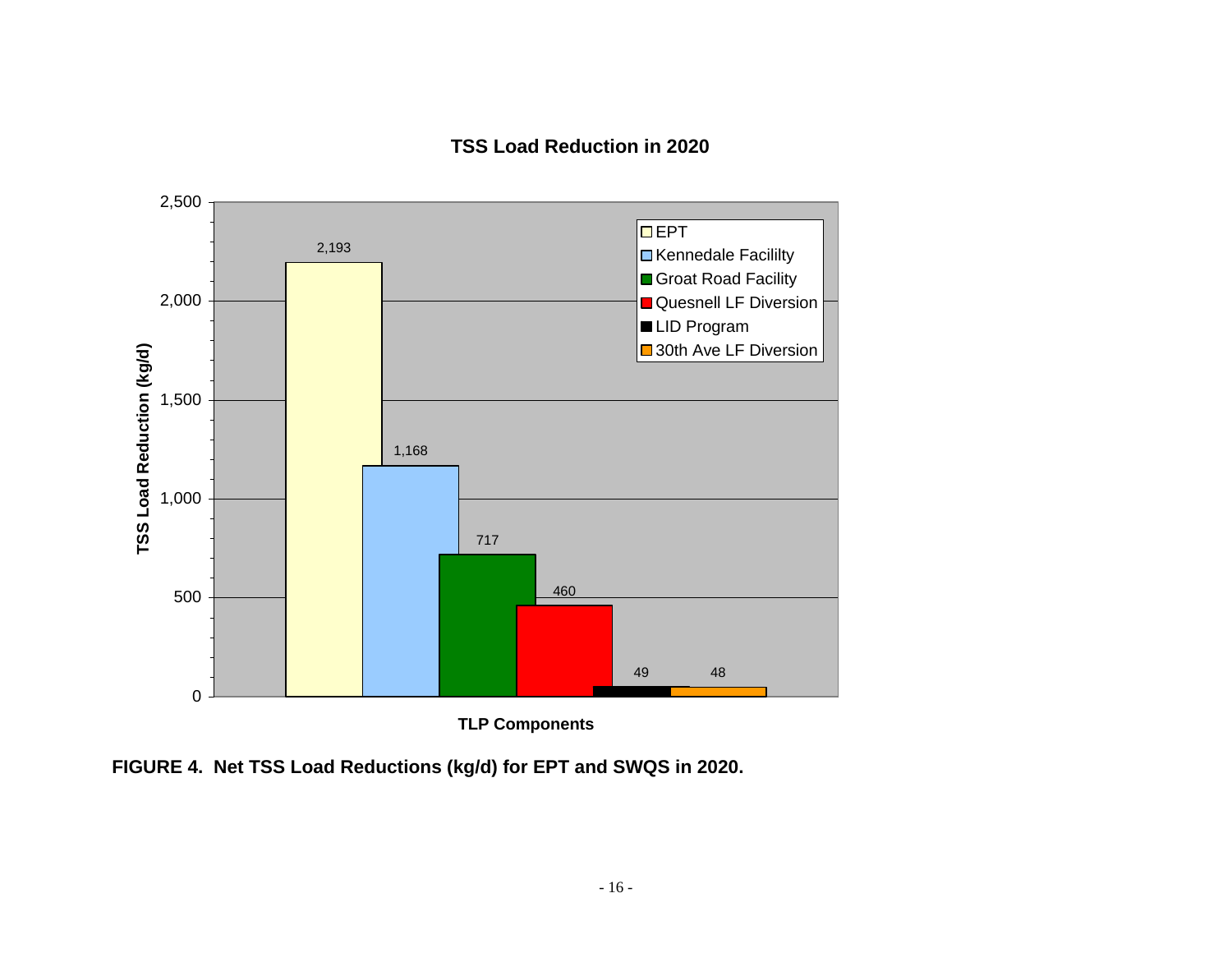**TSS Load Reduction in 2020**

| TLP Components | TSS Load Reduction (kg/d) |
|---|---|
| EPT | 2,193 |
| Kennedale Facililty | 1,168 |
| Groat Road Facility | 717 |
| Quesnell LF Diversion | 460 |
| LID Program | 49 |
| 30th Ave LF Diversion | 48 |

**FIGURE 4. Net TSS Load Reductions (kg/d) for EPT and SWQS in 2020.**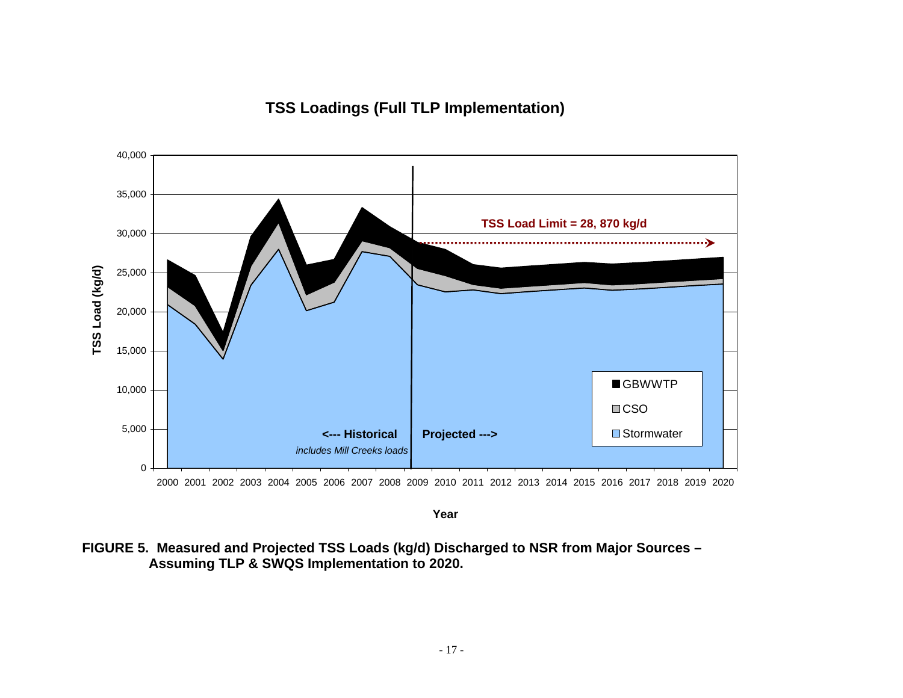**TSS Loadings (Full TLP Implementation)**

TSS Load Limit = 28, 870 kg/d

<--- Historical | Projected --->

*includes Mill Creeks loads*

Legend: GBWWTP, CSO, Stormwater

Y-axis: TSS Load (kg/d) — 0 to 40,000

X-axis: Year — 2000 to 2020

**FIGURE 5. Measured and Projected TSS Loads (kg/d) Discharged to NSR from Major Sources – Assuming TLP & SWQS Implementation to 2020.**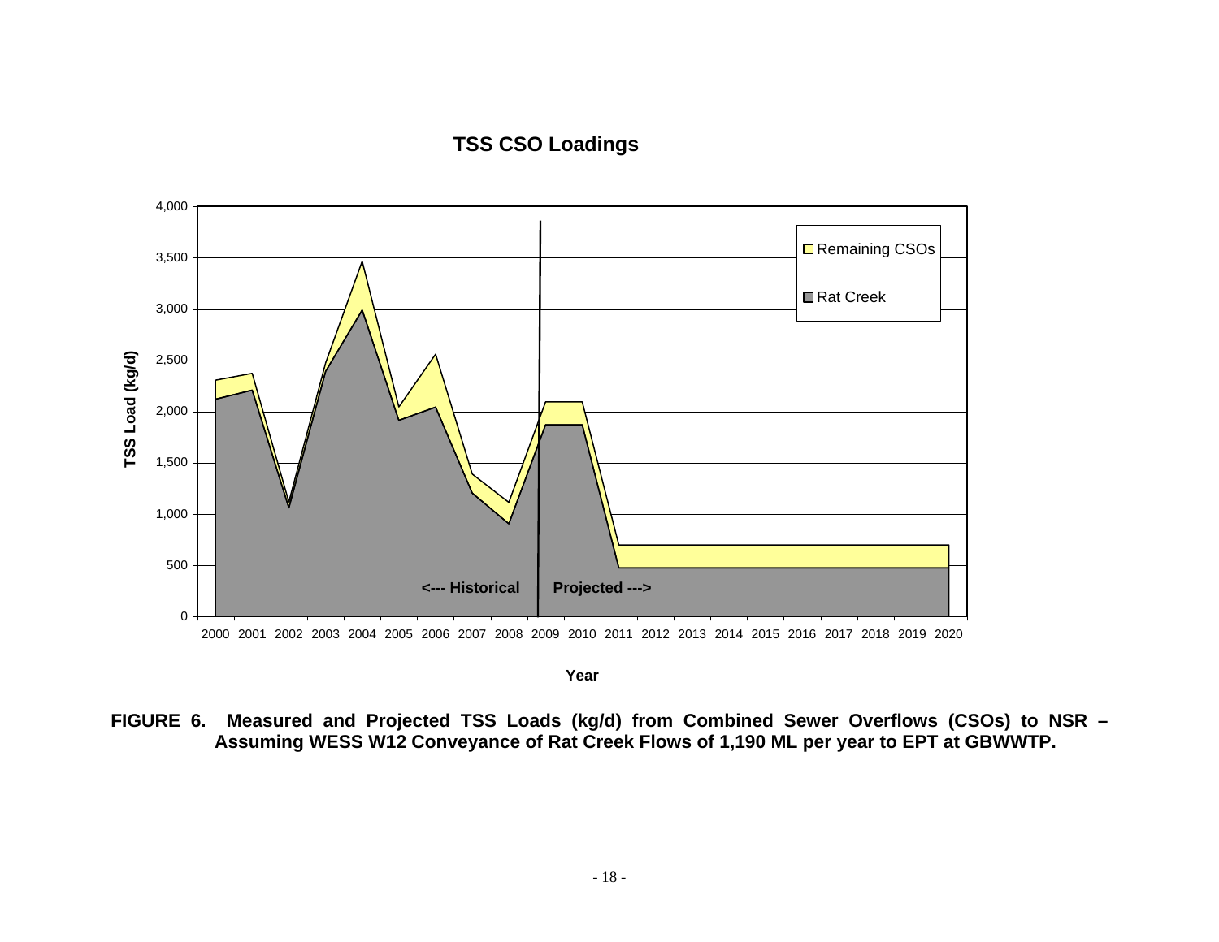**FIGURE 6. Measured and Projected TSS Loads (kg/d) from Combined Sewer Overflows (CSOs) to NSR – Assuming WESS W12 Conveyance of Rat Creek Flows of 1,190 ML per year to EPT at GBWWTP.**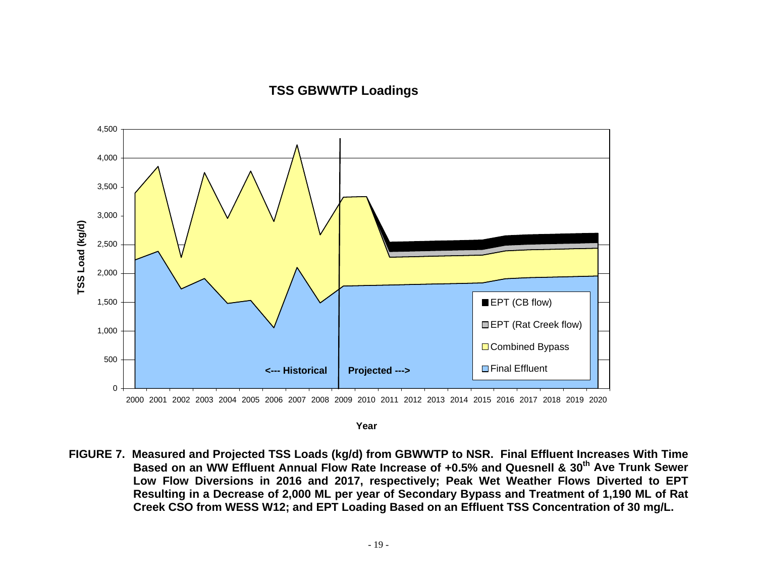**TSS GBWWTP Loadings**

TSS Load (kg/d)

<--- Historical | Projected --->

- EPT (CB flow)
- EPT (Rat Creek flow)
- Combined Bypass
- Final Effluent

Year

**FIGURE 7. Measured and Projected TSS Loads (kg/d) from GBWWTP to NSR. Final Effluent Increases With Time Based on an WW Effluent Annual Flow Rate Increase of +0.5% and Quesnell & 30th Ave Trunk Sewer Low Flow Diversions in 2016 and 2017, respectively; Peak Wet Weather Flows Diverted to EPT Resulting in a Decrease of 2,000 ML per year of Secondary Bypass and Treatment of 1,190 ML of Rat Creek CSO from WESS W12; and EPT Loading Based on an Effluent TSS Concentration of 30 mg/L.**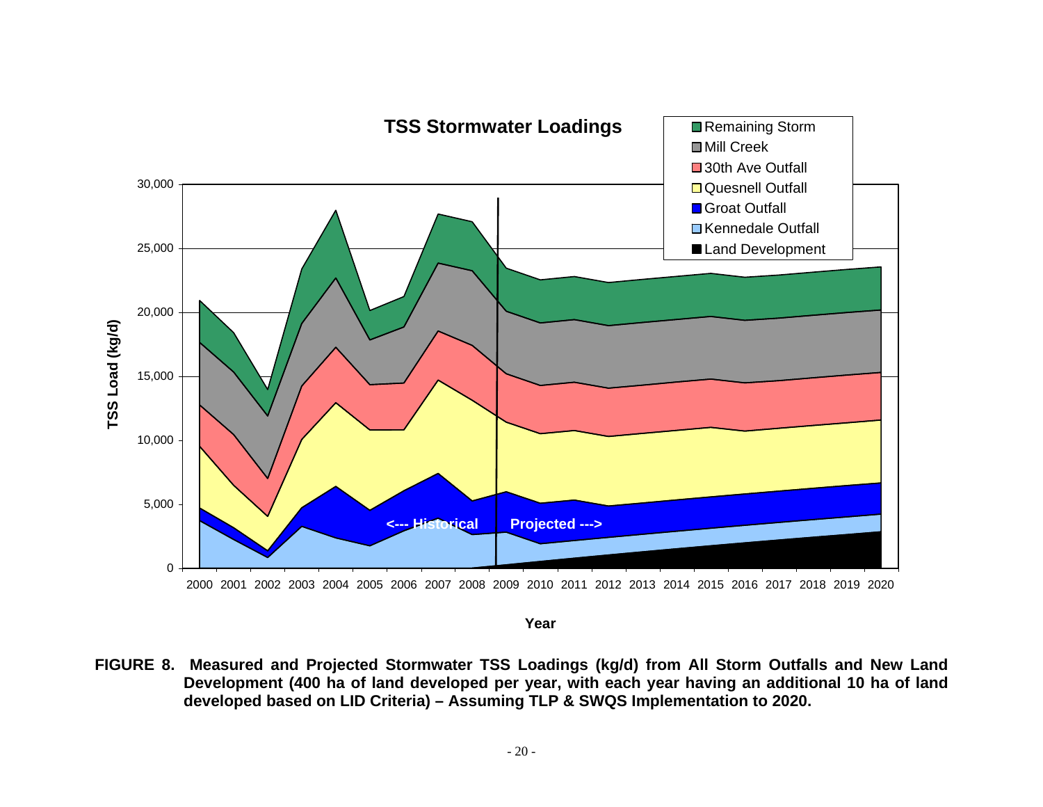**FIGURE 8. Measured and Projected Stormwater TSS Loadings (kg/d) from All Storm Outfalls and New Land Development (400 ha of land developed per year, with each year having an additional 10 ha of land developed based on LID Criteria) – Assuming TLP & SWQS Implementation to 2020.**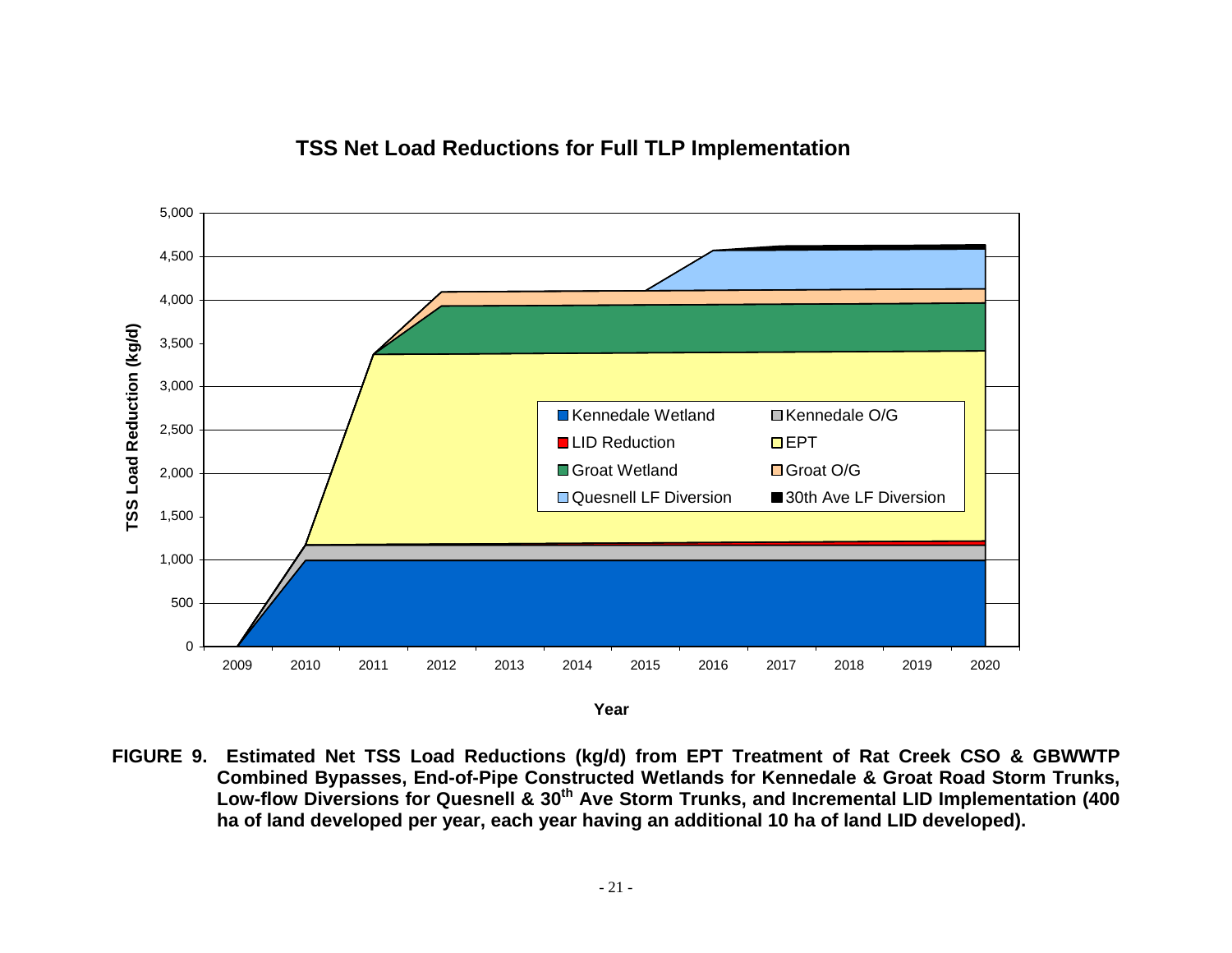**TSS Net Load Reductions for Full TLP Implementation**

**FIGURE 9. Estimated Net TSS Load Reductions (kg/d) from EPT Treatment of Rat Creek CSO & GBWWTP Combined Bypasses, End-of-Pipe Constructed Wetlands for Kennedale & Groat Road Storm Trunks, Low-flow Diversions for Quesnell & 30th Ave Storm Trunks, and Incremental LID Implementation (400 ha of land developed per year, each year having an additional 10 ha of land LID developed).**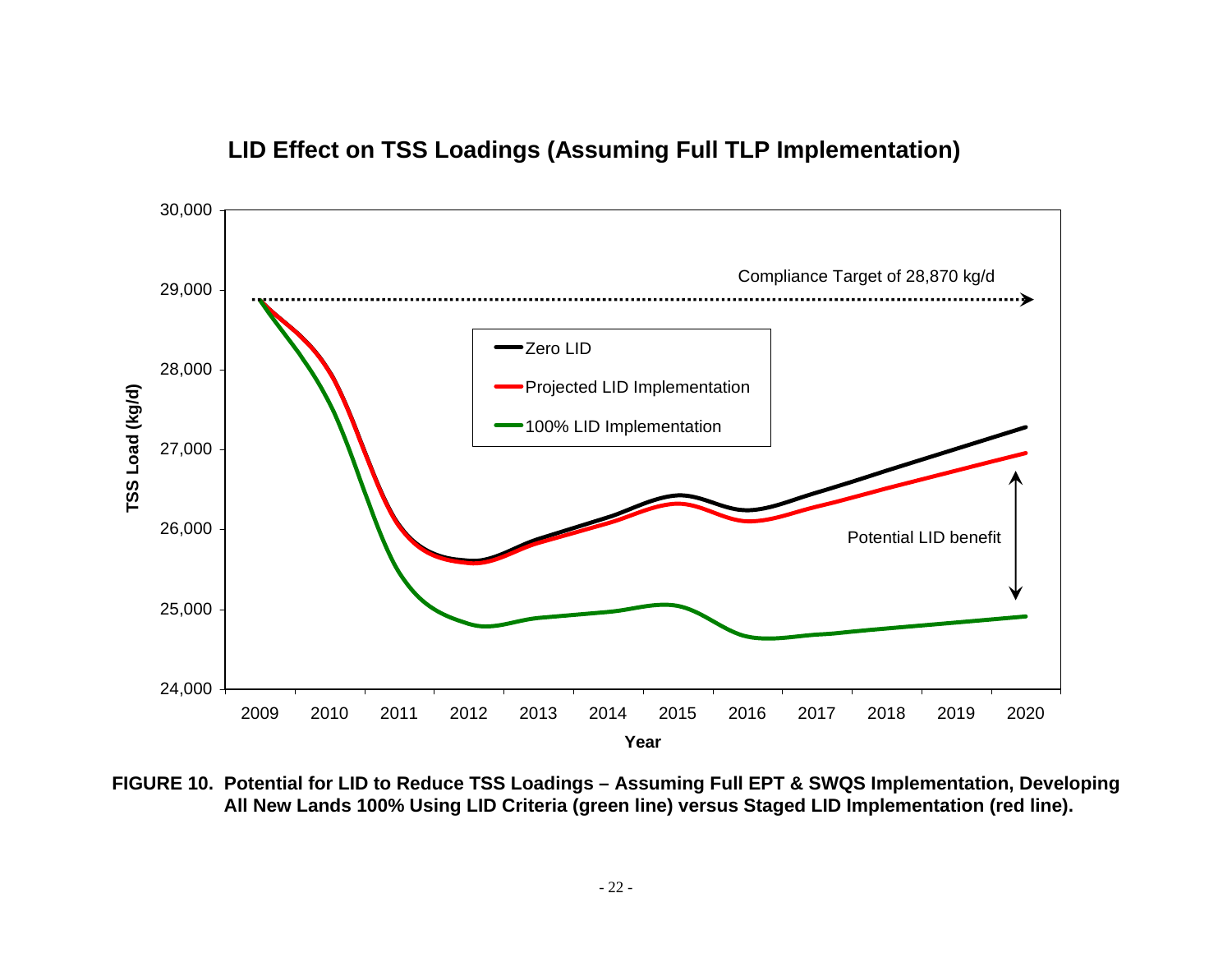**LID Effect on TSS Loadings (Assuming Full TLP Implementation)**

**FIGURE 10. Potential for LID to Reduce TSS Loadings – Assuming Full EPT & SWQS Implementation, Developing All New Lands 100% Using LID Criteria (green line) versus Staged LID Implementation (red line).**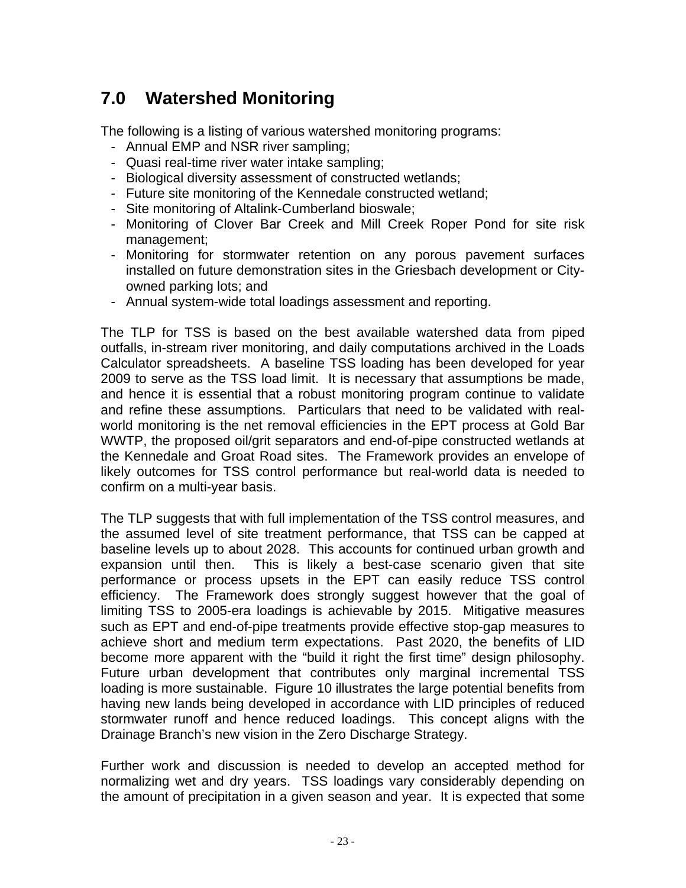## 7.0 Watershed Monitoring

The following is a listing of various watershed monitoring programs:

- Annual EMP and NSR river sampling;
- Quasi real-time river water intake sampling;
- Biological diversity assessment of constructed wetlands;
- Future site monitoring of the Kennedale constructed wetland;
- Site monitoring of Altalink-Cumberland bioswale;
- Monitoring of Clover Bar Creek and Mill Creek Roper Pond for site risk management;
- Monitoring for stormwater retention on any porous pavement surfaces installed on future demonstration sites in the Griesbach development or City-owned parking lots; and
- Annual system-wide total loadings assessment and reporting.

The TLP for TSS is based on the best available watershed data from piped outfalls, in-stream river monitoring, and daily computations archived in the Loads Calculator spreadsheets. A baseline TSS loading has been developed for year 2009 to serve as the TSS load limit. It is necessary that assumptions be made, and hence it is essential that a robust monitoring program continue to validate and refine these assumptions. Particulars that need to be validated with real-world monitoring is the net removal efficiencies in the EPT process at Gold Bar WWTP, the proposed oil/grit separators and end-of-pipe constructed wetlands at the Kennedale and Groat Road sites. The Framework provides an envelope of likely outcomes for TSS control performance but real-world data is needed to confirm on a multi-year basis.

The TLP suggests that with full implementation of the TSS control measures, and the assumed level of site treatment performance, that TSS can be capped at baseline levels up to about 2028. This accounts for continued urban growth and expansion until then. This is likely a best-case scenario given that site performance or process upsets in the EPT can easily reduce TSS control efficiency. The Framework does strongly suggest however that the goal of limiting TSS to 2005-era loadings is achievable by 2015. Mitigative measures such as EPT and end-of-pipe treatments provide effective stop-gap measures to achieve short and medium term expectations. Past 2020, the benefits of LID become more apparent with the "build it right the first time" design philosophy. Future urban development that contributes only marginal incremental TSS loading is more sustainable. Figure 10 illustrates the large potential benefits from having new lands being developed in accordance with LID principles of reduced stormwater runoff and hence reduced loadings. This concept aligns with the Drainage Branch's new vision in the Zero Discharge Strategy.

Further work and discussion is needed to develop an accepted method for normalizing wet and dry years. TSS loadings vary considerably depending on the amount of precipitation in a given season and year. It is expected that some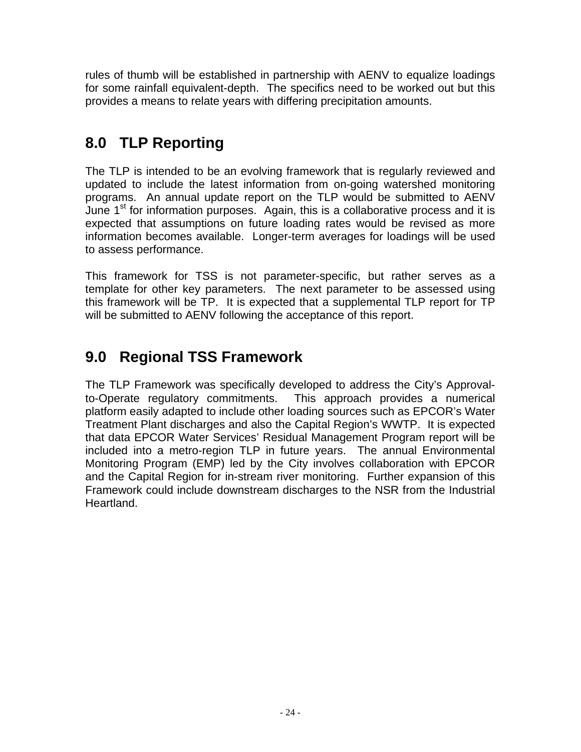rules of thumb will be established in partnership with AENV to equalize loadings for some rainfall equivalent-depth. The specifics need to be worked out but this provides a means to relate years with differing precipitation amounts.

## 8.0 TLP Reporting

The TLP is intended to be an evolving framework that is regularly reviewed and updated to include the latest information from on-going watershed monitoring programs. An annual update report on the TLP would be submitted to AENV June 1st for information purposes. Again, this is a collaborative process and it is expected that assumptions on future loading rates would be revised as more information becomes available. Longer-term averages for loadings will be used to assess performance.

This framework for TSS is not parameter-specific, but rather serves as a template for other key parameters. The next parameter to be assessed using this framework will be TP. It is expected that a supplemental TLP report for TP will be submitted to AENV following the acceptance of this report.

## 9.0 Regional TSS Framework

The TLP Framework was specifically developed to address the City's Approval-to-Operate regulatory commitments. This approach provides a numerical platform easily adapted to include other loading sources such as EPCOR's Water Treatment Plant discharges and also the Capital Region's WWTP. It is expected that data EPCOR Water Services' Residual Management Program report will be included into a metro-region TLP in future years. The annual Environmental Monitoring Program (EMP) led by the City involves collaboration with EPCOR and the Capital Region for in-stream river monitoring. Further expansion of this Framework could include downstream discharges to the NSR from the Industrial Heartland.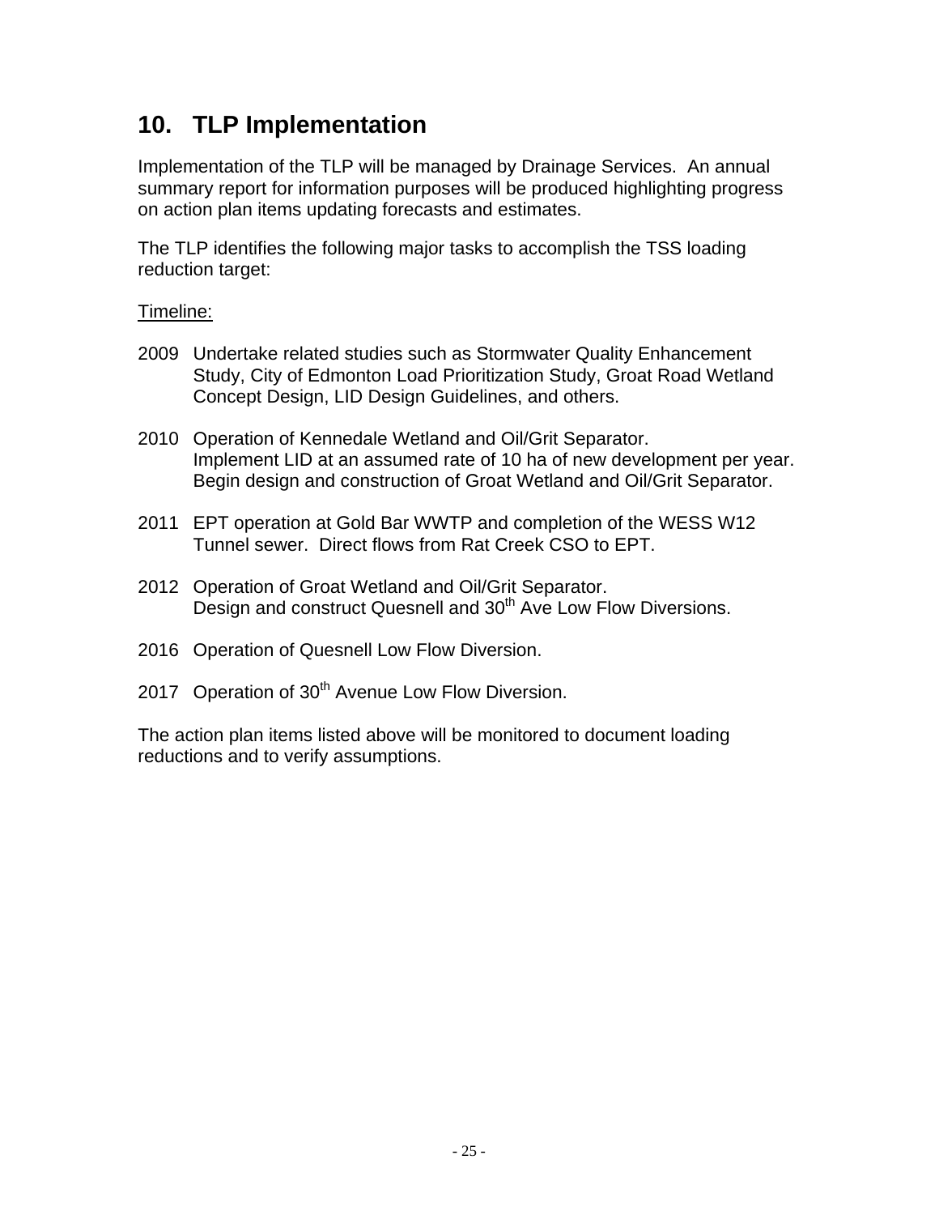## 10. TLP Implementation

Implementation of the TLP will be managed by Drainage Services. An annual summary report for information purposes will be produced highlighting progress on action plan items updating forecasts and estimates.

The TLP identifies the following major tasks to accomplish the TSS loading reduction target:

Timeline:

2009 Undertake related studies such as Stormwater Quality Enhancement Study, City of Edmonton Load Prioritization Study, Groat Road Wetland Concept Design, LID Design Guidelines, and others.

2010 Operation of Kennedale Wetland and Oil/Grit Separator.
Implement LID at an assumed rate of 10 ha of new development per year.
Begin design and construction of Groat Wetland and Oil/Grit Separator.

2011 EPT operation at Gold Bar WWTP and completion of the WESS W12 Tunnel sewer. Direct flows from Rat Creek CSO to EPT.

2012 Operation of Groat Wetland and Oil/Grit Separator.
Design and construct Quesnell and 30th Ave Low Flow Diversions.

2016 Operation of Quesnell Low Flow Diversion.

2017 Operation of 30th Avenue Low Flow Diversion.

The action plan items listed above will be monitored to document loading reductions and to verify assumptions.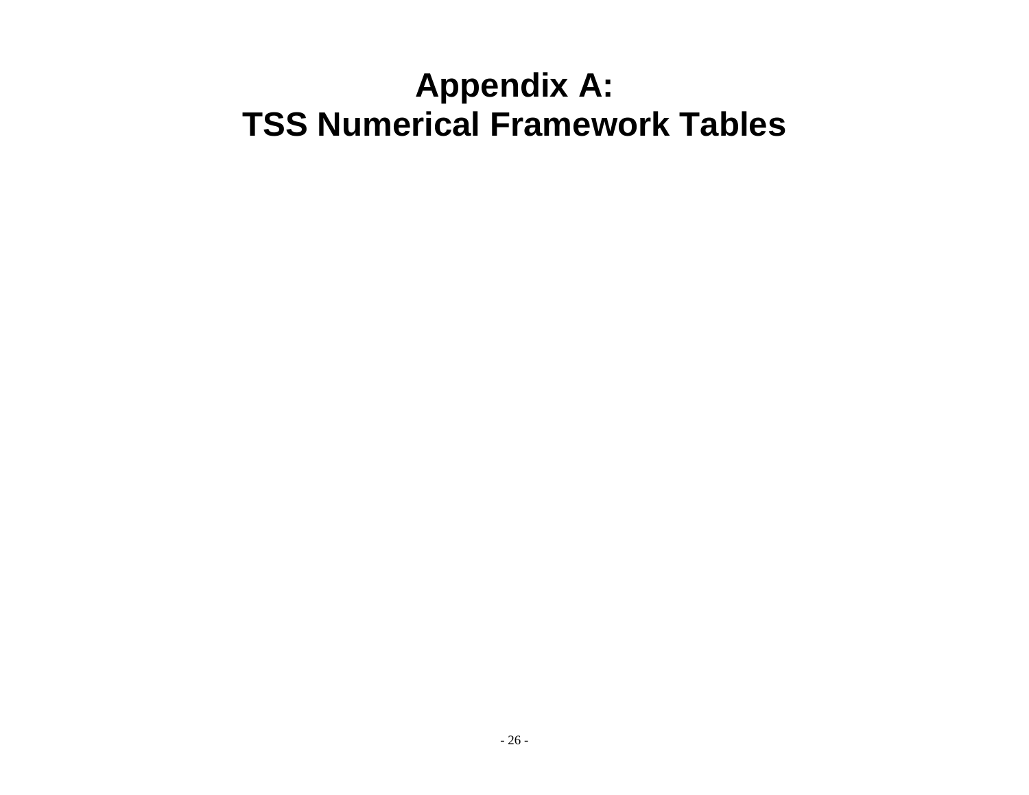# Appendix A:
# TSS Numerical Framework Tables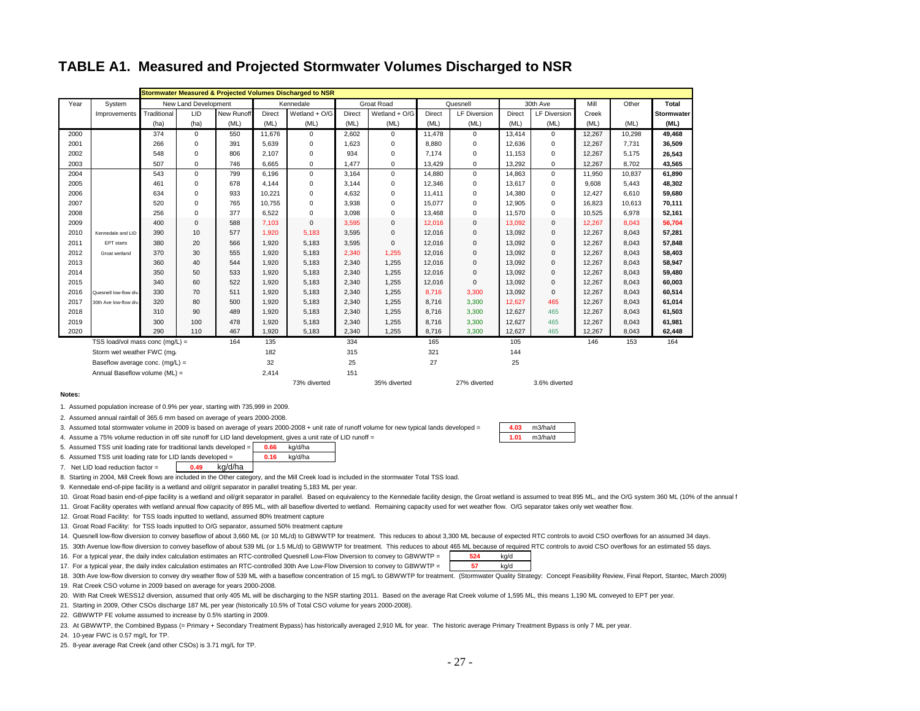# TABLE A1. Measured and Projected Stormwater Volumes Discharged to NSR

| Stormwater Measured & Projected Volumes Discharged to NSR | | | | | | | | | | | | | | | |
|---|---|---|---|---|---|---|---|---|---|---|---|---|---|---|---|
| Year | System | New Land Development | | | Kennedale | | Groat Road | | Quesnell | | 30th Ave | | Mill | Other | Total |
| | Improvements | Traditional | LID | New Runoff | Direct | Wetland + O/G | Direct | Wetland + O/G | Direct | LF Diversion | Direct | LF Diversion | Creek | | Stormwater |
| | | (ha) | (ha) | (ML) | (ML) | (ML) | (ML) | (ML) | (ML) | (ML) | (ML) | (ML) | (ML) | (ML) | (ML) |
| 2000 | | 374 | 0 | 550 | 11,676 | 0 | 2,602 | 0 | 11,478 | 0 | 13,414 | 0 | 12,267 | 10,298 | 49,468 |
| 2001 | | 266 | 0 | 391 | 5,639 | 0 | 1,623 | 0 | 8,880 | 0 | 12,636 | 0 | 12,267 | 7,731 | 36,509 |
| 2002 | | 548 | 0 | 806 | 2,107 | 0 | 934 | 0 | 7,174 | 0 | 11,153 | 0 | 12,267 | 5,175 | 26,543 |
| 2003 | | 507 | 0 | 746 | 6,665 | 0 | 1,477 | 0 | 13,429 | 0 | 13,292 | 0 | 12,267 | 8,702 | 43,565 |
| 2004 | | 543 | 0 | 799 | 6,196 | 0 | 3,164 | 0 | 14,880 | 0 | 14,863 | 0 | 11,950 | 10,837 | 61,890 |
| 2005 | | 461 | 0 | 678 | 4,144 | 0 | 3,144 | 0 | 12,346 | 0 | 13,617 | 0 | 9,608 | 5,443 | 48,302 |
| 2006 | | 634 | 0 | 933 | 10,221 | 0 | 4,632 | 0 | 11,411 | 0 | 14,380 | 0 | 12,427 | 6,610 | 59,680 |
| 2007 | | 520 | 0 | 765 | 10,755 | 0 | 3,938 | 0 | 15,077 | 0 | 12,905 | 0 | 16,823 | 10,613 | 70,111 |
| 2008 | | 256 | 0 | 377 | 6,522 | 0 | 3,098 | 0 | 13,468 | 0 | 11,570 | 0 | 10,525 | 6,978 | 52,161 |
| 2009 | | 400 | 0 | 588 | 7,103 | 0 | 3,595 | 0 | 12,016 | 0 | 13,092 | 0 | 12,267 | 8,043 | 56,704 |
| 2010 | Kennedale and LID | 390 | 10 | 577 | 1,920 | 5,183 | 3,595 | 0 | 12,016 | 0 | 13,092 | 0 | 12,267 | 8,043 | 57,281 |
| 2011 | EPT starts | 380 | 20 | 566 | 1,920 | 5,183 | 3,595 | 0 | 12,016 | 0 | 13,092 | 0 | 12,267 | 8,043 | 57,848 |
| 2012 | Groat wetland | 370 | 30 | 555 | 1,920 | 5,183 | 2,340 | 1,255 | 12,016 | 0 | 13,092 | 0 | 12,267 | 8,043 | 58,403 |
| 2013 | | 360 | 40 | 544 | 1,920 | 5,183 | 2,340 | 1,255 | 12,016 | 0 | 13,092 | 0 | 12,267 | 8,043 | 58,947 |
| 2014 | | 350 | 50 | 533 | 1,920 | 5,183 | 2,340 | 1,255 | 12,016 | 0 | 13,092 | 0 | 12,267 | 8,043 | 59,480 |
| 2015 | | 340 | 60 | 522 | 1,920 | 5,183 | 2,340 | 1,255 | 12,016 | 0 | 13,092 | 0 | 12,267 | 8,043 | 60,003 |
| 2016 | Quesnell low-flow div. | 330 | 70 | 511 | 1,920 | 5,183 | 2,340 | 1,255 | 8,716 | 3,300 | 13,092 | 0 | 12,267 | 8,043 | 60,514 |
| 2017 | 30th Ave low-flow div. | 320 | 80 | 500 | 1,920 | 5,183 | 2,340 | 1,255 | 8,716 | 3,300 | 12,627 | 465 | 12,267 | 8,043 | 61,014 |
| 2018 | | 310 | 90 | 489 | 1,920 | 5,183 | 2,340 | 1,255 | 8,716 | 3,300 | 12,627 | 465 | 12,267 | 8,043 | 61,503 |
| 2019 | | 300 | 100 | 478 | 1,920 | 5,183 | 2,340 | 1,255 | 8,716 | 3,300 | 12,627 | 465 | 12,267 | 8,043 | 61,981 |
| 2020 | | 290 | 110 | 467 | 1,920 | 5,183 | 2,340 | 1,255 | 8,716 | 3,300 | 12,627 | 465 | 12,267 | 8,043 | 62,448 |
| | TSS load/vol mass conc (mg/L) = | | | 164 | 135 | | 334 | | 165 | | 105 | | 146 | 153 | 164 |
| | Storm wet weather FWC (mg/ | | | | 182 | | 315 | | 321 | | 144 | | | | |
| | Baseflow average conc. (mg/L) = | | | | 32 | | 25 | | 27 | | 25 | | | | |
| | Annual Baseflow volume (ML) = | | | | 2,414 | | 151 | | | | | | | | |
| | | | | | | 73% diverted | | 35% diverted | | 27% diverted | | 3.6% diverted | | | |

**Notes:**

1. Assumed population increase of 0.9% per year, starting with 735,999 in 2009.
2. Assumed annual rainfall of 365.6 mm based on average of years 2000-2008.
3. Assumed total stormwater volume in 2009 is based on average of years 2000-2008 + unit rate of runoff volume for new typical lands developed = 4.03 m3/ha/d
4. Assume a 75% volume reduction in off site runoff for LID land development, gives a unit rate of LID runoff = 1.01 m3/ha/d
5. Assumed TSS unit loading rate for traditional lands developed = 0.66 kg/d/ha
6. Assumed TSS unit loading rate for LID lands developed = 0.16 kg/d/ha
7. Net LID load reduction factor = 0.49 kg/d/ha
8. Starting in 2004, Mill Creek flows are included in the Other category, and the Mill Creek load is included in the stormwater Total TSS load.
9. Kennedale end-of-pipe facility is a wetland and oil/grit separator in parallel treating 5,183 ML per year.
10. Groat Road basin end-of-pipe facility is a wetland and oil/grit separator in parallel. Based on equivalency to the Kennedale facility design, the Groat wetland is assumed to treat 895 ML, and the O/G system 360 ML (10% of the annual f
11. Groat Facility operates with wetland annual flow capacity of 895 ML, with all baseflow diverted to wetland. Remaining capacity used for wet weather flow. O/G separator takes only wet weather flow.
12. Groat Road Facility: for TSS loads inputted to wetland, assumed 80% treatment capture
13. Groat Road Facility: for TSS loads inputted to O/G separator, assumed 50% treatment capture
14. Quesnell low-flow diversion to convey baseflow of about 3,660 ML (or 10 ML/d) to GBWWTP for treatment. This reduces to about 3,300 ML because of expected RTC controls to avoid CSO overflows for an assumed 34 days.
15. 30th Avenue low-flow diversion to convey baseflow of about 539 ML (or 1.5 ML/d) to GBWWTP for treatment. This reduces to about 465 ML because of required RTC controls to avoid CSO overflows for an estimated 55 days.
16. For a typical year, the daily index calculation estimates an RTC-controlled Quesnell Low-Flow Diversion to convey to GBWWTP = 524 kg/d
17. For a typical year, the daily index calculation estimates an RTC-controlled 30th Ave Low-Flow Diversion to convey to GBWWTP = 57 kg/d
18. 30th Ave low-flow diversion to convey dry weather flow of 539 ML with a baseflow concentration of 15 mg/L to GBWWTP for treatment. (Stormwater Quality Strategy: Concept Feasibility Review, Final Report, Stantec, March 2009)
19. Rat Creek CSO volume in 2009 based on average for years 2000-2008.
20. With Rat Creek WESS12 diversion, assumed that only 405 ML will be discharging to the NSR starting 2011. Based on the average Rat Creek volume of 1,595 ML, this means 1,190 ML conveyed to EPT per year.
21. Starting in 2009, Other CSOs discharge 187 ML per year (historically 10.5% of Total CSO volume for years 2000-2008).
22. GBWWTP FE volume assumed to increase by 0.5% starting in 2009.
23. At GBWWTP, the Combined Bypass (= Primary + Secondary Treatment Bypass) has historically averaged 2,910 ML for year. The historic average Primary Treatment Bypass is only 7 ML per year.
24. 10-year FWC is 0.57 mg/L for TP.
25. 8-year average Rat Creek (and other CSOs) is 3.71 mg/L for TP.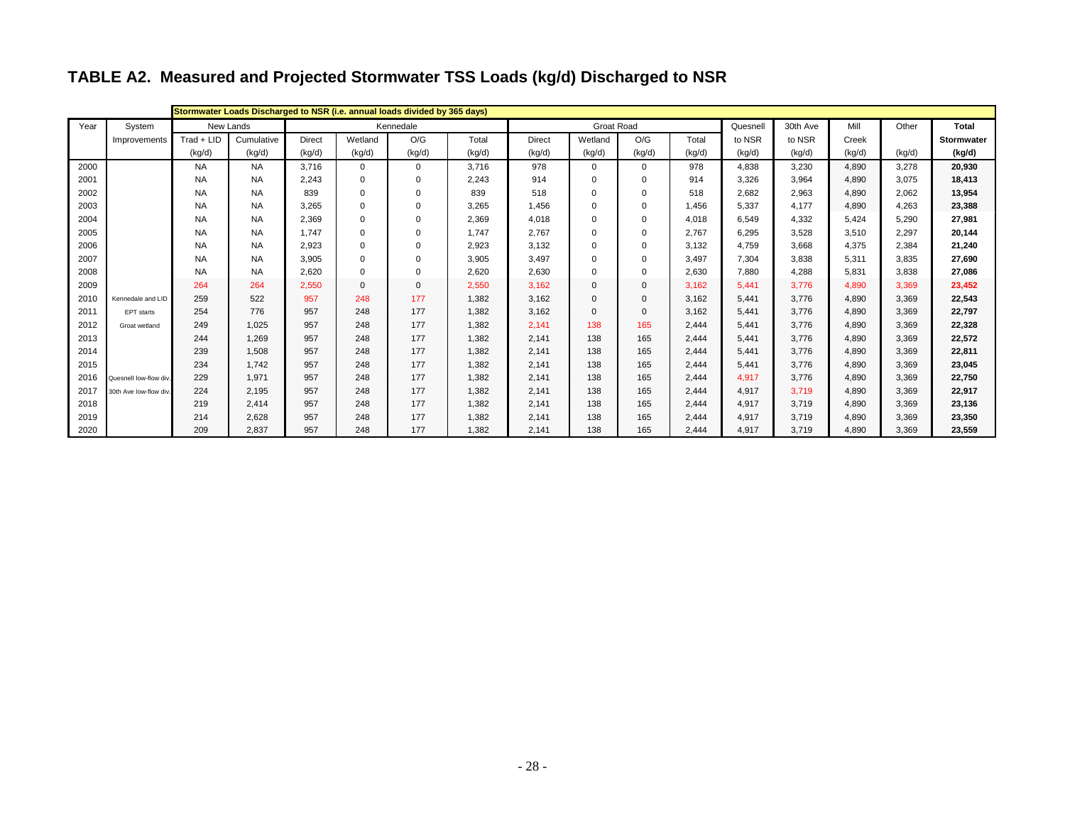# TABLE A2. Measured and Projected Stormwater TSS Loads (kg/d) Discharged to NSR

| Year | System Improvements | Stormwater Loads Discharged to NSR (i.e. annual loads divided by 365 days) | | | | | | | | | | | | | | | |
|---|---|---|---|---|---|---|---|---|---|---|---|---|---|---|---|---|---|
| | | New Lands | | Kennedale | | | | Groat Road | | | | Quesnell | 30th Ave | Mill | Other | **Total** |
| | | Trad + LID | Cumulative | Direct | Wetland | O/G | Total | Direct | Wetland | O/G | Total | to NSR | to NSR | Creek | | **Stormwater** |
| | | (kg/d) | (kg/d) | (kg/d) | (kg/d) | (kg/d) | (kg/d) | (kg/d) | (kg/d) | (kg/d) | (kg/d) | (kg/d) | (kg/d) | | (kg/d) | **(kg/d)** |
| 2000 | | NA | NA | 3,716 | 0 | 0 | 3,716 | 978 | 0 | 0 | 978 | 4,838 | 3,230 | 4,890 | 3,278 | **20,930** |
| 2001 | | NA | NA | 2,243 | 0 | 0 | 2,243 | 914 | 0 | 0 | 914 | 3,326 | 3,964 | 4,890 | 3,075 | **18,413** |
| 2002 | | NA | NA | 839 | 0 | 0 | 839 | 518 | 0 | 0 | 518 | 2,682 | 2,963 | 4,890 | 2,062 | **13,954** |
| 2003 | | NA | NA | 3,265 | 0 | 0 | 3,265 | 1,456 | 0 | 0 | 1,456 | 5,337 | 4,177 | 4,890 | 4,263 | **23,388** |
| 2004 | | NA | NA | 2,369 | 0 | 0 | 2,369 | 4,018 | 0 | 0 | 4,018 | 6,549 | 4,332 | 5,424 | 5,290 | **27,981** |
| 2005 | | NA | NA | 1,747 | 0 | 0 | 1,747 | 2,767 | 0 | 0 | 2,767 | 6,295 | 3,528 | 3,510 | 2,297 | **20,144** |
| 2006 | | NA | NA | 2,923 | 0 | 0 | 2,923 | 3,132 | 0 | 0 | 3,132 | 4,759 | 3,668 | 4,375 | 2,384 | **21,240** |
| 2007 | | NA | NA | 3,905 | 0 | 0 | 3,905 | 3,497 | 0 | 0 | 3,497 | 7,304 | 3,838 | 5,311 | 3,835 | **27,690** |
| 2008 | | NA | NA | 2,620 | 0 | 0 | 2,620 | 2,630 | 0 | 0 | 2,630 | 7,880 | 4,288 | 5,831 | 3,838 | **27,086** |
| 2009 | | 264 | 264 | 2,550 | 0 | 0 | 2,550 | 3,162 | 0 | 0 | 3,162 | 5,441 | 3,776 | 4,890 | 3,369 | **23,452** |
| 2010 | Kennedale and LID | 259 | 522 | 957 | 248 | 177 | 1,382 | 3,162 | 0 | 0 | 3,162 | 5,441 | 3,776 | 4,890 | 3,369 | **22,543** |
| 2011 | EPT starts | 254 | 776 | 957 | 248 | 177 | 1,382 | 3,162 | 0 | 0 | 3,162 | 5,441 | 3,776 | 4,890 | 3,369 | **22,797** |
| 2012 | Groat wetland | 249 | 1,025 | 957 | 248 | 177 | 1,382 | 2,141 | 138 | 165 | 2,444 | 5,441 | 3,776 | 4,890 | 3,369 | **22,328** |
| 2013 | | 244 | 1,269 | 957 | 248 | 177 | 1,382 | 2,141 | 138 | 165 | 2,444 | 5,441 | 3,776 | 4,890 | 3,369 | **22,572** |
| 2014 | | 239 | 1,508 | 957 | 248 | 177 | 1,382 | 2,141 | 138 | 165 | 2,444 | 5,441 | 3,776 | 4,890 | 3,369 | **22,811** |
| 2015 | | 234 | 1,742 | 957 | 248 | 177 | 1,382 | 2,141 | 138 | 165 | 2,444 | 5,441 | 3,776 | 4,890 | 3,369 | **23,045** |
| 2016 | Quesnell low-flow div. | 229 | 1,971 | 957 | 248 | 177 | 1,382 | 2,141 | 138 | 165 | 2,444 | 4,917 | 3,776 | 4,890 | 3,369 | **22,750** |
| 2017 | 30th Ave low-flow div. | 224 | 2,195 | 957 | 248 | 177 | 1,382 | 2,141 | 138 | 165 | 2,444 | 4,917 | 3,719 | 4,890 | 3,369 | **22,917** |
| 2018 | | 219 | 2,414 | 957 | 248 | 177 | 1,382 | 2,141 | 138 | 165 | 2,444 | 4,917 | 3,719 | 4,890 | 3,369 | **23,136** |
| 2019 | | 214 | 2,628 | 957 | 248 | 177 | 1,382 | 2,141 | 138 | 165 | 2,444 | 4,917 | 3,719 | 4,890 | 3,369 | **23,350** |
| 2020 | | 209 | 2,837 | 957 | 248 | 177 | 1,382 | 2,141 | 138 | 165 | 2,444 | 4,917 | 3,719 | 4,890 | 3,369 | **23,559** |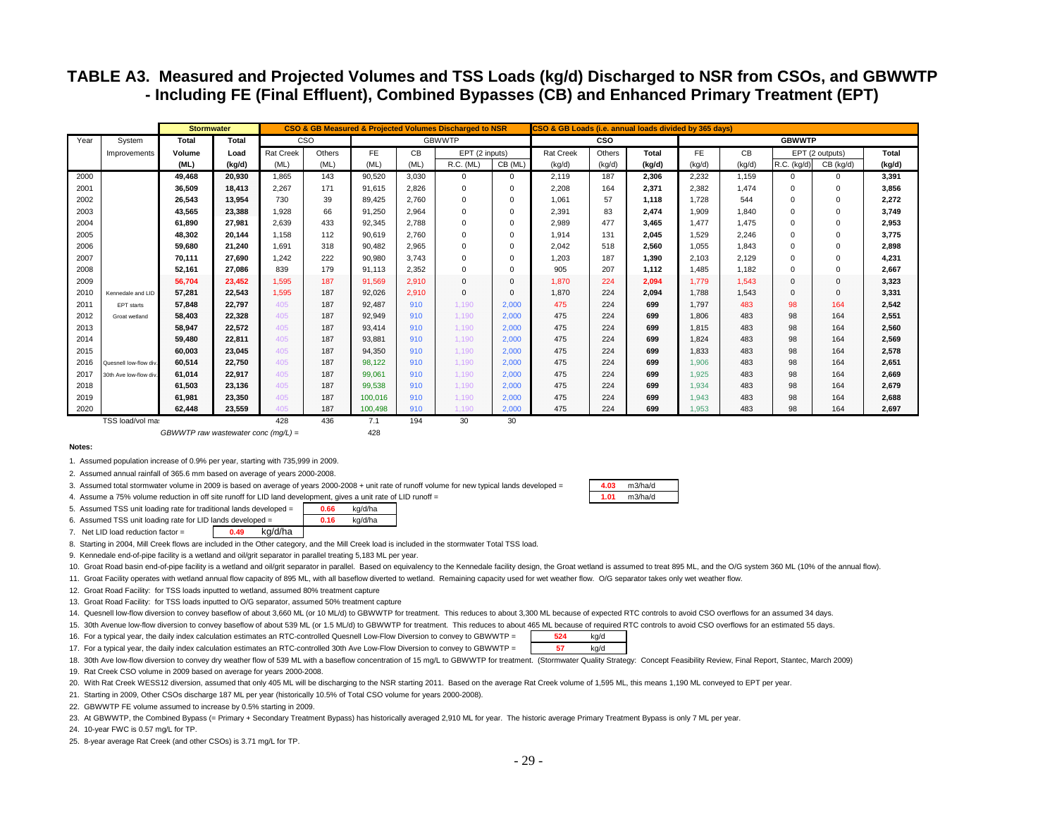# TABLE A3. Measured and Projected Volumes and TSS Loads (kg/d) Discharged to NSR from CSOs, and GBWWTP - Including FE (Final Effluent), Combined Bypasses (CB) and Enhanced Primary Treatment (EPT)

| | | Stormwater | | CSO & GB Measured & Projected Volumes Discharged to NSR | | | | | | CSO & GB Loads (i.e. annual loads divided by 365 days) | | | | | | | |
|---|---|---|---|---|---|---|---|---|---|---|---|---|---|---|---|---|---|
| Year | System | Total | Total | CSO | | GBWWTP | | | | CSO | | | GBWWTP | | | | |
| | Improvements | Volume | Load | Rat Creek | Others | FE | CB | EPT (2 inputs) | | Rat Creek | Others | Total | FE | CB | EPT (2 outputs) | | Total |
| | | (ML) | (kg/d) | (ML) | (ML) | (ML) | (ML) | R.C. (ML) | CB (ML) | (kg/d) | (kg/d) | (kg/d) | (kg/d) | (kg/d) | R.C. (kg/d) | CB (kg/d) | (kg/d) |
| 2000 | | 49,468 | 20,930 | 1,865 | 143 | 90,520 | 3,030 | 0 | 0 | 2,119 | 187 | 2,306 | 2,232 | 1,159 | 0 | 0 | 3,391 |
| 2001 | | 36,509 | 18,413 | 2,267 | 171 | 91,615 | 2,826 | 0 | 0 | 2,208 | 164 | 2,371 | 2,382 | 1,474 | 0 | 0 | 3,856 |
| 2002 | | 26,543 | 13,954 | 730 | 39 | 89,425 | 2,760 | 0 | 0 | 1,061 | 57 | 1,118 | 1,728 | 544 | 0 | 0 | 2,272 |
| 2003 | | 43,565 | 23,388 | 1,928 | 66 | 91,250 | 2,964 | 0 | 0 | 2,391 | 83 | 2,474 | 1,909 | 1,840 | 0 | 0 | 3,749 |
| 2004 | | 61,890 | 27,981 | 2,639 | 433 | 92,345 | 2,788 | 0 | 0 | 2,989 | 477 | 3,465 | 1,477 | 1,475 | 0 | 0 | 2,953 |
| 2005 | | 48,302 | 20,144 | 1,158 | 112 | 90,619 | 2,760 | 0 | 0 | 1,914 | 131 | 2,045 | 1,529 | 2,246 | 0 | 0 | 3,775 |
| 2006 | | 59,680 | 21,240 | 1,691 | 318 | 90,482 | 2,965 | 0 | 0 | 2,042 | 518 | 2,560 | 1,055 | 1,843 | 0 | 0 | 2,898 |
| 2007 | | 70,111 | 27,690 | 1,242 | 222 | 90,980 | 3,743 | 0 | 0 | 1,203 | 187 | 1,390 | 2,103 | 2,129 | 0 | 0 | 4,231 |
| 2008 | | 52,161 | 27,086 | 839 | 179 | 91,113 | 2,352 | 0 | 0 | 905 | 207 | 1,112 | 1,485 | 1,182 | 0 | 0 | 2,667 |
| 2009 | | 56,704 | 23,452 | 1,595 | 187 | 91,569 | 2,910 | 0 | 0 | 1,870 | 224 | 2,094 | 1,779 | 1,543 | 0 | 0 | 3,323 |
| 2010 | Kennedale and LID | 57,281 | 22,543 | 1,595 | 187 | 92,026 | 2,910 | 0 | 0 | 1,870 | 224 | 2,094 | 1,788 | 1,543 | 0 | 0 | 3,331 |
| 2011 | EPT starts | 57,848 | 22,797 | 405 | 187 | 92,487 | 910 | 1,190 | 2,000 | 475 | 224 | 699 | 1,797 | 483 | 98 | 164 | 2,542 |
| 2012 | Groat wetland | 58,403 | 22,328 | 405 | 187 | 92,949 | 910 | 1,190 | 2,000 | 475 | 224 | 699 | 1,806 | 483 | 98 | 164 | 2,551 |
| 2013 | | 58,947 | 22,572 | 405 | 187 | 93,414 | 910 | 1,190 | 2,000 | 475 | 224 | 699 | 1,815 | 483 | 98 | 164 | 2,560 |
| 2014 | | 59,480 | 22,811 | 405 | 187 | 93,881 | 910 | 1,190 | 2,000 | 475 | 224 | 699 | 1,824 | 483 | 98 | 164 | 2,569 |
| 2015 | | 60,003 | 23,045 | 405 | 187 | 94,350 | 910 | 1,190 | 2,000 | 475 | 224 | 699 | 1,833 | 483 | 98 | 164 | 2,578 |
| 2016 | Quesnell low-flow div. | 60,514 | 22,750 | 405 | 187 | 98,122 | 910 | 1,190 | 2,000 | 475 | 224 | 699 | 1,906 | 483 | 98 | 164 | 2,651 |
| 2017 | 30th Ave low-flow div. | 61,014 | 22,917 | 405 | 187 | 99,061 | 910 | 1,190 | 2,000 | 475 | 224 | 699 | 1,925 | 483 | 98 | 164 | 2,669 |
| 2018 | | 61,503 | 23,136 | 405 | 187 | 99,538 | 910 | 1,190 | 2,000 | 475 | 224 | 699 | 1,934 | 483 | 98 | 164 | 2,679 |
| 2019 | | 61,981 | 23,350 | 405 | 187 | 100,016 | 910 | 1,190 | 2,000 | 475 | 224 | 699 | 1,943 | 483 | 98 | 164 | 2,688 |
| 2020 | | 62,448 | 23,559 | 405 | 187 | 100,498 | 910 | 1,190 | 2,000 | 475 | 224 | 699 | 1,953 | 483 | 98 | 164 | 2,697 |
| | TSS load/vol ma | | | 428 | 436 | 7.1 | 194 | 30 | 30 | | | | | | | | |
| | *GBWWTP raw wastewater conc (mg/L) =* | | | | | 428 | | | | | | | | | | | |

**Notes:**

1. Assumed population increase of 0.9% per year, starting with 735,999 in 2009.
2. Assumed annual rainfall of 365.6 mm based on average of years 2000-2008.
3. Assumed total stormwater volume in 2009 is based on average of years 2000-2008 + unit rate of runoff volume for new typical lands developed = 4.03 m3/ha/d
4. Assume a 75% volume reduction in off site runoff for LID land development, gives a unit rate of LID runoff = 1.01 m3/ha/d
5. Assumed TSS unit loading rate for traditional lands developed = 0.66 kg/d/ha
6. Assumed TSS unit loading rate for LID lands developed = 0.16 kg/d/ha
7. Net LID load reduction factor = 0.49 kg/d/ha
8. Starting in 2004, Mill Creek flows are included in the Other category, and the Mill Creek load is included in the stormwater Total TSS load.
9. Kennedale end-of-pipe facility is a wetland and oil/grit separator in parallel treating 5,183 ML per year.
10. Groat Road basin end-of-pipe facility is a wetland and oil/grit separator in parallel. Based on equivalency to the Kennedale facility design, the Groat wetland is assumed to treat 895 ML, and the O/G system 360 ML (10% of the annual flow).
11. Groat Facility operates with wetland annual flow capacity of 895 ML, with all baseflow diverted to wetland. Remaining capacity used for wet weather flow. O/G separator takes only wet weather flow.
12. Groat Road Facility: for TSS loads inputted to wetland, assumed 80% treatment capture
13. Groat Road Facility: for TSS loads inputted to O/G separator, assumed 50% treatment capture
14. Quesnell low-flow diversion to convey baseflow of about 3,660 ML (or 10 ML/d) to GBWWTP for treatment. This reduces to about 3,300 ML because of expected RTC controls to avoid CSO overflows for an assumed 34 days.
15. 30th Avenue low-flow diversion to convey baseflow of about 539 ML (or 1.5 ML/d) to GBWWTP for treatment. This reduces to about 465 ML because of required RTC controls to avoid CSO overflows for an estimated 55 days.
16. For a typical year, the daily index calculation estimates an RTC-controlled Quesnell Low-Flow Diversion to convey to GBWWTP = 524 kg/d
17. For a typical year, the daily index calculation estimates an RTC-controlled 30th Ave Low-Flow Diversion to convey to GBWWTP = 57 kg/d
18. 30th Ave low-flow diversion to convey dry weather flow of 539 ML with a baseflow concentration of 15 mg/L to GBWWTP for treatment. (Stormwater Quality Strategy: Concept Feasibility Review, Final Report, Stantec, March 2009)
19. Rat Creek CSO volume in 2009 based on average for years 2000-2008.
20. With Rat Creek WESS12 diversion, assumed that only 405 ML will be discharging to the NSR starting 2011. Based on the average Rat Creek volume of 1,595 ML, this means 1,190 ML conveyed to EPT per year.
21. Starting in 2009, Other CSOs discharge 187 ML per year (historically 10.5% of Total CSO volume for years 2000-2008).
22. GBWWTP FE volume assumed to increase by 0.5% starting in 2009.
23. At GBWWTP, the Combined Bypass (= Primary + Secondary Treatment Bypass) has historically averaged 2,910 ML for year. The historic average Primary Treatment Bypass is only 7 ML per year.
24. 10-year FWC is 0.57 mg/L for TP.
25. 8-year average Rat Creek (and other CSOs) is 3.71 mg/L for TP.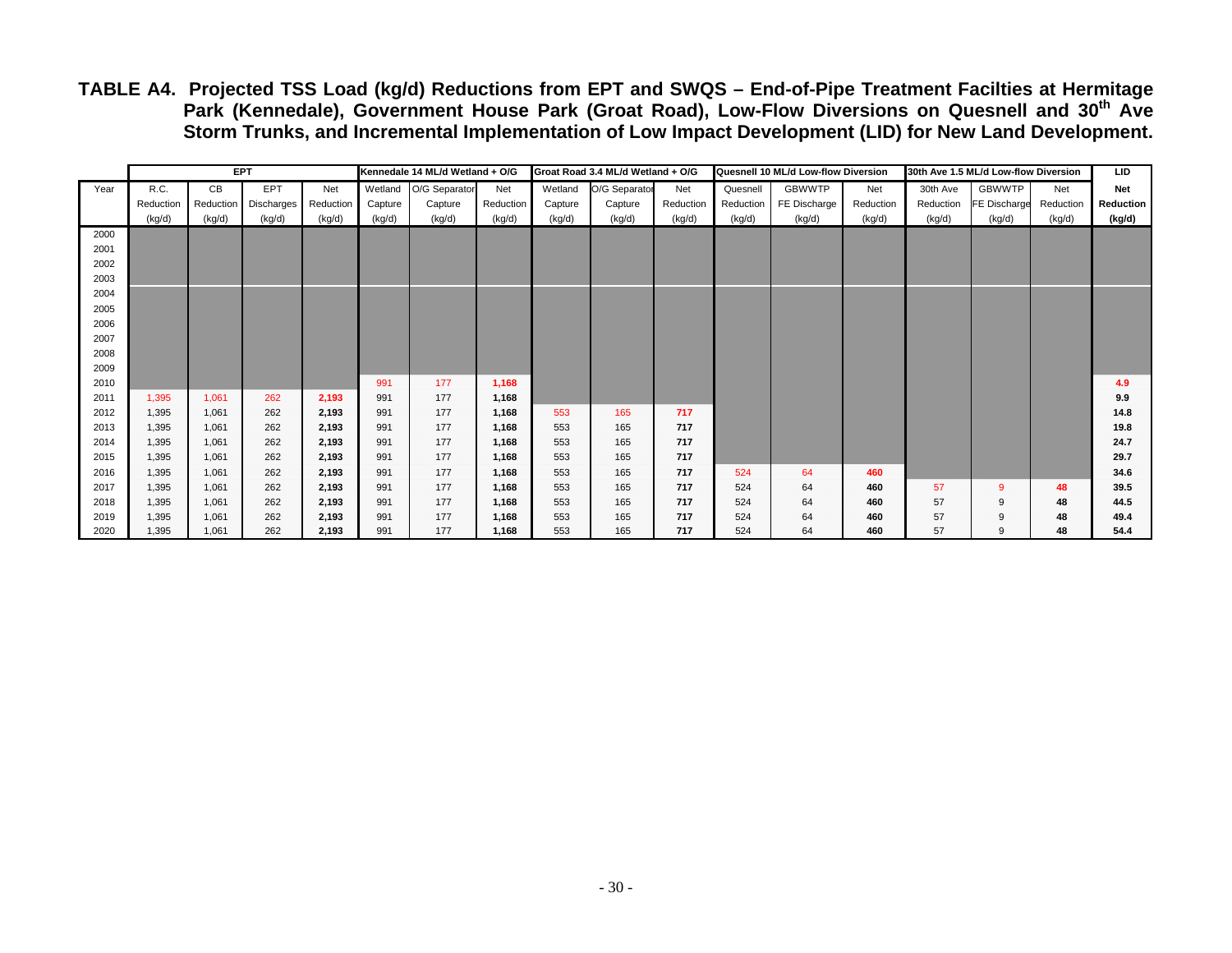**TABLE A4. Projected TSS Load (kg/d) Reductions from EPT and SWQS – End-of-Pipe Treatment Facilties at Hermitage Park (Kennedale), Government House Park (Groat Road), Low-Flow Diversions on Quesnell and 30th Ave Storm Trunks, and Incremental Implementation of Low Impact Development (LID) for New Land Development.**

| | EPT | | | | Kennedale 14 ML/d Wetland + O/G | | | Groat Road 3.4 ML/d Wetland + O/G | | | Quesnell 10 ML/d Low-flow Diversion | | | 30th Ave 1.5 ML/d Low-flow Diversion | | | LID |
|---|---|---|---|---|---|---|---|---|---|---|---|---|---|---|---|---|---|
| Year | R.C. Reduction (kg/d) | CB Reduction (kg/d) | EPT Discharges (kg/d) | Net Reduction (kg/d) | Wetland Capture (kg/d) | O/G Separator Capture (kg/d) | Net Reduction (kg/d) | Wetland Capture (kg/d) | O/G Separator Capture (kg/d) | Net Reduction (kg/d) | Quesnell Reduction (kg/d) | GBWWTP FE Discharge (kg/d) | Net Reduction (kg/d) | 30th Ave Reduction (kg/d) | GBWWTP FE Discharge (kg/d) | Net Reduction (kg/d) | **Net Reduction (kg/d)** |
| 2000 | | | | | | | | | | | | | | | | | |
| 2001 | | | | | | | | | | | | | | | | | |
| 2002 | | | | | | | | | | | | | | | | | |
| 2003 | | | | | | | | | | | | | | | | | |
| 2004 | | | | | | | | | | | | | | | | | |
| 2005 | | | | | | | | | | | | | | | | | |
| 2006 | | | | | | | | | | | | | | | | | |
| 2007 | | | | | | | | | | | | | | | | | |
| 2008 | | | | | | | | | | | | | | | | | |
| 2009 | | | | | | | | | | | | | | | | | |
| 2010 | | | | | 991 | 177 | **1,168** | | | | | | | | | | **4.9** |
| 2011 | 1,395 | 1,061 | 262 | **2,193** | 991 | 177 | **1,168** | | | | | | | | | | **9.9** |
| 2012 | 1,395 | 1,061 | 262 | **2,193** | 991 | 177 | **1,168** | 553 | 165 | **717** | | | | | | | **14.8** |
| 2013 | 1,395 | 1,061 | 262 | **2,193** | 991 | 177 | **1,168** | 553 | 165 | **717** | | | | | | | **19.8** |
| 2014 | 1,395 | 1,061 | 262 | **2,193** | 991 | 177 | **1,168** | 553 | 165 | **717** | | | | | | | **24.7** |
| 2015 | 1,395 | 1,061 | 262 | **2,193** | 991 | 177 | **1,168** | 553 | 165 | **717** | | | | | | | **29.7** |
| 2016 | 1,395 | 1,061 | 262 | **2,193** | 991 | 177 | **1,168** | 553 | 165 | **717** | 524 | 64 | **460** | | | | **34.6** |
| 2017 | 1,395 | 1,061 | 262 | **2,193** | 991 | 177 | **1,168** | 553 | 165 | **717** | 524 | 64 | **460** | 57 | 9 | **48** | **39.5** |
| 2018 | 1,395 | 1,061 | 262 | **2,193** | 991 | 177 | **1,168** | 553 | 165 | **717** | 524 | 64 | **460** | 57 | 9 | **48** | **44.5** |
| 2019 | 1,395 | 1,061 | 262 | **2,193** | 991 | 177 | **1,168** | 553 | 165 | **717** | 524 | 64 | **460** | 57 | 9 | **48** | **49.4** |
| 2020 | 1,395 | 1,061 | 262 | **2,193** | 991 | 177 | **1,168** | 553 | 165 | **717** | 524 | 64 | **460** | 57 | 9 | **48** | **54.4** |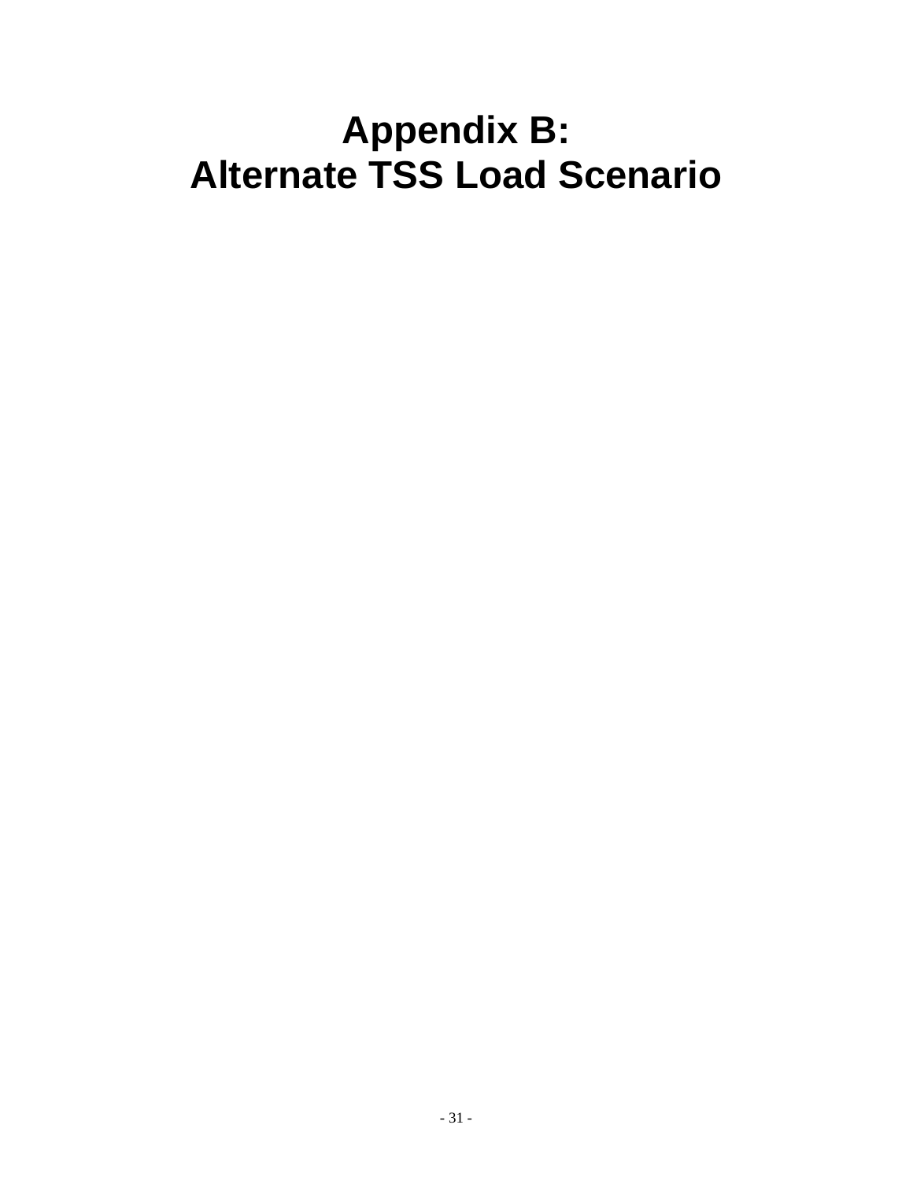# Appendix B:
# Alternate TSS Load Scenario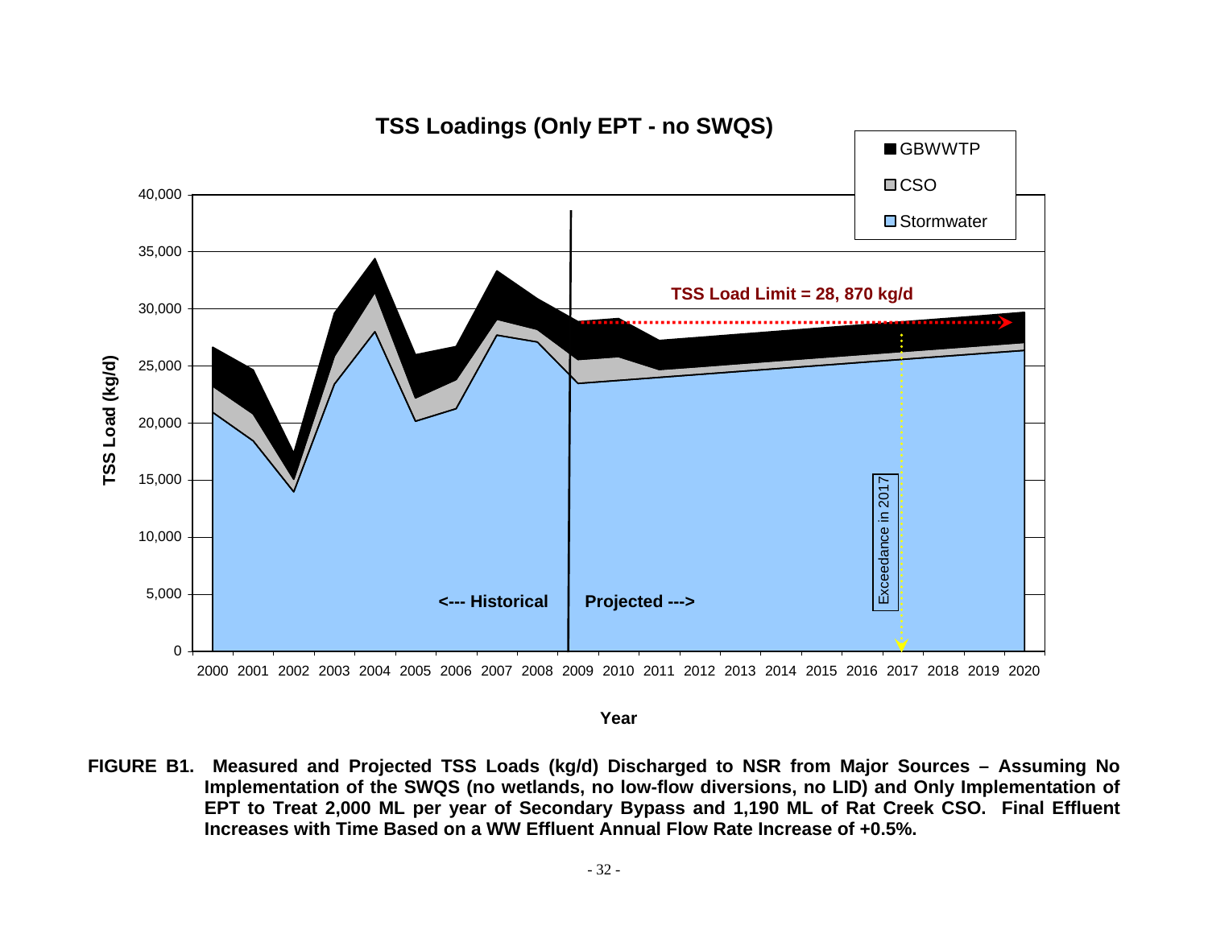**TSS Loadings (Only EPT - no SWQS)**

**FIGURE B1. Measured and Projected TSS Loads (kg/d) Discharged to NSR from Major Sources – Assuming No Implementation of the SWQS (no wetlands, no low-flow diversions, no LID) and Only Implementation of EPT to Treat 2,000 ML per year of Secondary Bypass and 1,190 ML of Rat Creek CSO. Final Effluent Increases with Time Based on a WW Effluent Annual Flow Rate Increase of +0.5%.**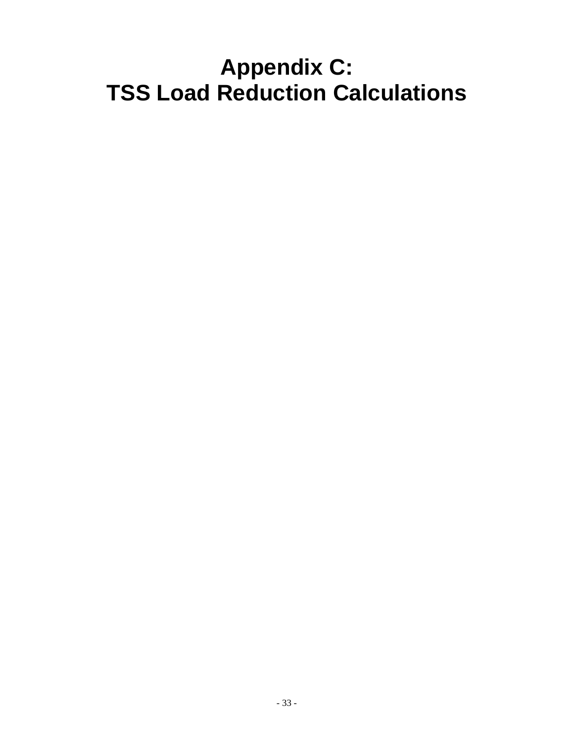# Appendix C:
# TSS Load Reduction Calculations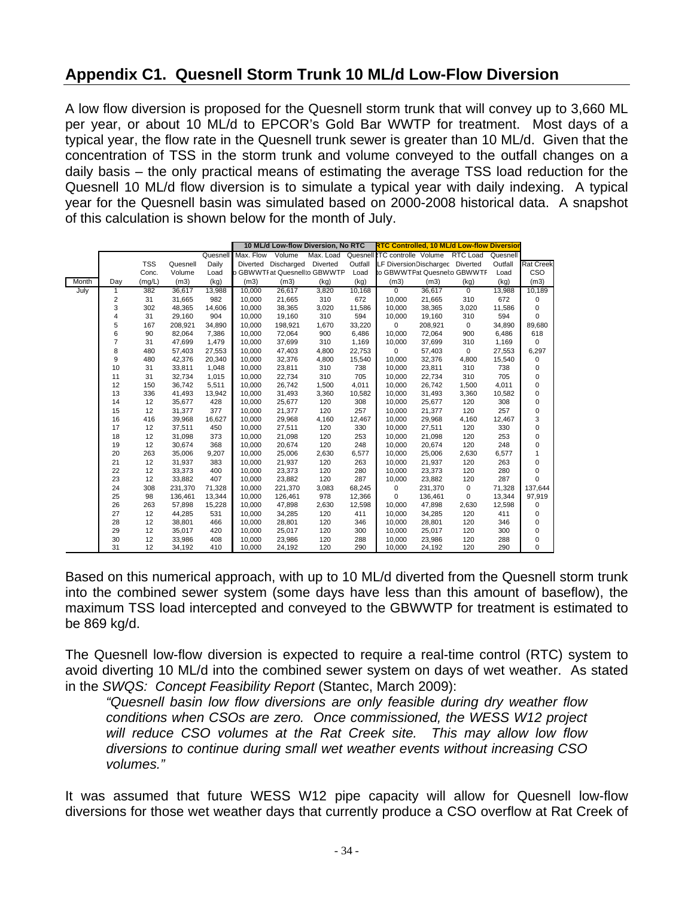## Appendix C1. Quesnell Storm Trunk 10 ML/d Low-Flow Diversion

A low flow diversion is proposed for the Quesnell storm trunk that will convey up to 3,660 ML per year, or about 10 ML/d to EPCOR's Gold Bar WWTP for treatment. Most days of a typical year, the flow rate in the Quesnell trunk sewer is greater than 10 ML/d. Given that the concentration of TSS in the storm trunk and volume conveyed to the outfall changes on a daily basis – the only practical means of estimating the average TSS load reduction for the Quesnell 10 ML/d flow diversion is to simulate a typical year with daily indexing. A typical year for the Quesnell basin was simulated based on 2000-2008 historical data. A snapshot of this calculation is shown below for the month of July.

| | | | | | 10 ML/d Low-flow Diversion, No RTC | | | | RTC Controlled, 10 ML/d Low-flow Diversion | | | | |
|---|---|---|---|---|---|---|---|---|---|---|---|---|---|
| | | TSS | Quesnell | Quesnell Daily | Max. Flow Diverted | Volume Discharged | Max. Load Diverted | Quesnell Outfall | RTC controlled LF Diversion | Volume Discharged | RTC Load Diverted | Quesnell Outfall | Rat Creek |
| | | Conc. | Volume | Load | to GBWWTP | at Quesnell | to GBWWTP | Load | to GBWWTP | at Quesnell | to GBWWTP | Load | CSO |
| Month | Day | (mg/L) | (m3) | (kg) | (m3) | (m3) | (kg) | (kg) | (m3) | (m3) | (kg) | (kg) | (m3) |
| July | 1 | 382 | 36,617 | 13,988 | 10,000 | 26,617 | 3,820 | 10,168 | 0 | 36,617 | 0 | 13,988 | 10,189 |
| | 2 | 31 | 31,665 | 982 | 10,000 | 21,665 | 310 | 672 | 10,000 | 21,665 | 310 | 672 | 0 |
| | 3 | 302 | 48,365 | 14,606 | 10,000 | 38,365 | 3,020 | 11,586 | 10,000 | 38,365 | 3,020 | 11,586 | 0 |
| | 4 | 31 | 29,160 | 904 | 10,000 | 19,160 | 310 | 594 | 10,000 | 19,160 | 310 | 594 | 0 |
| | 5 | 167 | 208,921 | 34,890 | 10,000 | 198,921 | 1,670 | 33,220 | 0 | 208,921 | 0 | 34,890 | 89,680 |
| | 6 | 90 | 82,064 | 7,386 | 10,000 | 72,064 | 900 | 6,486 | 10,000 | 72,064 | 900 | 6,486 | 618 |
| | 7 | 31 | 47,699 | 1,479 | 10,000 | 37,699 | 310 | 1,169 | 10,000 | 37,699 | 310 | 1,169 | 0 |
| | 8 | 480 | 57,403 | 27,553 | 10,000 | 47,403 | 4,800 | 22,753 | 0 | 57,403 | 0 | 27,553 | 6,297 |
| | 9 | 480 | 42,376 | 20,340 | 10,000 | 32,376 | 4,800 | 15,540 | 10,000 | 32,376 | 4,800 | 15,540 | 0 |
| | 10 | 31 | 33,811 | 1,048 | 10,000 | 23,811 | 310 | 738 | 10,000 | 23,811 | 310 | 738 | 0 |
| | 11 | 31 | 32,734 | 1,015 | 10,000 | 22,734 | 310 | 705 | 10,000 | 22,734 | 310 | 705 | 0 |
| | 12 | 150 | 36,742 | 5,511 | 10,000 | 26,742 | 1,500 | 4,011 | 10,000 | 26,742 | 1,500 | 4,011 | 0 |
| | 13 | 336 | 41,493 | 13,942 | 10,000 | 31,493 | 3,360 | 10,582 | 10,000 | 31,493 | 3,360 | 10,582 | 0 |
| | 14 | 12 | 35,677 | 428 | 10,000 | 25,677 | 120 | 308 | 10,000 | 25,677 | 120 | 308 | 0 |
| | 15 | 12 | 31,377 | 377 | 10,000 | 21,377 | 120 | 257 | 10,000 | 21,377 | 120 | 257 | 0 |
| | 16 | 416 | 39,968 | 16,627 | 10,000 | 29,968 | 4,160 | 12,467 | 10,000 | 29,968 | 4,160 | 12,467 | 3 |
| | 17 | 12 | 37,511 | 450 | 10,000 | 27,511 | 120 | 330 | 10,000 | 27,511 | 120 | 330 | 0 |
| | 18 | 12 | 31,098 | 373 | 10,000 | 21,098 | 120 | 253 | 10,000 | 21,098 | 120 | 253 | 0 |
| | 19 | 12 | 30,674 | 368 | 10,000 | 20,674 | 120 | 248 | 10,000 | 20,674 | 120 | 248 | 0 |
| | 20 | 263 | 35,006 | 9,207 | 10,000 | 25,006 | 2,630 | 6,577 | 10,000 | 25,006 | 2,630 | 6,577 | 1 |
| | 21 | 12 | 31,937 | 383 | 10,000 | 21,937 | 120 | 263 | 10,000 | 21,937 | 120 | 263 | 0 |
| | 22 | 12 | 33,373 | 400 | 10,000 | 23,373 | 120 | 280 | 10,000 | 23,373 | 120 | 280 | 0 |
| | 23 | 12 | 33,882 | 407 | 10,000 | 23,882 | 120 | 287 | 10,000 | 23,882 | 120 | 287 | 0 |
| | 24 | 308 | 231,370 | 71,328 | 10,000 | 221,370 | 3,083 | 68,245 | 0 | 231,370 | 0 | 71,328 | 137,644 |
| | 25 | 98 | 136,461 | 13,344 | 10,000 | 126,461 | 978 | 12,366 | 0 | 136,461 | 0 | 13,344 | 97,919 |
| | 26 | 263 | 57,898 | 15,228 | 10,000 | 47,898 | 2,630 | 12,598 | 10,000 | 47,898 | 2,630 | 12,598 | 0 |
| | 27 | 12 | 44,285 | 531 | 10,000 | 34,285 | 120 | 411 | 10,000 | 34,285 | 120 | 411 | 0 |
| | 28 | 12 | 38,801 | 466 | 10,000 | 28,801 | 120 | 346 | 10,000 | 28,801 | 120 | 346 | 0 |
| | 29 | 12 | 35,017 | 420 | 10,000 | 25,017 | 120 | 300 | 10,000 | 25,017 | 120 | 300 | 0 |
| | 30 | 12 | 33,986 | 408 | 10,000 | 23,986 | 120 | 288 | 10,000 | 23,986 | 120 | 288 | 0 |
| | 31 | 12 | 34,192 | 410 | 10,000 | 24,192 | 120 | 290 | 10,000 | 24,192 | 120 | 290 | 0 |

Based on this numerical approach, with up to 10 ML/d diverted from the Quesnell storm trunk into the combined sewer system (some days have less than this amount of baseflow), the maximum TSS load intercepted and conveyed to the GBWWTP for treatment is estimated to be 869 kg/d.

The Quesnell low-flow diversion is expected to require a real-time control (RTC) system to avoid diverting 10 ML/d into the combined sewer system on days of wet weather. As stated in the *SWQS: Concept Feasibility Report* (Stantec, March 2009):

> *"Quesnell basin low flow diversions are only feasible during dry weather flow conditions when CSOs are zero. Once commissioned, the WESS W12 project will reduce CSO volumes at the Rat Creek site. This may allow low flow diversions to continue during small wet weather events without increasing CSO volumes."*

It was assumed that future WESS W12 pipe capacity will allow for Quesnell low-flow diversions for those wet weather days that currently produce a CSO overflow at Rat Creek of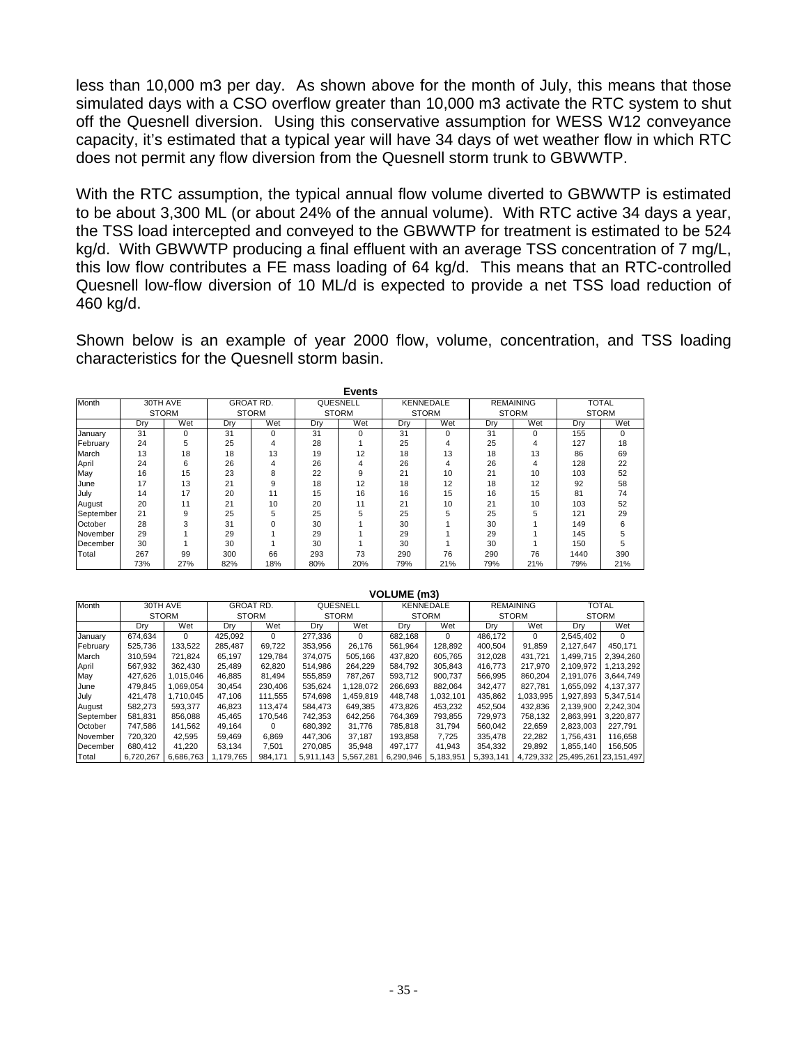less than 10,000 m3 per day. As shown above for the month of July, this means that those simulated days with a CSO overflow greater than 10,000 m3 activate the RTC system to shut off the Quesnell diversion. Using this conservative assumption for WESS W12 conveyance capacity, it's estimated that a typical year will have 34 days of wet weather flow in which RTC does not permit any flow diversion from the Quesnell storm trunk to GBWWTP.

With the RTC assumption, the typical annual flow volume diverted to GBWWTP is estimated to be about 3,300 ML (or about 24% of the annual volume). With RTC active 34 days a year, the TSS load intercepted and conveyed to the GBWWTP for treatment is estimated to be 524 kg/d. With GBWWTP producing a final effluent with an average TSS concentration of 7 mg/L, this low flow contributes a FE mass loading of 64 kg/d. This means that an RTC-controlled Quesnell low-flow diversion of 10 ML/d is expected to provide a net TSS load reduction of 460 kg/d.

Shown below is an example of year 2000 flow, volume, concentration, and TSS loading characteristics for the Quesnell storm basin.

**Events**

| Month | 30TH AVE STORM | | GROAT RD. STORM | | QUESNELL STORM | | KENNEDALE STORM | | REMAINING STORM | | TOTAL STORM | |
|---|---|---|---|---|---|---|---|---|---|---|---|---|
| | Dry | Wet | Dry | Wet | Dry | Wet | Dry | Wet | Dry | Wet | Dry | Wet |
| January | 31 | 0 | 31 | 0 | 31 | 0 | 31 | 0 | 31 | 0 | 155 | 0 |
| February | 24 | 5 | 25 | 4 | 28 | 1 | 25 | 4 | 25 | 4 | 127 | 18 |
| March | 13 | 18 | 18 | 13 | 19 | 12 | 18 | 13 | 18 | 13 | 86 | 69 |
| April | 24 | 6 | 26 | 4 | 26 | 4 | 26 | 4 | 26 | 4 | 128 | 22 |
| May | 16 | 15 | 23 | 8 | 22 | 9 | 21 | 10 | 21 | 10 | 103 | 52 |
| June | 17 | 13 | 21 | 9 | 18 | 12 | 18 | 12 | 18 | 12 | 92 | 58 |
| July | 14 | 17 | 20 | 11 | 15 | 16 | 16 | 15 | 16 | 15 | 81 | 74 |
| August | 20 | 11 | 21 | 10 | 20 | 11 | 21 | 10 | 21 | 10 | 103 | 52 |
| September | 21 | 9 | 25 | 5 | 25 | 5 | 25 | 5 | 25 | 5 | 121 | 29 |
| October | 28 | 3 | 31 | 0 | 30 | 1 | 30 | 1 | 30 | 1 | 149 | 6 |
| November | 29 | 1 | 29 | 1 | 29 | 1 | 29 | 1 | 29 | 1 | 145 | 5 |
| December | 30 | 1 | 30 | 1 | 30 | 1 | 30 | 1 | 30 | 1 | 150 | 5 |
| Total | 267 | 99 | 300 | 66 | 293 | 73 | 290 | 76 | 290 | 76 | 1440 | 390 |
| | 73% | 27% | 82% | 18% | 80% | 20% | 79% | 21% | 79% | 21% | 79% | 21% |

**VOLUME (m3)**

| Month | 30TH AVE STORM | | GROAT RD. STORM | | QUESNELL STORM | | KENNEDALE STORM | | REMAINING STORM | | TOTAL STORM | |
|---|---|---|---|---|---|---|---|---|---|---|---|---|
| | Dry | Wet | Dry | Wet | Dry | Wet | Dry | Wet | Dry | Wet | Dry | Wet |
| January | 674,634 | 0 | 425,092 | 0 | 277,336 | 0 | 682,168 | 0 | 486,172 | 0 | 2,545,402 | 0 |
| February | 525,736 | 133,522 | 285,487 | 69,722 | 353,956 | 26,176 | 561,964 | 128,892 | 400,504 | 91,859 | 2,127,647 | 450,171 |
| March | 310,594 | 721,824 | 65,197 | 129,784 | 374,075 | 505,166 | 437,820 | 605,765 | 312,028 | 431,721 | 1,499,715 | 2,394,260 |
| April | 567,932 | 362,430 | 25,489 | 62,820 | 514,986 | 264,229 | 584,792 | 305,843 | 416,773 | 217,970 | 2,109,972 | 1,213,292 |
| May | 427,626 | 1,015,046 | 46,885 | 81,494 | 555,859 | 787,267 | 593,712 | 900,737 | 566,995 | 860,204 | 2,191,076 | 3,644,749 |
| June | 479,845 | 1,069,054 | 30,454 | 230,406 | 535,624 | 1,128,072 | 266,693 | 882,064 | 342,477 | 827,781 | 1,655,092 | 4,137,377 |
| July | 421,478 | 1,710,045 | 47,106 | 111,555 | 574,698 | 1,459,819 | 448,748 | 1,032,101 | 435,862 | 1,033,995 | 1,927,893 | 5,347,514 |
| August | 582,273 | 593,377 | 46,823 | 113,474 | 584,473 | 649,385 | 473,826 | 453,232 | 452,504 | 432,836 | 2,139,900 | 2,242,304 |
| September | 581,831 | 856,088 | 45,465 | 170,546 | 742,353 | 642,256 | 764,369 | 793,855 | 729,973 | 758,132 | 2,863,991 | 3,220,877 |
| October | 747,586 | 141,562 | 49,164 | 0 | 680,392 | 31,776 | 785,818 | 31,794 | 560,042 | 22,659 | 2,823,003 | 227,791 |
| November | 720,320 | 42,595 | 59,469 | 6,869 | 447,306 | 37,187 | 193,858 | 7,725 | 335,478 | 22,282 | 1,756,431 | 116,658 |
| December | 680,412 | 41,220 | 53,134 | 7,501 | 270,085 | 35,948 | 497,177 | 41,943 | 354,332 | 29,892 | 1,855,140 | 156,505 |
| Total | 6,720,267 | 6,686,763 | 1,179,765 | 984,171 | 5,911,143 | 5,567,281 | 6,290,946 | 5,183,951 | 5,393,141 | 4,729,332 | 25,495,261 | 23,151,497 |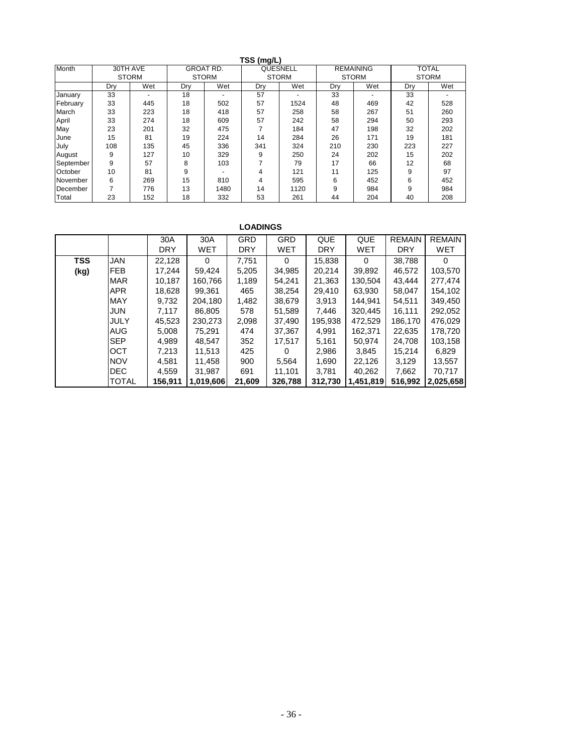**TSS (mg/L)**

| Month | 30TH AVE STORM | | GROAT RD. STORM | | QUESNELL STORM | | REMAINING STORM | | TOTAL STORM | |
|---|---|---|---|---|---|---|---|---|---|---|
| | Dry | Wet | Dry | Wet | Dry | Wet | Dry | Wet | Dry | Wet |
| January | 33 | - | 18 | - | 57 | - | 33 | - | 33 | - |
| February | 33 | 445 | 18 | 502 | 57 | 1524 | 48 | 469 | 42 | 528 |
| March | 33 | 223 | 18 | 418 | 57 | 258 | 58 | 267 | 51 | 260 |
| April | 33 | 274 | 18 | 609 | 57 | 242 | 58 | 294 | 50 | 293 |
| May | 23 | 201 | 32 | 475 | 7 | 184 | 47 | 198 | 32 | 202 |
| June | 15 | 81 | 19 | 224 | 14 | 284 | 26 | 171 | 19 | 181 |
| July | 108 | 135 | 45 | 336 | 341 | 324 | 210 | 230 | 223 | 227 |
| August | 9 | 127 | 10 | 329 | 9 | 250 | 24 | 202 | 15 | 202 |
| September | 9 | 57 | 8 | 103 | 7 | 79 | 17 | 66 | 12 | 68 |
| October | 10 | 81 | 9 | - | 4 | 121 | 11 | 125 | 9 | 97 |
| November | 6 | 269 | 15 | 810 | 4 | 595 | 6 | 452 | 6 | 452 |
| December | 7 | 776 | 13 | 1480 | 14 | 1120 | 9 | 984 | 9 | 984 |
| Total | 23 | 152 | 18 | 332 | 53 | 261 | 44 | 204 | 40 | 208 |

**LOADINGS**

| | | 30A DRY | 30A WET | GRD DRY | GRD WET | QUE DRY | QUE WET | REMAIN DRY | REMAIN WET |
|---|---|---|---|---|---|---|---|---|---|
| **TSS** | JAN | 22,128 | 0 | 7,751 | 0 | 15,838 | 0 | 38,788 | 0 |
| **(kg)** | FEB | 17,244 | 59,424 | 5,205 | 34,985 | 20,214 | 39,892 | 46,572 | 103,570 |
| | MAR | 10,187 | 160,766 | 1,189 | 54,241 | 21,363 | 130,504 | 43,444 | 277,474 |
| | APR | 18,628 | 99,361 | 465 | 38,254 | 29,410 | 63,930 | 58,047 | 154,102 |
| | MAY | 9,732 | 204,180 | 1,482 | 38,679 | 3,913 | 144,941 | 54,511 | 349,450 |
| | JUN | 7,117 | 86,805 | 578 | 51,589 | 7,446 | 320,445 | 16,111 | 292,052 |
| | JULY | 45,523 | 230,273 | 2,098 | 37,490 | 195,938 | 472,529 | 186,170 | 476,029 |
| | AUG | 5,008 | 75,291 | 474 | 37,367 | 4,991 | 162,371 | 22,635 | 178,720 |
| | SEP | 4,989 | 48,547 | 352 | 17,517 | 5,161 | 50,974 | 24,708 | 103,158 |
| | OCT | 7,213 | 11,513 | 425 | 0 | 2,986 | 3,845 | 15,214 | 6,829 |
| | NOV | 4,581 | 11,458 | 900 | 5,564 | 1,690 | 22,126 | 3,129 | 13,557 |
| | DEC | 4,559 | 31,987 | 691 | 11,101 | 3,781 | 40,262 | 7,662 | 70,717 |
| | TOTAL | **156,911** | **1,019,606** | **21,609** | **326,788** | **312,730** | **1,451,819** | **516,992** | **2,025,658** |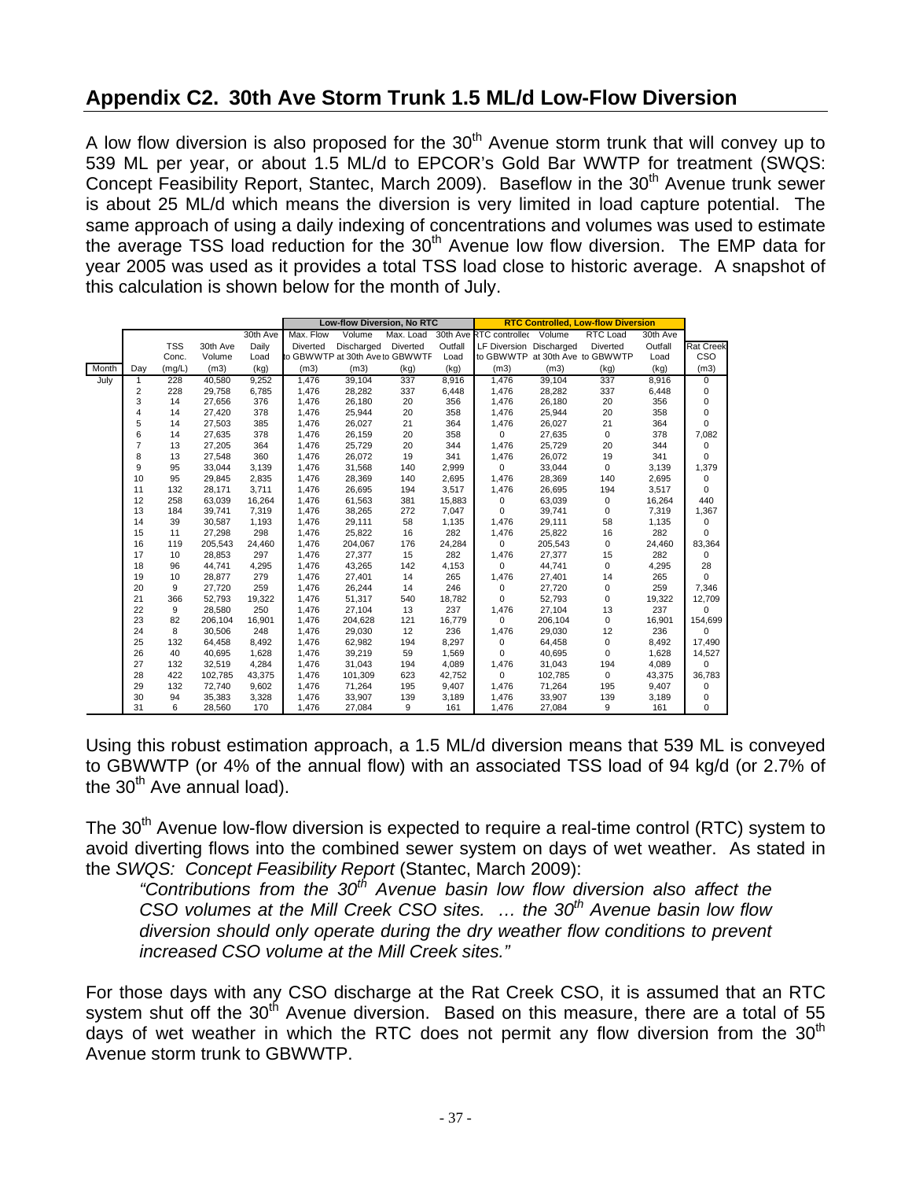## Appendix C2. 30th Ave Storm Trunk 1.5 ML/d Low-Flow Diversion

A low flow diversion is also proposed for the 30[th] Avenue storm trunk that will convey up to 539 ML per year, or about 1.5 ML/d to EPCOR's Gold Bar WWTP for treatment (SWQS: Concept Feasibility Report, Stantec, March 2009). Baseflow in the 30[th] Avenue trunk sewer is about 25 ML/d which means the diversion is very limited in load capture potential. The same approach of using a daily indexing of concentrations and volumes was used to estimate the average TSS load reduction for the 30[th] Avenue low flow diversion. The EMP data for year 2005 was used as it provides a total TSS load close to historic average. A snapshot of this calculation is shown below for the month of July.

| | | | | | Low-flow Diversion, No RTC | | | | RTC Controlled, Low-flow Diversion | | | | |
|---|---|---|---|---|---|---|---|---|---|---|---|---|---|
| | | TSS Conc. | 30th Ave Volume | 30th Ave Daily Load | Max. Flow Diverted to GBWWTP | Volume Discharged at 30th Ave | Max. Load Diverted to GBWWTP | 30th Ave Outfall Load | RTC controlled LF Diversion to GBWWTP | Volume Discharged at 30th Ave | RTC Load Diverted to GBWWTP | 30th Ave Outfall Load | Rat Creek CSO |
| Month | Day | (mg/L) | (m3) | (kg) | (m3) | (m3) | (kg) | (kg) | (m3) | (m3) | (kg) | (kg) | (m3) |
| July | 1 | 228 | 40,580 | 9,252 | 1,476 | 39,104 | 337 | 8,916 | 1,476 | 39,104 | 337 | 8,916 | 0 |
| | 2 | 228 | 29,758 | 6,785 | 1,476 | 28,282 | 337 | 6,448 | 1,476 | 28,282 | 337 | 6,448 | 0 |
| | 3 | 14 | 27,656 | 376 | 1,476 | 26,180 | 20 | 356 | 1,476 | 26,180 | 20 | 356 | 0 |
| | 4 | 14 | 27,420 | 378 | 1,476 | 25,944 | 20 | 358 | 1,476 | 25,944 | 20 | 358 | 0 |
| | 5 | 14 | 27,503 | 385 | 1,476 | 26,027 | 21 | 364 | 1,476 | 26,027 | 21 | 364 | 0 |
| | 6 | 14 | 27,635 | 378 | 1,476 | 26,159 | 20 | 358 | 0 | 27,635 | 0 | 378 | 7,082 |
| | 7 | 13 | 27,205 | 364 | 1,476 | 25,729 | 20 | 344 | 1,476 | 25,729 | 20 | 344 | 0 |
| | 8 | 13 | 27,548 | 360 | 1,476 | 26,072 | 19 | 341 | 1,476 | 26,072 | 19 | 341 | 0 |
| | 9 | 95 | 33,044 | 3,139 | 1,476 | 31,568 | 140 | 2,999 | 0 | 33,044 | 0 | 3,139 | 1,379 |
| | 10 | 95 | 29,845 | 2,835 | 1,476 | 28,369 | 140 | 2,695 | 1,476 | 28,369 | 140 | 2,695 | 0 |
| | 11 | 132 | 28,171 | 3,711 | 1,476 | 26,695 | 194 | 3,517 | 1,476 | 26,695 | 194 | 3,517 | 0 |
| | 12 | 258 | 63,039 | 16,264 | 1,476 | 61,563 | 381 | 15,883 | 0 | 63,039 | 0 | 16,264 | 440 |
| | 13 | 184 | 39,741 | 7,319 | 1,476 | 38,265 | 272 | 7,047 | 0 | 39,741 | 0 | 7,319 | 1,367 |
| | 14 | 39 | 30,587 | 1,193 | 1,476 | 29,111 | 58 | 1,135 | 1,476 | 29,111 | 58 | 1,135 | 0 |
| | 15 | 11 | 27,298 | 298 | 1,476 | 25,822 | 16 | 282 | 1,476 | 25,822 | 16 | 282 | 0 |
| | 16 | 119 | 205,543 | 24,460 | 1,476 | 204,067 | 176 | 24,284 | 0 | 205,543 | 0 | 24,460 | 83,364 |
| | 17 | 10 | 28,853 | 297 | 1,476 | 27,377 | 15 | 282 | 1,476 | 27,377 | 15 | 282 | 0 |
| | 18 | 96 | 44,741 | 4,295 | 1,476 | 43,265 | 142 | 4,153 | 0 | 44,741 | 0 | 4,295 | 28 |
| | 19 | 10 | 28,877 | 279 | 1,476 | 27,401 | 14 | 265 | 1,476 | 27,401 | 14 | 265 | 0 |
| | 20 | 9 | 27,720 | 259 | 1,476 | 26,244 | 14 | 246 | 0 | 27,720 | 0 | 259 | 7,346 |
| | 21 | 366 | 52,793 | 19,322 | 1,476 | 51,317 | 540 | 18,782 | 0 | 52,793 | 0 | 19,322 | 12,709 |
| | 22 | 9 | 28,580 | 250 | 1,476 | 27,104 | 13 | 237 | 1,476 | 27,104 | 13 | 237 | 0 |
| | 23 | 82 | 206,104 | 16,901 | 1,476 | 204,628 | 121 | 16,779 | 0 | 206,104 | 0 | 16,901 | 154,699 |
| | 24 | 8 | 30,506 | 248 | 1,476 | 29,030 | 12 | 236 | 1,476 | 29,030 | 12 | 236 | 0 |
| | 25 | 132 | 64,458 | 8,492 | 1,476 | 62,982 | 194 | 8,297 | 0 | 64,458 | 0 | 8,492 | 17,490 |
| | 26 | 40 | 40,695 | 1,628 | 1,476 | 39,219 | 59 | 1,569 | 0 | 40,695 | 0 | 1,628 | 14,527 |
| | 27 | 132 | 32,519 | 4,284 | 1,476 | 31,043 | 194 | 4,089 | 1,476 | 31,043 | 194 | 4,089 | 0 |
| | 28 | 422 | 102,785 | 43,375 | 1,476 | 101,309 | 623 | 42,752 | 0 | 102,785 | 0 | 43,375 | 36,783 |
| | 29 | 132 | 72,740 | 9,602 | 1,476 | 71,264 | 195 | 9,407 | 1,476 | 71,264 | 195 | 9,407 | 0 |
| | 30 | 94 | 35,383 | 3,328 | 1,476 | 33,907 | 139 | 3,189 | 1,476 | 33,907 | 139 | 3,189 | 0 |
| | 31 | 6 | 28,560 | 170 | 1,476 | 27,084 | 9 | 161 | 1,476 | 27,084 | 9 | 161 | 0 |

Using this robust estimation approach, a 1.5 ML/d diversion means that 539 ML is conveyed to GBWWTP (or 4% of the annual flow) with an associated TSS load of 94 kg/d (or 2.7% of the 30[th] Ave annual load).

The 30[th] Avenue low-flow diversion is expected to require a real-time control (RTC) system to avoid diverting flows into the combined sewer system on days of wet weather. As stated in the *SWQS: Concept Feasibility Report* (Stantec, March 2009):

> *"Contributions from the 30[th] Avenue basin low flow diversion also affect the CSO volumes at the Mill Creek CSO sites. … the 30[th] Avenue basin low flow diversion should only operate during the dry weather flow conditions to prevent increased CSO volume at the Mill Creek sites."*

For those days with any CSO discharge at the Rat Creek CSO, it is assumed that an RTC system shut off the 30[th] Avenue diversion. Based on this measure, there are a total of 55 days of wet weather in which the RTC does not permit any flow diversion from the 30[th] Avenue storm trunk to GBWWTP.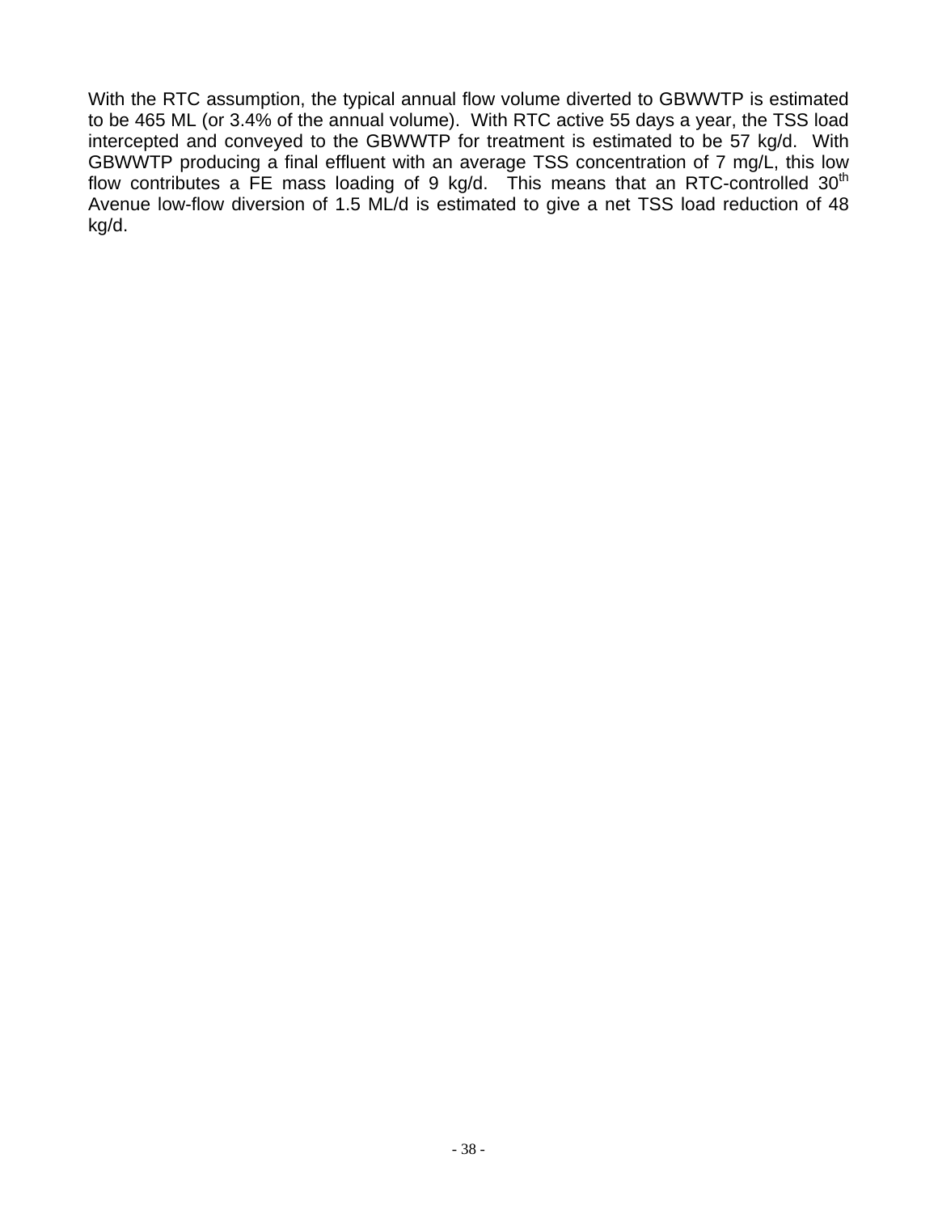With the RTC assumption, the typical annual flow volume diverted to GBWWTP is estimated to be 465 ML (or 3.4% of the annual volume). With RTC active 55 days a year, the TSS load intercepted and conveyed to the GBWWTP for treatment is estimated to be 57 kg/d. With GBWWTP producing a final effluent with an average TSS concentration of 7 mg/L, this low flow contributes a FE mass loading of 9 kg/d. This means that an RTC-controlled 30$^{th}$ Avenue low-flow diversion of 1.5 ML/d is estimated to give a net TSS load reduction of 48 kg/d.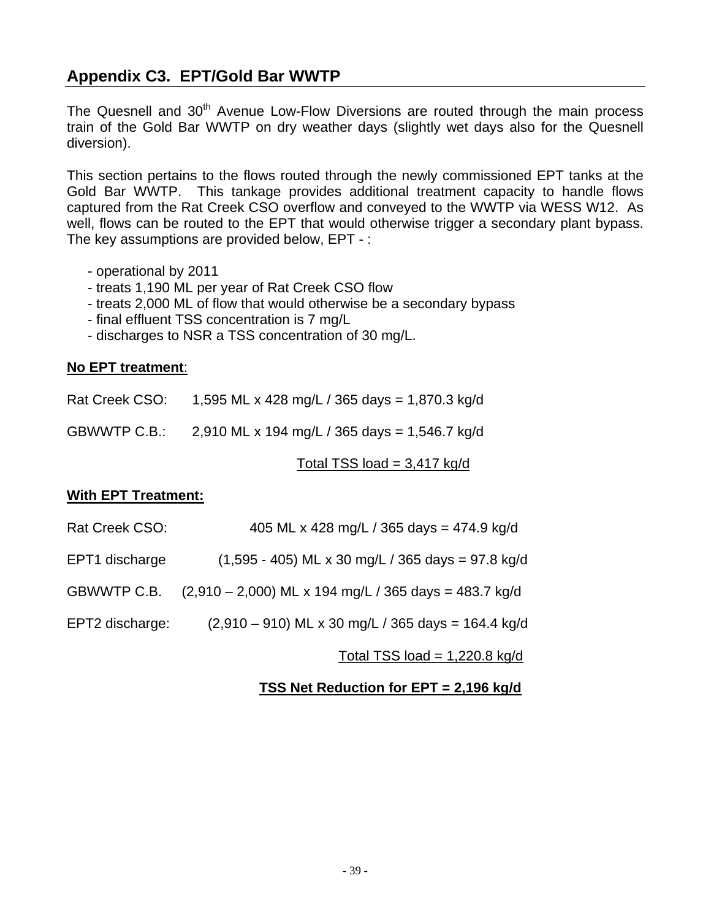## Appendix C3. EPT/Gold Bar WWTP

The Quesnell and 30th Avenue Low-Flow Diversions are routed through the main process train of the Gold Bar WWTP on dry weather days (slightly wet days also for the Quesnell diversion).

This section pertains to the flows routed through the newly commissioned EPT tanks at the Gold Bar WWTP. This tankage provides additional treatment capacity to handle flows captured from the Rat Creek CSO overflow and conveyed to the WWTP via WESS W12. As well, flows can be routed to the EPT that would otherwise trigger a secondary plant bypass. The key assumptions are provided below, EPT - :

- operational by 2011
- treats 1,190 ML per year of Rat Creek CSO flow
- treats 2,000 ML of flow that would otherwise be a secondary bypass
- final effluent TSS concentration is 7 mg/L
- discharges to NSR a TSS concentration of 30 mg/L.

**No EPT treatment**:

Rat Creek CSO: 1,595 ML x 428 mg/L / 365 days = 1,870.3 kg/d

GBWWTP C.B.: 2,910 ML x 194 mg/L / 365 days = 1,546.7 kg/d

Total TSS load = 3,417 kg/d

**With EPT Treatment:**

Rat Creek CSO: 405 ML x 428 mg/L / 365 days = 474.9 kg/d

EPT1 discharge (1,595 - 405) ML x 30 mg/L / 365 days = 97.8 kg/d

GBWWTP C.B. (2,910 – 2,000) ML x 194 mg/L / 365 days = 483.7 kg/d

EPT2 discharge: (2,910 – 910) ML x 30 mg/L / 365 days = 164.4 kg/d

Total TSS load = 1,220.8 kg/d

**TSS Net Reduction for EPT = 2,196 kg/d**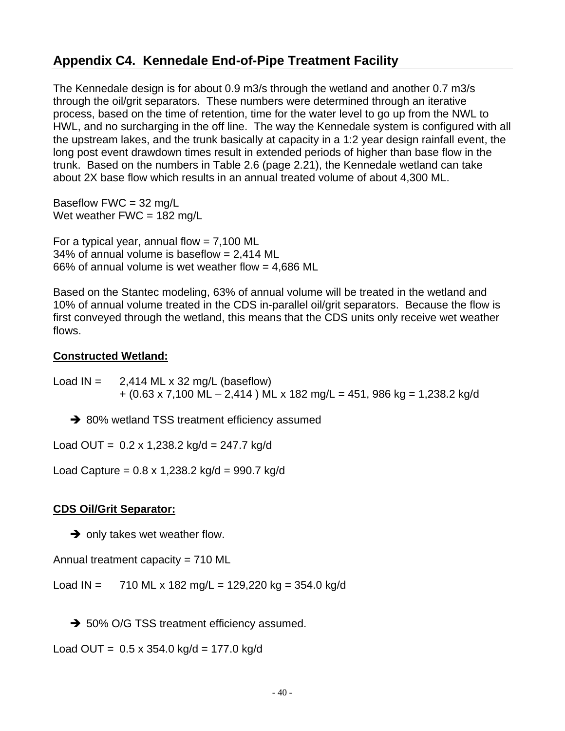## Appendix C4. Kennedale End-of-Pipe Treatment Facility

The Kennedale design is for about 0.9 m3/s through the wetland and another 0.7 m3/s through the oil/grit separators. These numbers were determined through an iterative process, based on the time of retention, time for the water level to go up from the NWL to HWL, and no surcharging in the off line. The way the Kennedale system is configured with all the upstream lakes, and the trunk basically at capacity in a 1:2 year design rainfall event, the long post event drawdown times result in extended periods of higher than base flow in the trunk. Based on the numbers in Table 2.6 (page 2.21), the Kennedale wetland can take about 2X base flow which results in an annual treated volume of about 4,300 ML.

Baseflow FWC = 32 mg/L
Wet weather FWC = 182 mg/L

For a typical year, annual flow = 7,100 ML
34% of annual volume is baseflow = 2,414 ML
66% of annual volume is wet weather flow = 4,686 ML

Based on the Stantec modeling, 63% of annual volume will be treated in the wetland and 10% of annual volume treated in the CDS in-parallel oil/grit separators. Because the flow is first conveyed through the wetland, this means that the CDS units only receive wet weather flows.

**Constructed Wetland:**

Load IN = 2,414 ML x 32 mg/L (baseflow)
+ (0.63 x 7,100 ML – 2,414 ) ML x 182 mg/L = 451, 986 kg = 1,238.2 kg/d

➔ 80% wetland TSS treatment efficiency assumed

Load OUT = 0.2 x 1,238.2 kg/d = 247.7 kg/d

Load Capture = 0.8 x 1,238.2 kg/d = 990.7 kg/d

**CDS Oil/Grit Separator:**

➔ only takes wet weather flow.

Annual treatment capacity = 710 ML

Load IN = 710 ML x 182 mg/L = 129,220 kg = 354.0 kg/d

➔ 50% O/G TSS treatment efficiency assumed.

Load OUT = 0.5 x 354.0 kg/d = 177.0 kg/d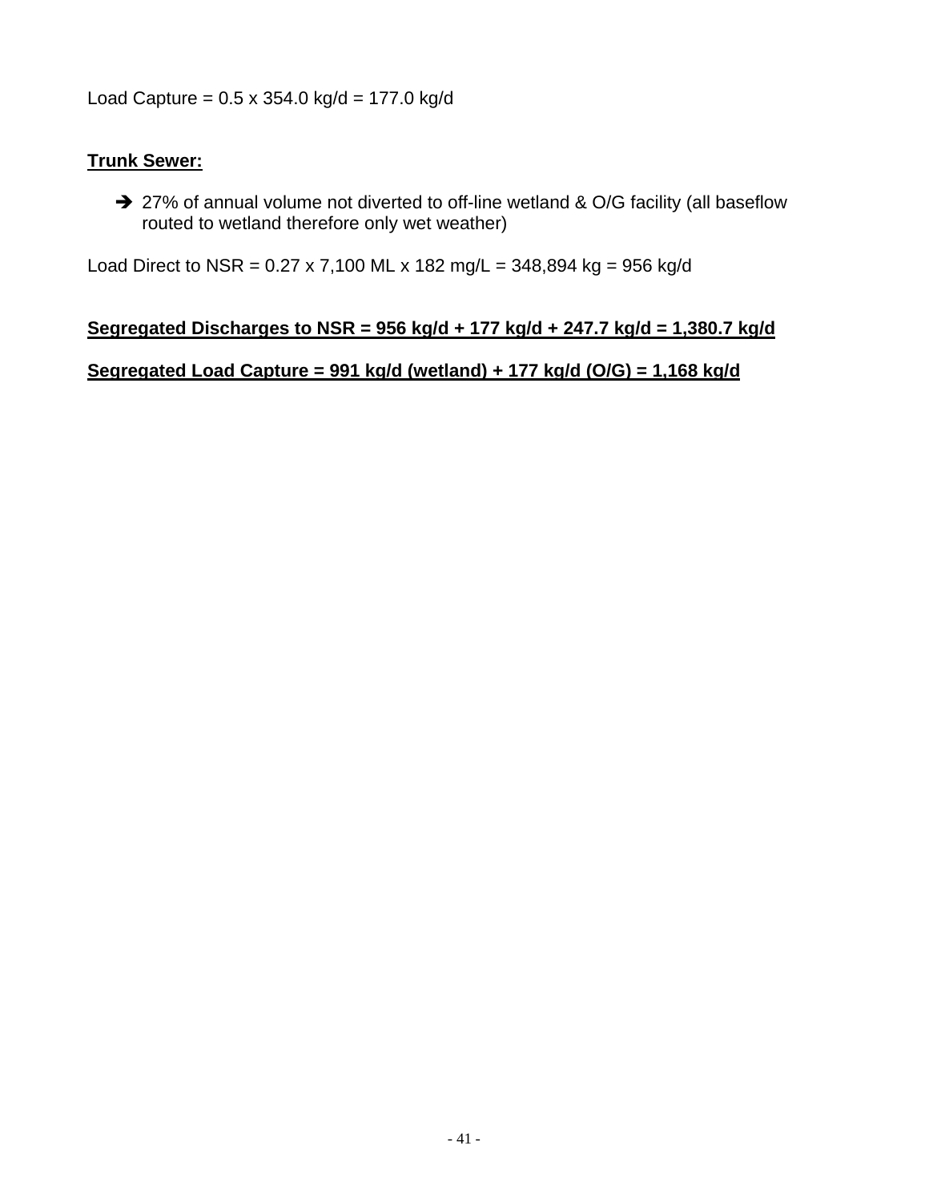Load Capture = 0.5 x 354.0 kg/d = 177.0 kg/d

**Trunk Sewer:**

- ➔ 27% of annual volume not diverted to off-line wetland & O/G facility (all baseflow routed to wetland therefore only wet weather)

Load Direct to NSR = 0.27 x 7,100 ML x 182 mg/L = 348,894 kg = 956 kg/d

**Segregated Discharges to NSR = 956 kg/d + 177 kg/d + 247.7 kg/d = 1,380.7 kg/d**

**Segregated Load Capture = 991 kg/d (wetland) + 177 kg/d (O/G) = 1,168 kg/d**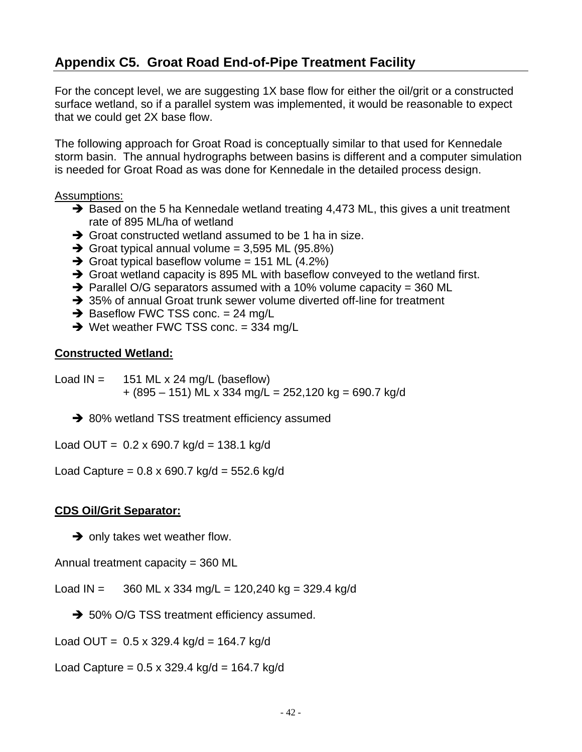## Appendix C5. Groat Road End-of-Pipe Treatment Facility

For the concept level, we are suggesting 1X base flow for either the oil/grit or a constructed surface wetland, so if a parallel system was implemented, it would be reasonable to expect that we could get 2X base flow.

The following approach for Groat Road is conceptually similar to that used for Kennedale storm basin. The annual hydrographs between basins is different and a computer simulation is needed for Groat Road as was done for Kennedale in the detailed process design.

Assumptions:

- ➔ Based on the 5 ha Kennedale wetland treating 4,473 ML, this gives a unit treatment rate of 895 ML/ha of wetland
- ➔ Groat constructed wetland assumed to be 1 ha in size.
- ➔ Groat typical annual volume = 3,595 ML (95.8%)
- ➔ Groat typical baseflow volume = 151 ML (4.2%)
- ➔ Groat wetland capacity is 895 ML with baseflow conveyed to the wetland first.
- ➔ Parallel O/G separators assumed with a 10% volume capacity = 360 ML
- ➔ 35% of annual Groat trunk sewer volume diverted off-line for treatment
- ➔ Baseflow FWC TSS conc. = 24 mg/L
- ➔ Wet weather FWC TSS conc. = 334 mg/L

**Constructed Wetland:**

Load IN = 151 ML x 24 mg/L (baseflow)
+ (895 – 151) ML x 334 mg/L = 252,120 kg = 690.7 kg/d

- ➔ 80% wetland TSS treatment efficiency assumed

Load OUT = 0.2 x 690.7 kg/d = 138.1 kg/d

Load Capture = 0.8 x 690.7 kg/d = 552.6 kg/d

**CDS Oil/Grit Separator:**

- ➔ only takes wet weather flow.

Annual treatment capacity = 360 ML

Load IN = 360 ML x 334 mg/L = 120,240 kg = 329.4 kg/d

- ➔ 50% O/G TSS treatment efficiency assumed.

Load OUT = 0.5 x 329.4 kg/d = 164.7 kg/d

Load Capture = 0.5 x 329.4 kg/d = 164.7 kg/d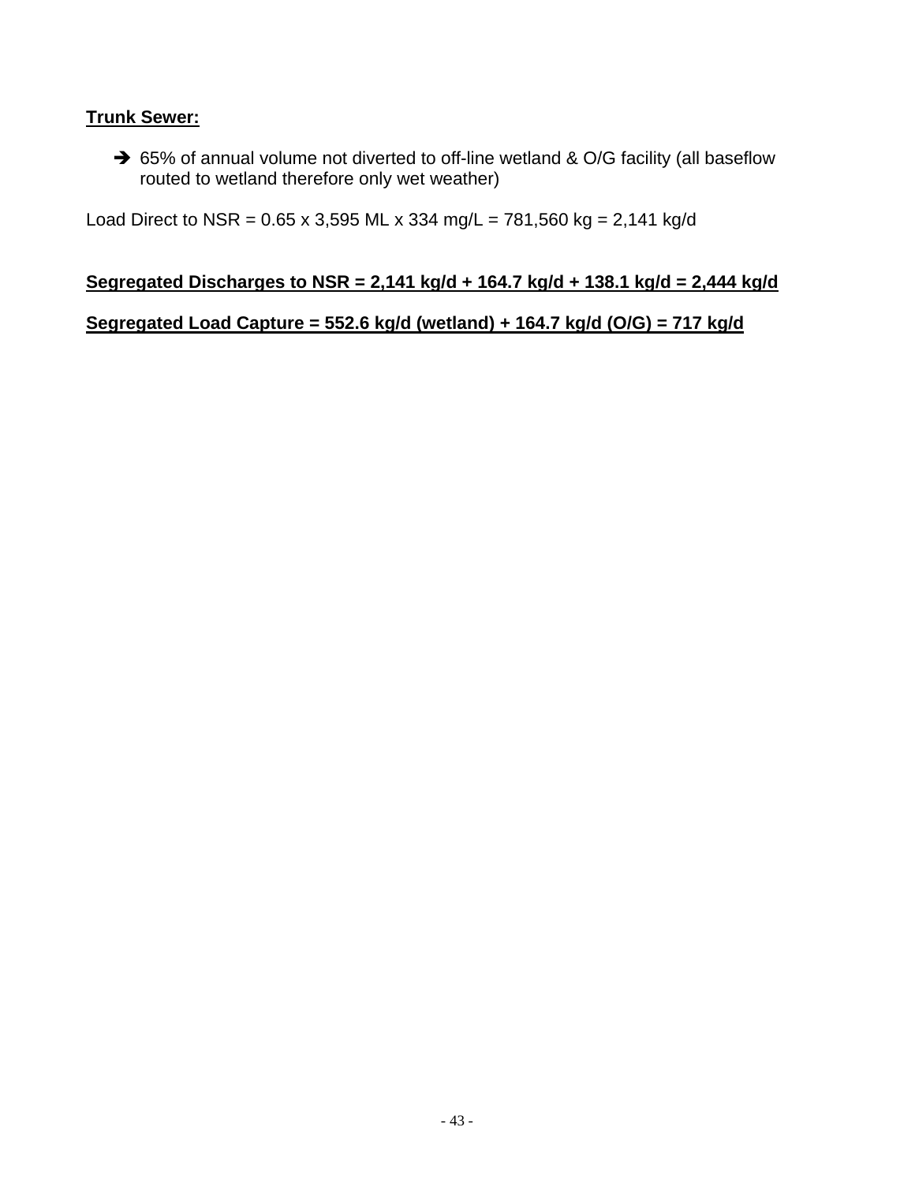**Trunk Sewer:**

- ➔ 65% of annual volume not diverted to off-line wetland & O/G facility (all baseflow routed to wetland therefore only wet weather)

Load Direct to NSR = 0.65 x 3,595 ML x 334 mg/L = 781,560 kg = 2,141 kg/d

**Segregated Discharges to NSR = 2,141 kg/d + 164.7 kg/d + 138.1 kg/d = 2,444 kg/d**

**Segregated Load Capture = 552.6 kg/d (wetland) + 164.7 kg/d (O/G) = 717 kg/d**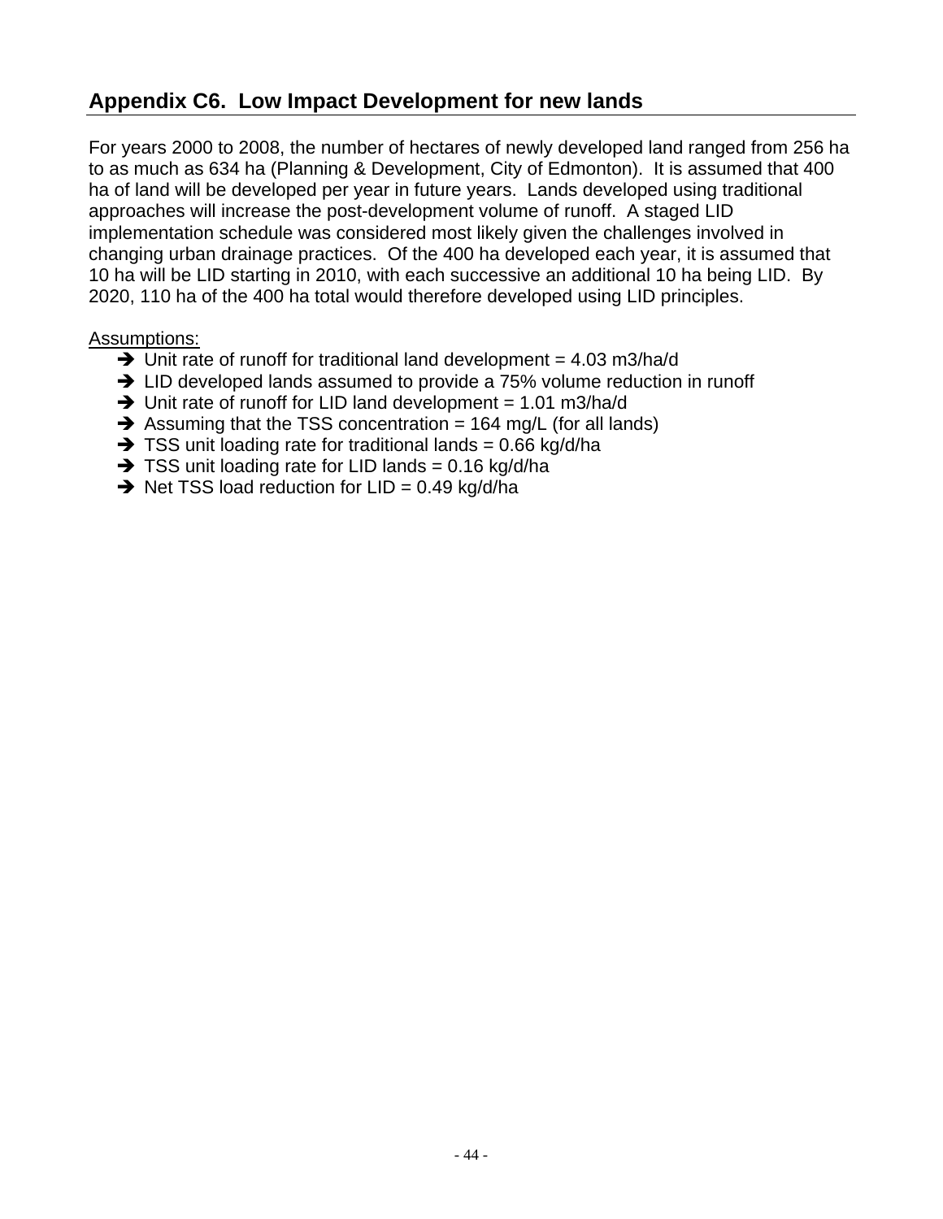## Appendix C6. Low Impact Development for new lands

For years 2000 to 2008, the number of hectares of newly developed land ranged from 256 ha to as much as 634 ha (Planning & Development, City of Edmonton). It is assumed that 400 ha of land will be developed per year in future years. Lands developed using traditional approaches will increase the post-development volume of runoff. A staged LID implementation schedule was considered most likely given the challenges involved in changing urban drainage practices. Of the 400 ha developed each year, it is assumed that 10 ha will be LID starting in 2010, with each successive an additional 10 ha being LID. By 2020, 110 ha of the 400 ha total would therefore developed using LID principles.

Assumptions:

- ➔ Unit rate of runoff for traditional land development = 4.03 m3/ha/d
- ➔ LID developed lands assumed to provide a 75% volume reduction in runoff
- ➔ Unit rate of runoff for LID land development = 1.01 m3/ha/d
- ➔ Assuming that the TSS concentration = 164 mg/L (for all lands)
- ➔ TSS unit loading rate for traditional lands = 0.66 kg/d/ha
- ➔ TSS unit loading rate for LID lands = 0.16 kg/d/ha
- ➔ Net TSS load reduction for LID = 0.49 kg/d/ha